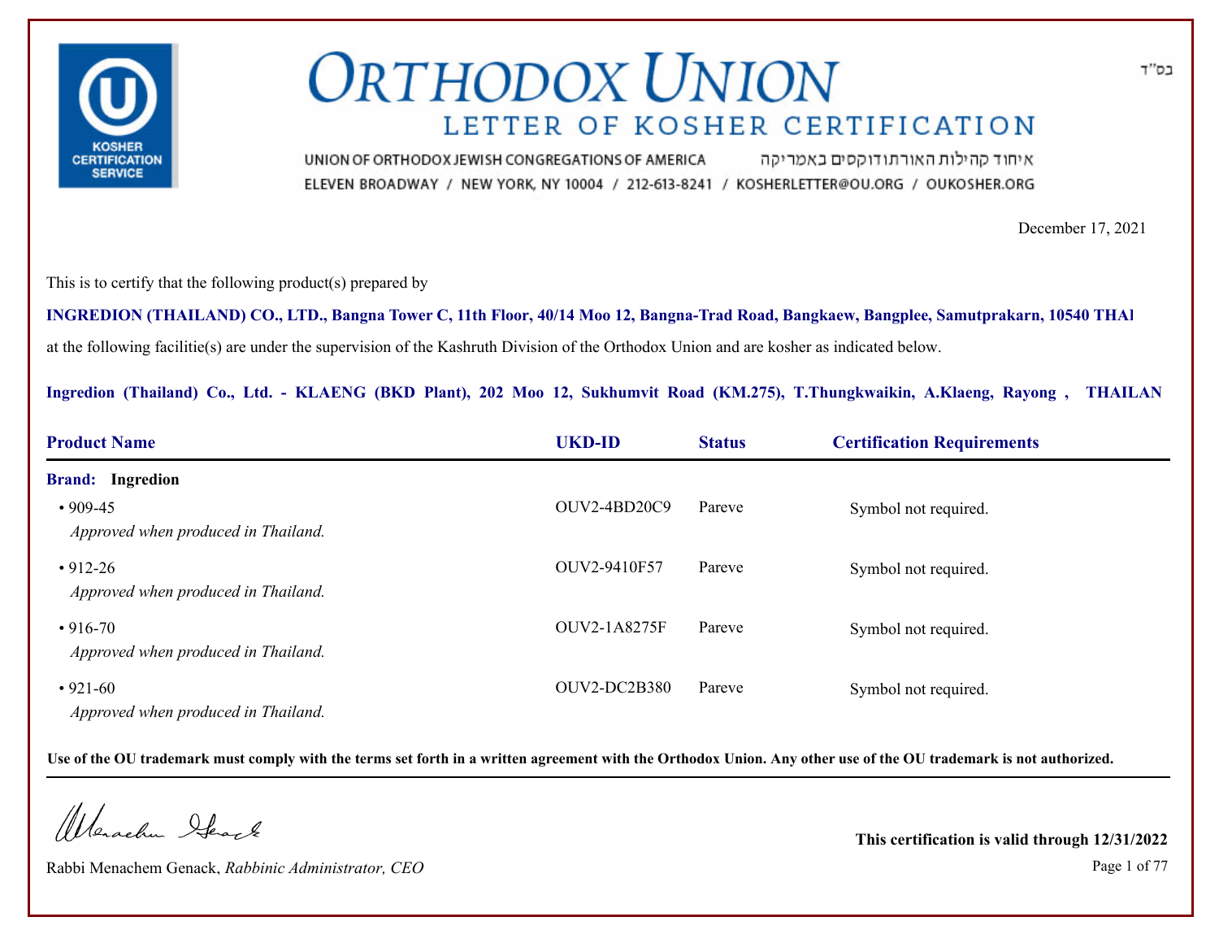בס"ד

# ORTHODOX UNION

## LETTER OF KOSHER CERTIFICATION

UNION OF ORTHODOX JEWISH CONGREGATIONS OF AMERICA איחוד קהילות האורתודוקסים באמריקה

ELEVEN BROADWAY / NEW YORK, NY 10004 / 212-613-8241 / KOSHERLETTER@OU.ORG / OUKOSHER.ORG

December 17, 2021

This is to certify that the following product(s) prepared by

**INGREDION (THAILAND) CO., LTD., Bangna Tower C, 11th Floor, 40/14 Moo 12, Bangna-Trad Road, Bangkaew, Bangplee, Samutprakarn, 10540 THAI**

at the following facilitie(s) are under the supervision of the Kashruth Division of the Orthodox Union and are kosher as indicated below.

**Ingredion (Thailand) Co., Ltd. - KLAENG (BKD Plant), 202 Moo 12, Sukhumvit Road (KM.275), T.Thungkwaikin, A.Klaeng, Rayong , THAILAN**

| Product Name | UKD-ID | Status | Certification Requirements |
|---|---|---|---|
| **Brand: Ingredion** | | | |
| • 909-45 *Approved when produced in Thailand.* | OUV2-4BD20C9 | Pareve | Symbol not required. |
| • 912-26 *Approved when produced in Thailand.* | OUV2-9410F57 | Pareve | Symbol not required. |
| • 916-70 *Approved when produced in Thailand.* | OUV2-1A8275F | Pareve | Symbol not required. |
| • 921-60 *Approved when produced in Thailand.* | OUV2-DC2B380 | Pareve | Symbol not required. |

**Use of the OU trademark must comply with the terms set forth in a written agreement with the Orthodox Union. Any other use of the OU trademark is not authorized.**

Rabbi Menachem Genack, *Rabbinic Administrator, CEO*

**This certification is valid through 12/31/2022**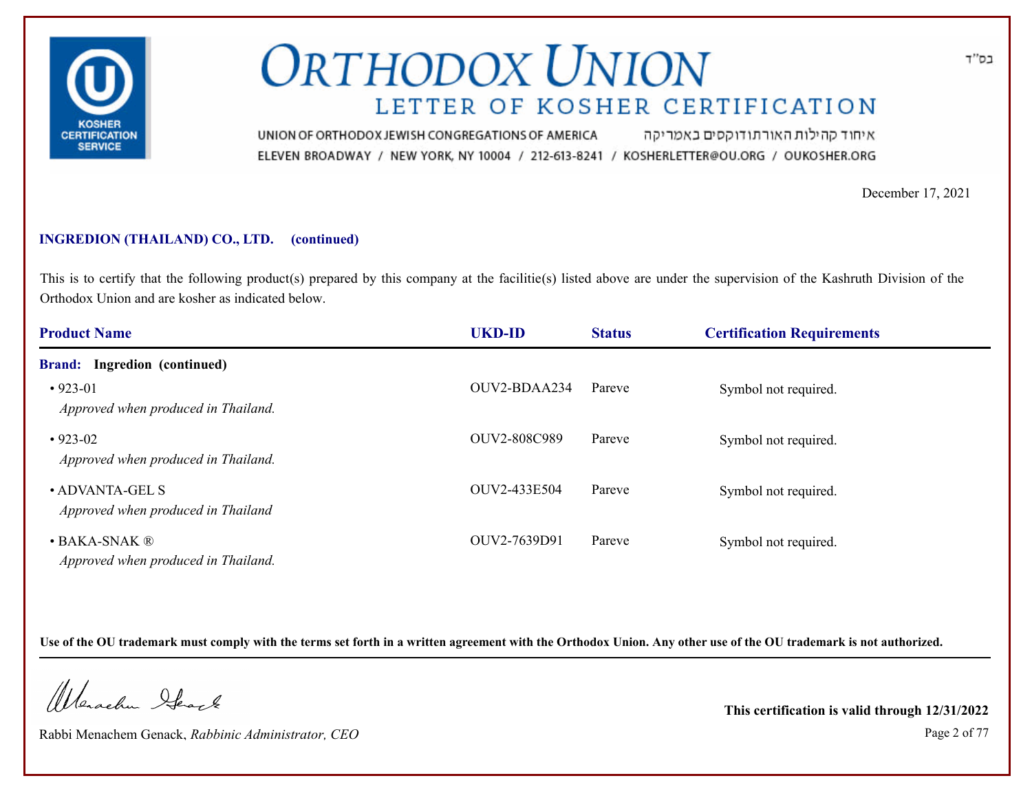# ORTHODOX UNION

## LETTER OF KOSHER CERTIFICATION

UNION OF ORTHODOX JEWISH CONGREGATIONS OF AMERICA איחוד קהילות האורתודוקסים באמריקה

ELEVEN BROADWAY / NEW YORK, NY 10004 / 212-613-8241 / KOSHERLETTER@OU.ORG / OUKOSHER.ORG

בס"ד

December 17, 2021

**INGREDION (THAILAND) CO., LTD. (continued)**

This is to certify that the following product(s) prepared by this company at the facilitie(s) listed above are under the supervision of the Kashruth Division of the Orthodox Union and are kosher as indicated below.

| Product Name | UKD-ID | Status | Certification Requirements |
|---|---|---|---|
| **Brand: Ingredion (continued)** | | | |
| • 923-01 *Approved when produced in Thailand.* | OUV2-BDAA234 | Pareve | Symbol not required. |
| • 923-02 *Approved when produced in Thailand.* | OUV2-808C989 | Pareve | Symbol not required. |
| • ADVANTA-GEL S *Approved when produced in Thailand* | OUV2-433E504 | Pareve | Symbol not required. |
| • BAKA-SNAK ® *Approved when produced in Thailand.* | OUV2-7639D91 | Pareve | Symbol not required. |

**Use of the OU trademark must comply with the terms set forth in a written agreement with the Orthodox Union. Any other use of the OU trademark is not authorized.**

Rabbi Menachem Genack, *Rabbinic Administrator, CEO*

**This certification is valid through 12/31/2022**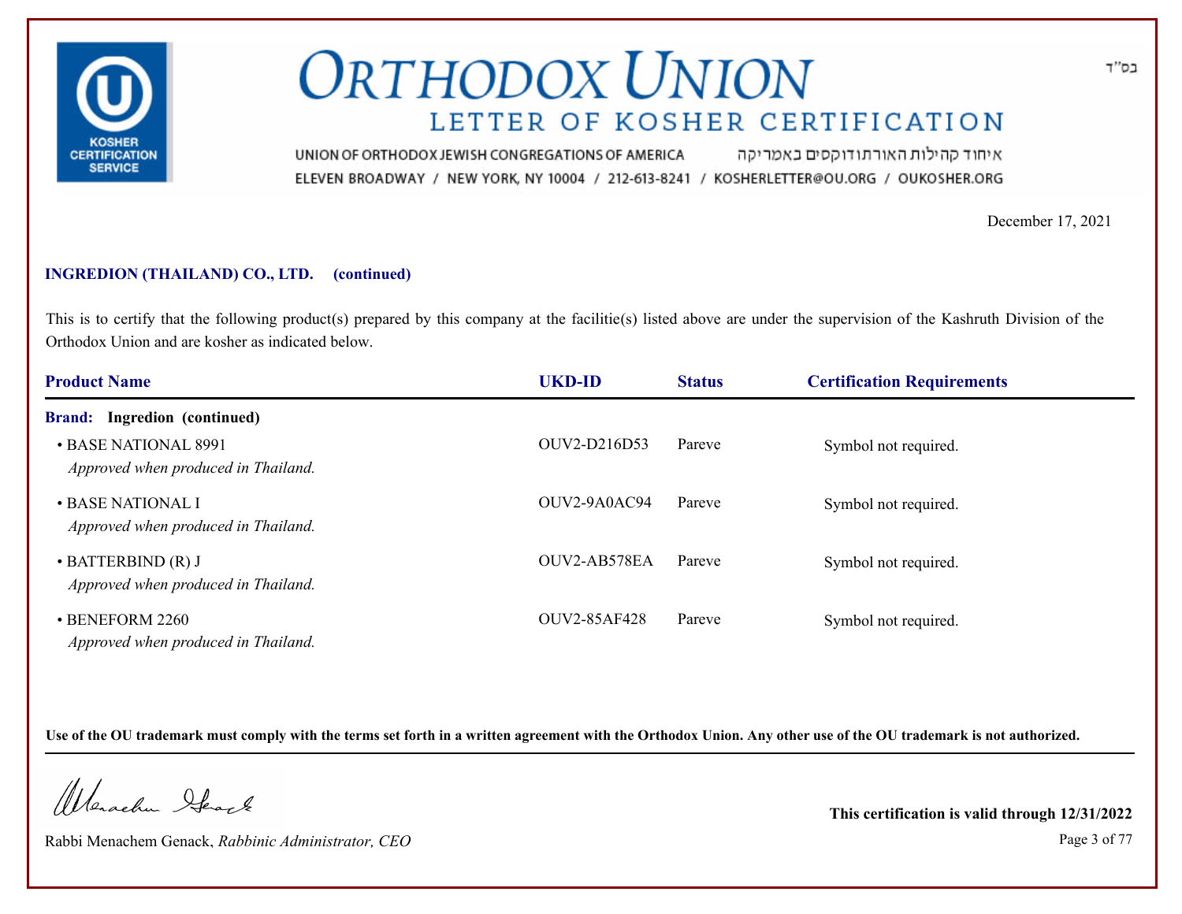בס"ד

# ORTHODOX UNION

## LETTER OF KOSHER CERTIFICATION

UNION OF ORTHODOX JEWISH CONGREGATIONS OF AMERICA איחוד קהילות האורתודוקסים באמריקה

ELEVEN BROADWAY / NEW YORK, NY 10004 / 212-613-8241 / KOSHERLETTER@OU.ORG / OUKOSHER.ORG

December 17, 2021

**INGREDION (THAILAND) CO., LTD. (continued)**

This is to certify that the following product(s) prepared by this company at the facilitie(s) listed above are under the supervision of the Kashruth Division of the Orthodox Union and are kosher as indicated below.

| Product Name | UKD-ID | Status | Certification Requirements |
|---|---|---|---|
| **Brand: Ingredion (continued)** | | | |
| • BASE NATIONAL 8991 *Approved when produced in Thailand.* | OUV2-D216D53 | Pareve | Symbol not required. |
| • BASE NATIONAL I *Approved when produced in Thailand.* | OUV2-9A0AC94 | Pareve | Symbol not required. |
| • BATTERBIND (R) J *Approved when produced in Thailand.* | OUV2-AB578EA | Pareve | Symbol not required. |
| • BENEFORM 2260 *Approved when produced in Thailand.* | OUV2-85AF428 | Pareve | Symbol not required. |

**Use of the OU trademark must comply with the terms set forth in a written agreement with the Orthodox Union. Any other use of the OU trademark is not authorized.**

Rabbi Menachem Genack, *Rabbinic Administrator, CEO*

**This certification is valid through 12/31/2022**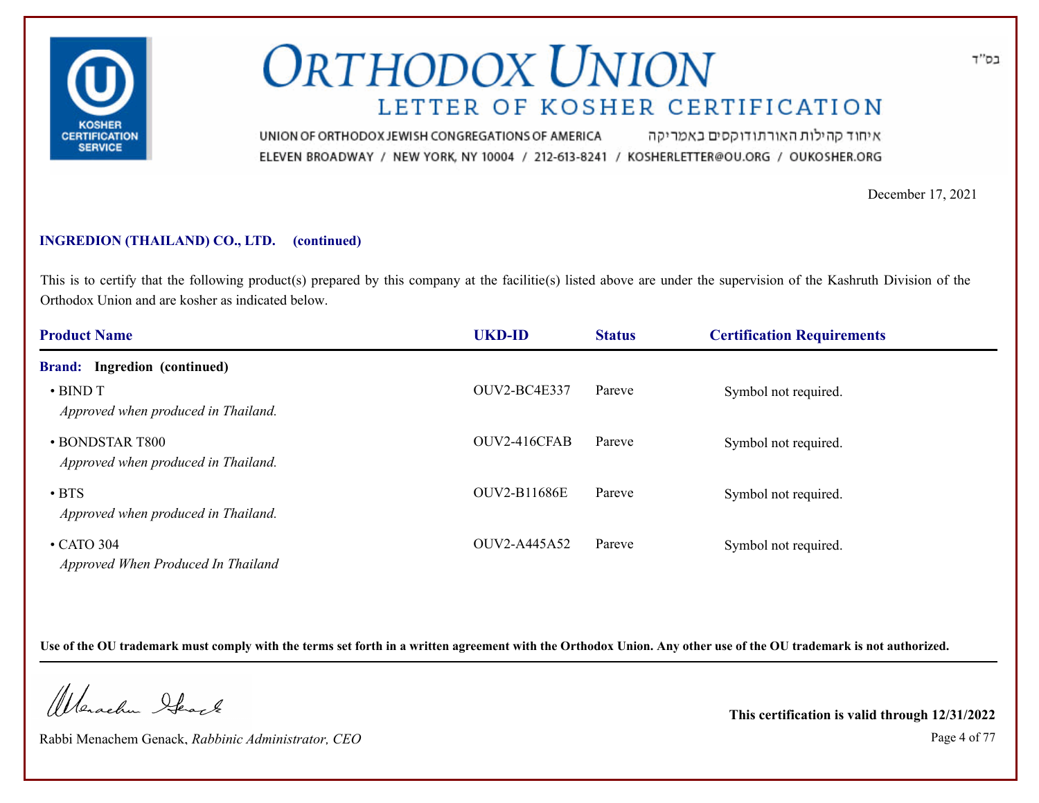# ORTHODOX UNION

## LETTER OF KOSHER CERTIFICATION

UNION OF ORTHODOX JEWISH CONGREGATIONS OF AMERICA איחוד קהילות האורתודוקסים באמריקה

ELEVEN BROADWAY / NEW YORK, NY 10004 / 212-613-8241 / KOSHERLETTER@OU.ORG / OUKOSHER.ORG

בס"ד

December 17, 2021

**INGREDION (THAILAND) CO., LTD. (continued)**

This is to certify that the following product(s) prepared by this company at the facilitie(s) listed above are under the supervision of the Kashruth Division of the Orthodox Union and are kosher as indicated below.

| Product Name | UKD-ID | Status | Certification Requirements |
|---|---|---|---|
| **Brand: Ingredion (continued)** | | | |
| • BIND T<br>*Approved when produced in Thailand.* | OUV2-BC4E337 | Pareve | Symbol not required. |
| • BONDSTAR T800<br>*Approved when produced in Thailand.* | OUV2-416CFAB | Pareve | Symbol not required. |
| • BTS<br>*Approved when produced in Thailand.* | OUV2-B11686E | Pareve | Symbol not required. |
| • CATO 304<br>*Approved When Produced In Thailand* | OUV2-A445A52 | Pareve | Symbol not required. |

**Use of the OU trademark must comply with the terms set forth in a written agreement with the Orthodox Union. Any other use of the OU trademark is not authorized.**

Rabbi Menachem Genack, *Rabbinic Administrator, CEO*

**This certification is valid through 12/31/2022**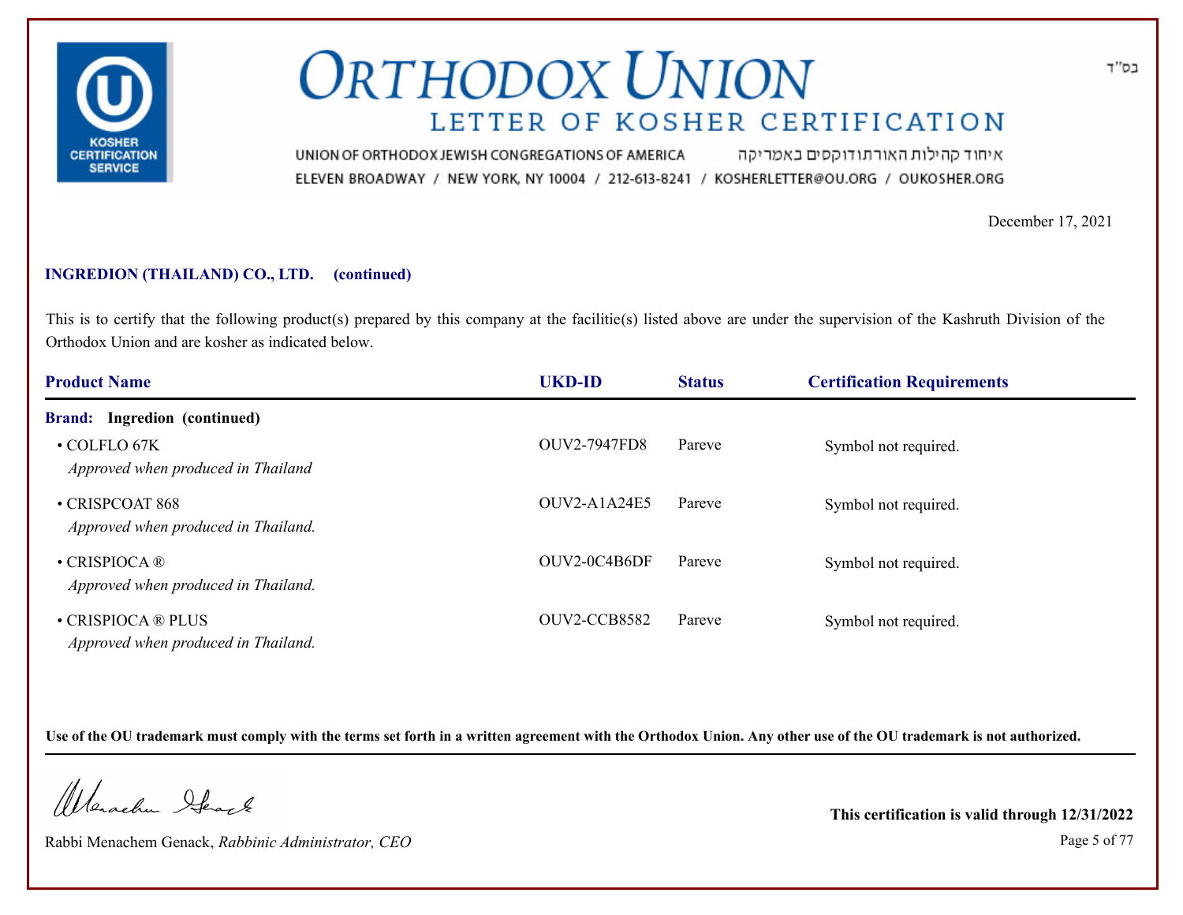# ORTHODOX UNION

## LETTER OF KOSHER CERTIFICATION

UNION OF ORTHODOX JEWISH CONGREGATIONS OF AMERICA איחוד קהילות האורתודוקסים באמריקה

ELEVEN BROADWAY / NEW YORK, NY 10004 / 212-613-8241 / KOSHERLETTER@OU.ORG / OUKOSHER.ORG

בס"ד

December 17, 2021

**INGREDION (THAILAND) CO., LTD. (continued)**

This is to certify that the following product(s) prepared by this company at the facilitie(s) listed above are under the supervision of the Kashruth Division of the Orthodox Union and are kosher as indicated below.

| Product Name | UKD-ID | Status | Certification Requirements |
|---|---|---|---|
| **Brand: Ingredion (continued)** | | | |
| • COLFLO 67K *Approved when produced in Thailand* | OUV2-7947FD8 | Pareve | Symbol not required. |
| • CRISPCOAT 868 *Approved when produced in Thailand.* | OUV2-A1A24E5 | Pareve | Symbol not required. |
| • CRISPIOCA ® *Approved when produced in Thailand.* | OUV2-0C4B6DF | Pareve | Symbol not required. |
| • CRISPIOCA ® PLUS *Approved when produced in Thailand.* | OUV2-CCB8582 | Pareve | Symbol not required. |

**Use of the OU trademark must comply with the terms set forth in a written agreement with the Orthodox Union. Any other use of the OU trademark is not authorized.**

Rabbi Menachem Genack, *Rabbinic Administrator, CEO*

**This certification is valid through 12/31/2022**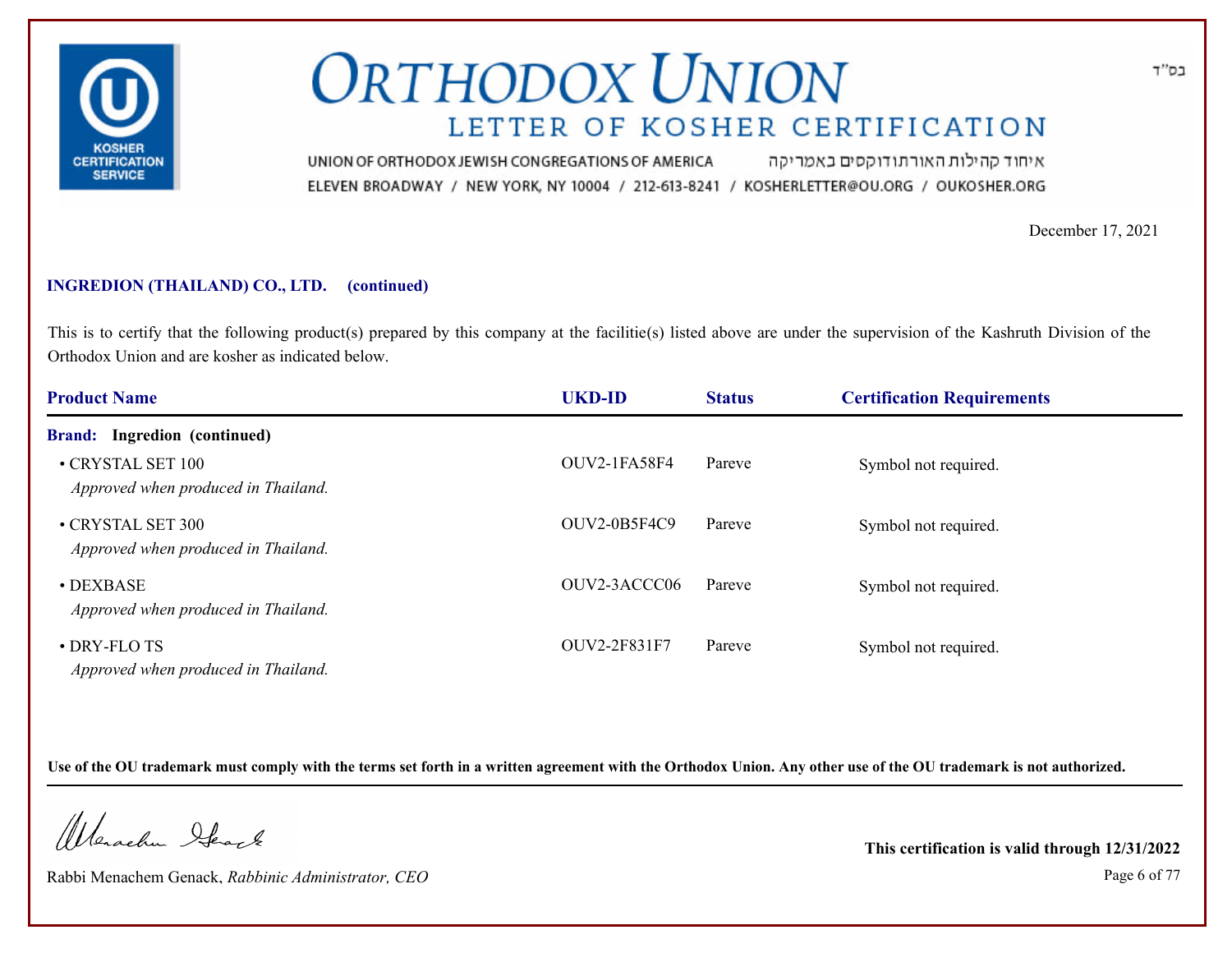בס"ד

# ORTHODOX UNION

## LETTER OF KOSHER CERTIFICATION

UNION OF ORTHODOX JEWISH CONGREGATIONS OF AMERICA איחוד קהילות האורתודוקסים באמריקה

ELEVEN BROADWAY / NEW YORK, NY 10004 / 212-613-8241 / KOSHERLETTER@OU.ORG / OUKOSHER.ORG

December 17, 2021

**INGREDION (THAILAND) CO., LTD. (continued)**

This is to certify that the following product(s) prepared by this company at the facilitie(s) listed above are under the supervision of the Kashruth Division of the Orthodox Union and are kosher as indicated below.

| Product Name | UKD-ID | Status | Certification Requirements |
|---|---|---|---|
| **Brand: Ingredion (continued)** | | | |
| • CRYSTAL SET 100<br>*Approved when produced in Thailand.* | OUV2-1FA58F4 | Pareve | Symbol not required. |
| • CRYSTAL SET 300<br>*Approved when produced in Thailand.* | OUV2-0B5F4C9 | Pareve | Symbol not required. |
| • DEXBASE<br>*Approved when produced in Thailand.* | OUV2-3ACCC06 | Pareve | Symbol not required. |
| • DRY-FLO TS<br>*Approved when produced in Thailand.* | OUV2-2F831F7 | Pareve | Symbol not required. |

**Use of the OU trademark must comply with the terms set forth in a written agreement with the Orthodox Union. Any other use of the OU trademark is not authorized.**

Rabbi Menachem Genack, *Rabbinic Administrator, CEO*

**This certification is valid through 12/31/2022**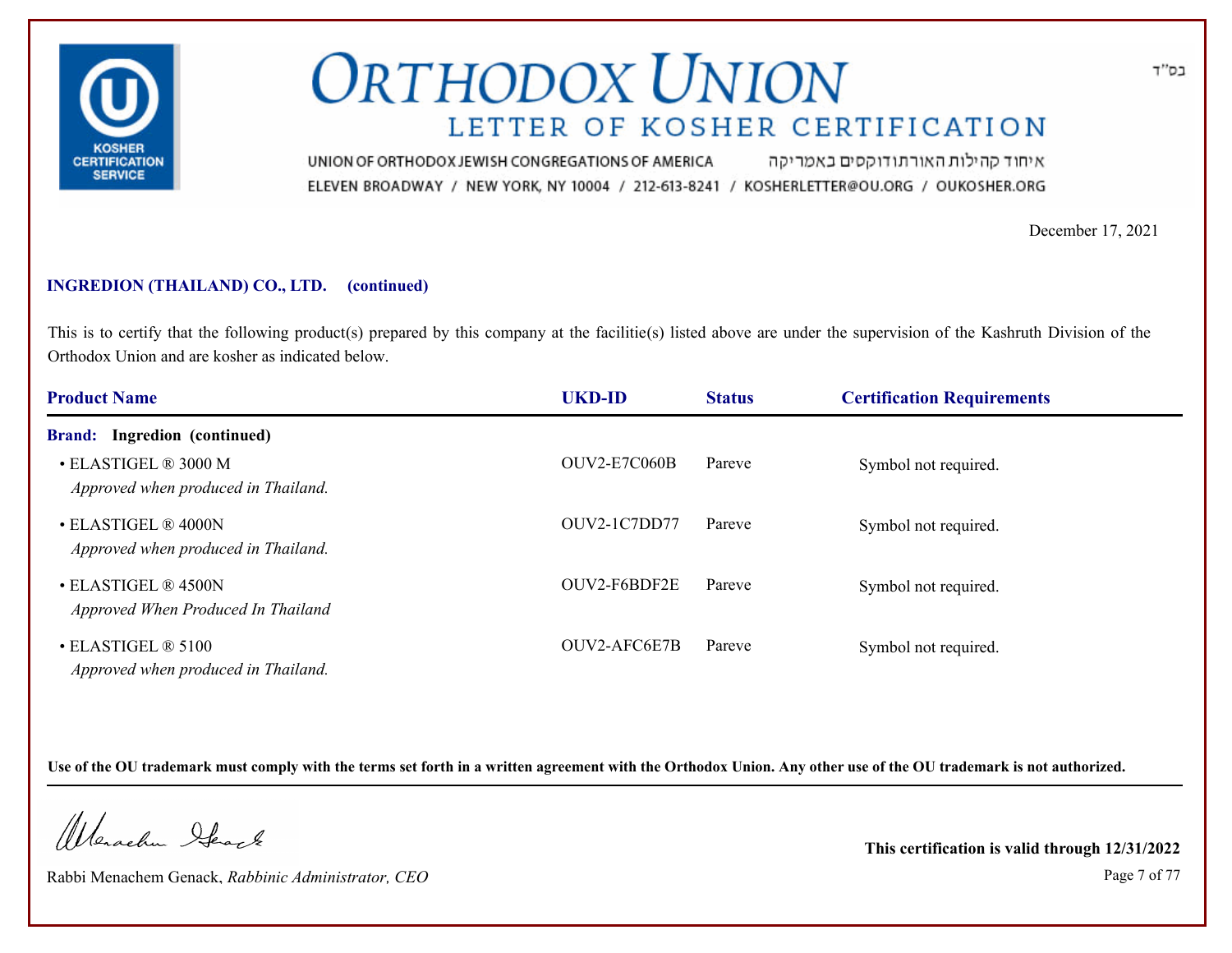# ORTHODOX UNION
## LETTER OF KOSHER CERTIFICATION

בס"ד

UNION OF ORTHODOX JEWISH CONGREGATIONS OF AMERICA איחוד קהילות האורתודוקסים באמריקה
ELEVEN BROADWAY / NEW YORK, NY 10004 / 212-613-8241 / KOSHERLETTER@OU.ORG / OUKOSHER.ORG

December 17, 2021

**INGREDION (THAILAND) CO., LTD. (continued)**

This is to certify that the following product(s) prepared by this company at the facilitie(s) listed above are under the supervision of the Kashruth Division of the Orthodox Union and are kosher as indicated below.

| Product Name | UKD-ID | Status | Certification Requirements |
|---|---|---|---|
| **Brand: Ingredion (continued)** | | | |
| • ELASTIGEL ® 3000 M<br>*Approved when produced in Thailand.* | OUV2-E7C060B | Pareve | Symbol not required. |
| • ELASTIGEL ® 4000N<br>*Approved when produced in Thailand.* | OUV2-1C7DD77 | Pareve | Symbol not required. |
| • ELASTIGEL ® 4500N<br>*Approved When Produced In Thailand* | OUV2-F6BDF2E | Pareve | Symbol not required. |
| • ELASTIGEL ® 5100<br>*Approved when produced in Thailand.* | OUV2-AFC6E7B | Pareve | Symbol not required. |

**Use of the OU trademark must comply with the terms set forth in a written agreement with the Orthodox Union. Any other use of the OU trademark is not authorized.**

Rabbi Menachem Genack, *Rabbinic Administrator, CEO*

**This certification is valid through 12/31/2022**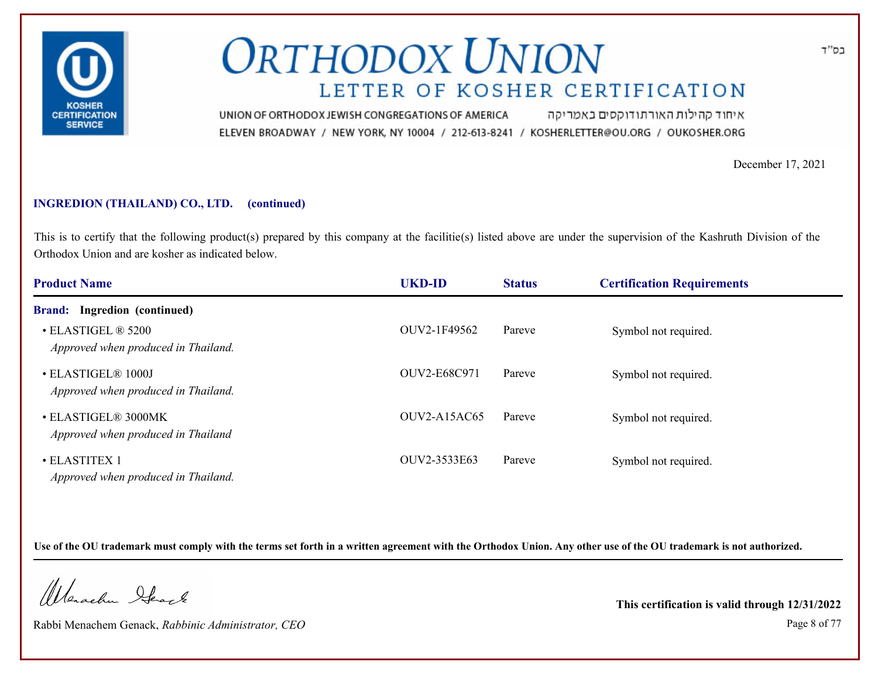# ORTHODOX UNION

## LETTER OF KOSHER CERTIFICATION

בס"ד

UNION OF ORTHODOX JEWISH CONGREGATIONS OF AMERICA איחוד קהילות האורתודוקסים באמריקה

ELEVEN BROADWAY / NEW YORK, NY 10004 / 212-613-8241 / KOSHERLETTER@OU.ORG / OUKOSHER.ORG

December 17, 2021

**INGREDION (THAILAND) CO., LTD. (continued)**

This is to certify that the following product(s) prepared by this company at the facilitie(s) listed above are under the supervision of the Kashruth Division of the Orthodox Union and are kosher as indicated below.

| Product Name | UKD-ID | Status | Certification Requirements |
|---|---|---|---|
| **Brand: Ingredion (continued)** | | | |
| • ELASTIGEL ® 5200<br>*Approved when produced in Thailand.* | OUV2-1F49562 | Pareve | Symbol not required. |
| • ELASTIGEL® 1000J<br>*Approved when produced in Thailand.* | OUV2-E68C971 | Pareve | Symbol not required. |
| • ELASTIGEL® 3000MK<br>*Approved when produced in Thailand* | OUV2-A15AC65 | Pareve | Symbol not required. |
| • ELASTITEX 1<br>*Approved when produced in Thailand.* | OUV2-3533E63 | Pareve | Symbol not required. |

**Use of the OU trademark must comply with the terms set forth in a written agreement with the Orthodox Union. Any other use of the OU trademark is not authorized.**

Rabbi Menachem Genack, *Rabbinic Administrator, CEO*

**This certification is valid through 12/31/2022**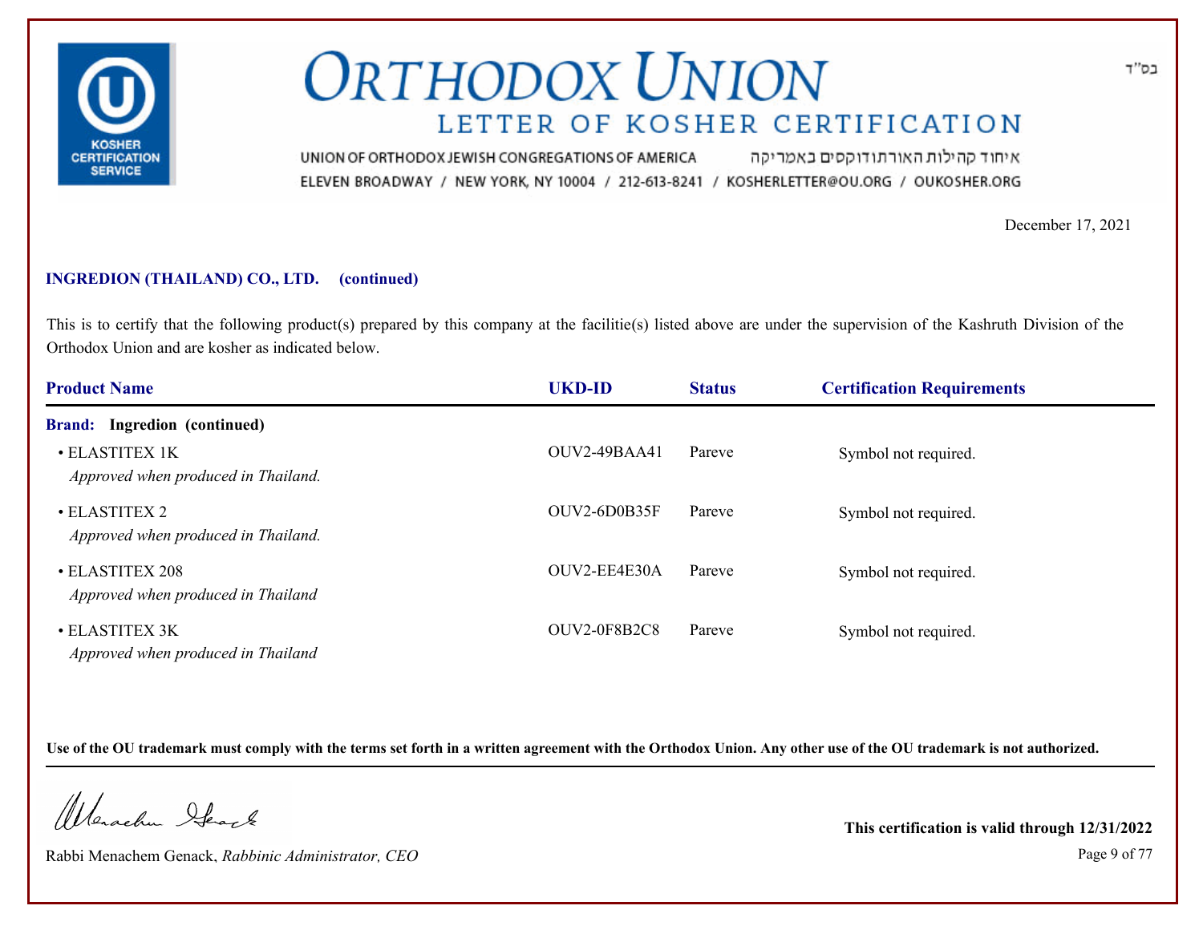# ORTHODOX UNION
## LETTER OF KOSHER CERTIFICATION

בס"ד

UNION OF ORTHODOX JEWISH CONGREGATIONS OF AMERICA איחוד קהילות האורתודוקסים באמריקה
ELEVEN BROADWAY / NEW YORK, NY 10004 / 212-613-8241 / KOSHERLETTER@OU.ORG / OUKOSHER.ORG

December 17, 2021

**INGREDION (THAILAND) CO., LTD. (continued)**

This is to certify that the following product(s) prepared by this company at the facilitie(s) listed above are under the supervision of the Kashruth Division of the Orthodox Union and are kosher as indicated below.

| Product Name | UKD-ID | Status | Certification Requirements |
|---|---|---|---|
| **Brand: Ingredion (continued)** | | | |
| • ELASTITEX 1K<br>*Approved when produced in Thailand.* | OUV2-49BAA41 | Pareve | Symbol not required. |
| • ELASTITEX 2<br>*Approved when produced in Thailand.* | OUV2-6D0B35F | Pareve | Symbol not required. |
| • ELASTITEX 208<br>*Approved when produced in Thailand* | OUV2-EE4E30A | Pareve | Symbol not required. |
| • ELASTITEX 3K<br>*Approved when produced in Thailand* | OUV2-0F8B2C8 | Pareve | Symbol not required. |

**Use of the OU trademark must comply with the terms set forth in a written agreement with the Orthodox Union. Any other use of the OU trademark is not authorized.**

Rabbi Menachem Genack, *Rabbinic Administrator, CEO*

**This certification is valid through 12/31/2022**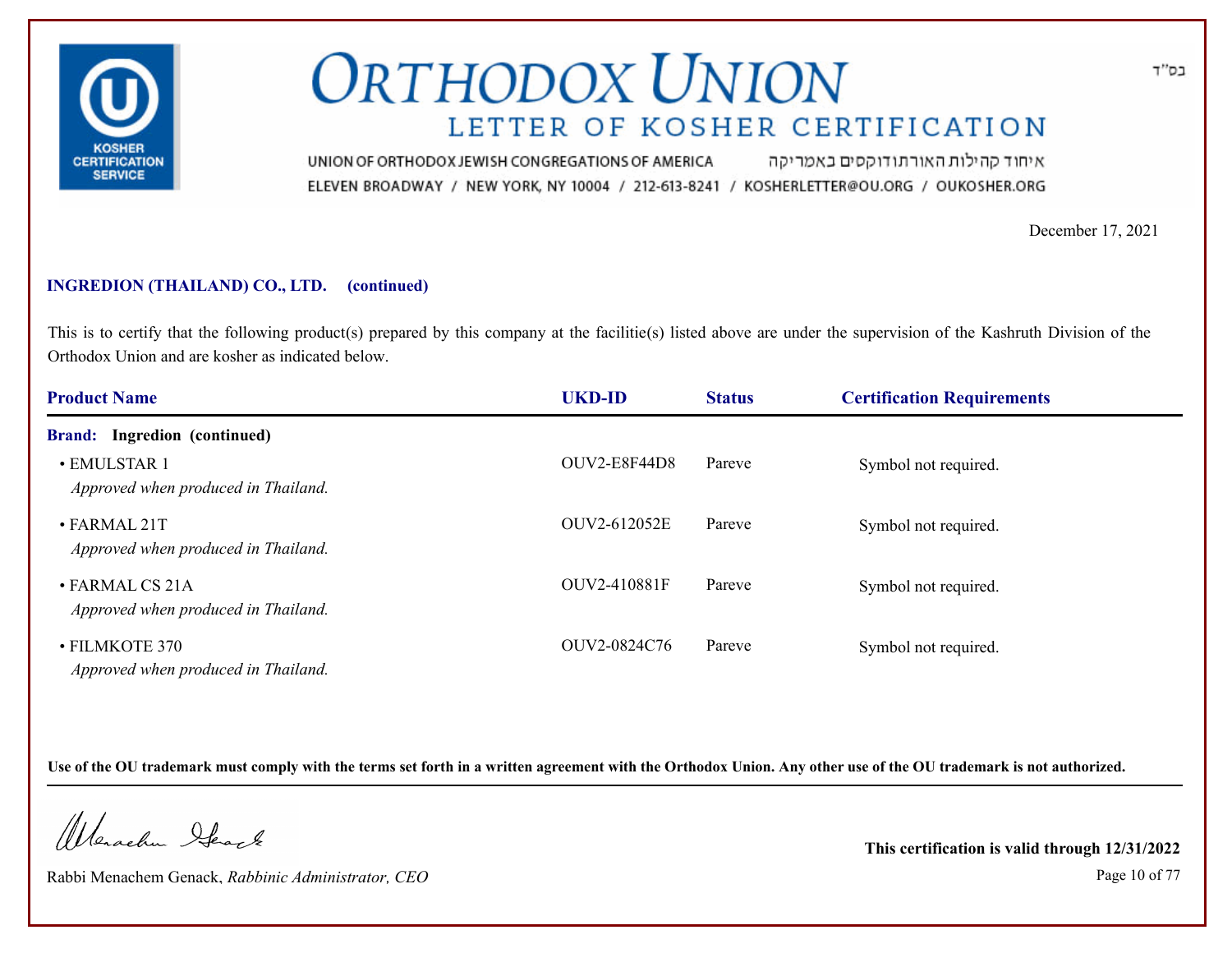# ORTHODOX UNION

## LETTER OF KOSHER CERTIFICATION

UNION OF ORTHODOX JEWISH CONGREGATIONS OF AMERICA איחוד קהילות האורתודוקסים באמריקה
ELEVEN BROADWAY / NEW YORK, NY 10004 / 212-613-8241 / KOSHERLETTER@OU.ORG / OUKOSHER.ORG

בס"ד

December 17, 2021

**INGREDION (THAILAND) CO., LTD. (continued)**

This is to certify that the following product(s) prepared by this company at the facilitie(s) listed above are under the supervision of the Kashruth Division of the Orthodox Union and are kosher as indicated below.

| Product Name | UKD-ID | Status | Certification Requirements |
|---|---|---|---|
| **Brand: Ingredion (continued)** | | | |
| • EMULSTAR 1 *Approved when produced in Thailand.* | OUV2-E8F44D8 | Pareve | Symbol not required. |
| • FARMAL 21T *Approved when produced in Thailand.* | OUV2-612052E | Pareve | Symbol not required. |
| • FARMAL CS 21A *Approved when produced in Thailand.* | OUV2-410881F | Pareve | Symbol not required. |
| • FILMKOTE 370 *Approved when produced in Thailand.* | OUV2-0824C76 | Pareve | Symbol not required. |

**Use of the OU trademark must comply with the terms set forth in a written agreement with the Orthodox Union. Any other use of the OU trademark is not authorized.**

Rabbi Menachem Genack, *Rabbinic Administrator, CEO*

**This certification is valid through 12/31/2022**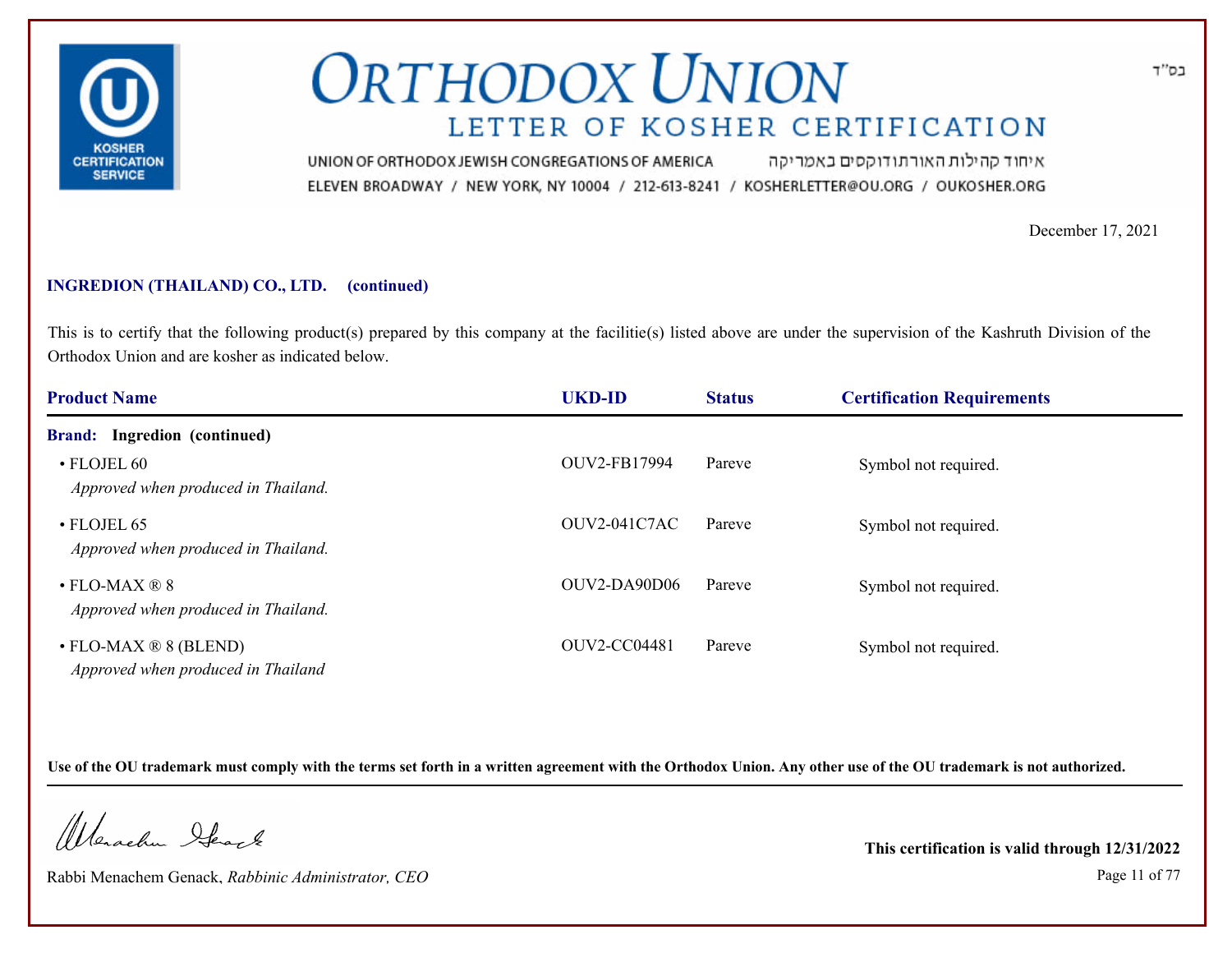# ORTHODOX UNION

## LETTER OF KOSHER CERTIFICATION

UNION OF ORTHODOX JEWISH CONGREGATIONS OF AMERICA איחוד קהילות האורתודוקסים באמריקה
ELEVEN BROADWAY / NEW YORK, NY 10004 / 212-613-8241 / KOSHERLETTER@OU.ORG / OUKOSHER.ORG

בס"ד

December 17, 2021

**INGREDION (THAILAND) CO., LTD. (continued)**

This is to certify that the following product(s) prepared by this company at the facilitie(s) listed above are under the supervision of the Kashruth Division of the Orthodox Union and are kosher as indicated below.

| Product Name | UKD-ID | Status | Certification Requirements |
|---|---|---|---|
| **Brand: Ingredion (continued)** | | | |
| • FLOJEL 60<br>*Approved when produced in Thailand.* | OUV2-FB17994 | Pareve | Symbol not required. |
| • FLOJEL 65<br>*Approved when produced in Thailand.* | OUV2-041C7AC | Pareve | Symbol not required. |
| • FLO-MAX ® 8<br>*Approved when produced in Thailand.* | OUV2-DA90D06 | Pareve | Symbol not required. |
| • FLO-MAX ® 8 (BLEND)<br>*Approved when produced in Thailand* | OUV2-CC04481 | Pareve | Symbol not required. |

**Use of the OU trademark must comply with the terms set forth in a written agreement with the Orthodox Union. Any other use of the OU trademark is not authorized.**

Rabbi Menachem Genack, *Rabbinic Administrator, CEO*

**This certification is valid through 12/31/2022**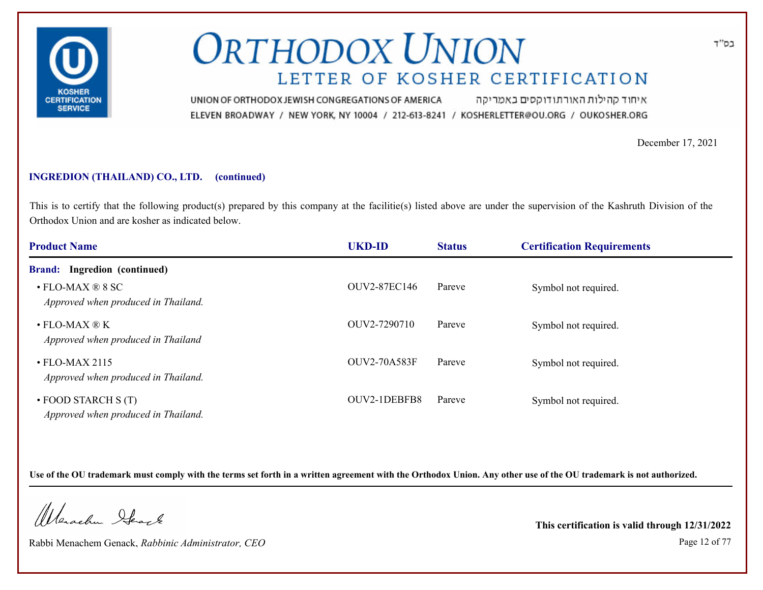# ORTHODOX UNION

## LETTER OF KOSHER CERTIFICATION

UNION OF ORTHODOX JEWISH CONGREGATIONS OF AMERICA איחוד קהילות האורתודוקסים באמריקה

ELEVEN BROADWAY / NEW YORK, NY 10004 / 212-613-8241 / KOSHERLETTER@OU.ORG / OUKOSHER.ORG

בס"ד

December 17, 2021

**INGREDION (THAILAND) CO., LTD. (continued)**

This is to certify that the following product(s) prepared by this company at the facilitie(s) listed above are under the supervision of the Kashruth Division of the Orthodox Union and are kosher as indicated below.

| Product Name | UKD-ID | Status | Certification Requirements |
| --- | --- | --- | --- |
| **Brand: Ingredion (continued)** | | | |
| • FLO-MAX ® 8 SC<br>*Approved when produced in Thailand.* | OUV2-87EC146 | Pareve | Symbol not required. |
| • FLO-MAX ® K<br>*Approved when produced in Thailand* | OUV2-7290710 | Pareve | Symbol not required. |
| • FLO-MAX 2115<br>*Approved when produced in Thailand.* | OUV2-70A583F | Pareve | Symbol not required. |
| • FOOD STARCH S (T)<br>*Approved when produced in Thailand.* | OUV2-1DEBFB8 | Pareve | Symbol not required. |

**Use of the OU trademark must comply with the terms set forth in a written agreement with the Orthodox Union. Any other use of the OU trademark is not authorized.**

Rabbi Menachem Genack, *Rabbinic Administrator, CEO*

**This certification is valid through 12/31/2022**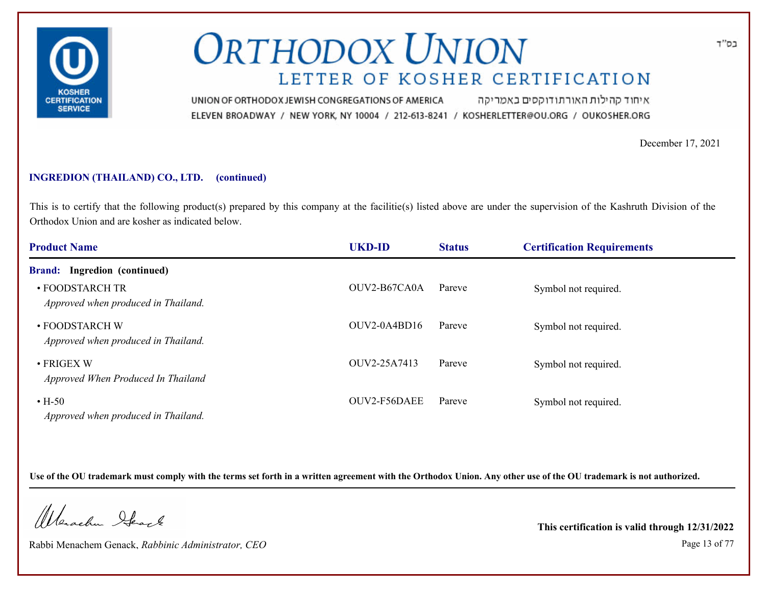בס"ד

# ORTHODOX UNION

## LETTER OF KOSHER CERTIFICATION

UNION OF ORTHODOX JEWISH CONGREGATIONS OF AMERICA איחוד קהילות האורתודוקסים באמריקה

ELEVEN BROADWAY / NEW YORK, NY 10004 / 212-613-8241 / KOSHERLETTER@OU.ORG / OUKOSHER.ORG

December 17, 2021

**INGREDION (THAILAND) CO., LTD. (continued)**

This is to certify that the following product(s) prepared by this company at the facilitie(s) listed above are under the supervision of the Kashruth Division of the Orthodox Union and are kosher as indicated below.

| Product Name | UKD-ID | Status | Certification Requirements |
| --- | --- | --- | --- |
| **Brand: Ingredion (continued)** | | | |
| • FOODSTARCH TR<br>*Approved when produced in Thailand.* | OUV2-B67CA0A | Pareve | Symbol not required. |
| • FOODSTARCH W<br>*Approved when produced in Thailand.* | OUV2-0A4BD16 | Pareve | Symbol not required. |
| • FRIGEX W<br>*Approved When Produced In Thailand* | OUV2-25A7413 | Pareve | Symbol not required. |
| • H-50<br>*Approved when produced in Thailand.* | OUV2-F56DAEE | Pareve | Symbol not required. |

**Use of the OU trademark must comply with the terms set forth in a written agreement with the Orthodox Union. Any other use of the OU trademark is not authorized.**

Rabbi Menachem Genack, *Rabbinic Administrator, CEO*

**This certification is valid through 12/31/2022**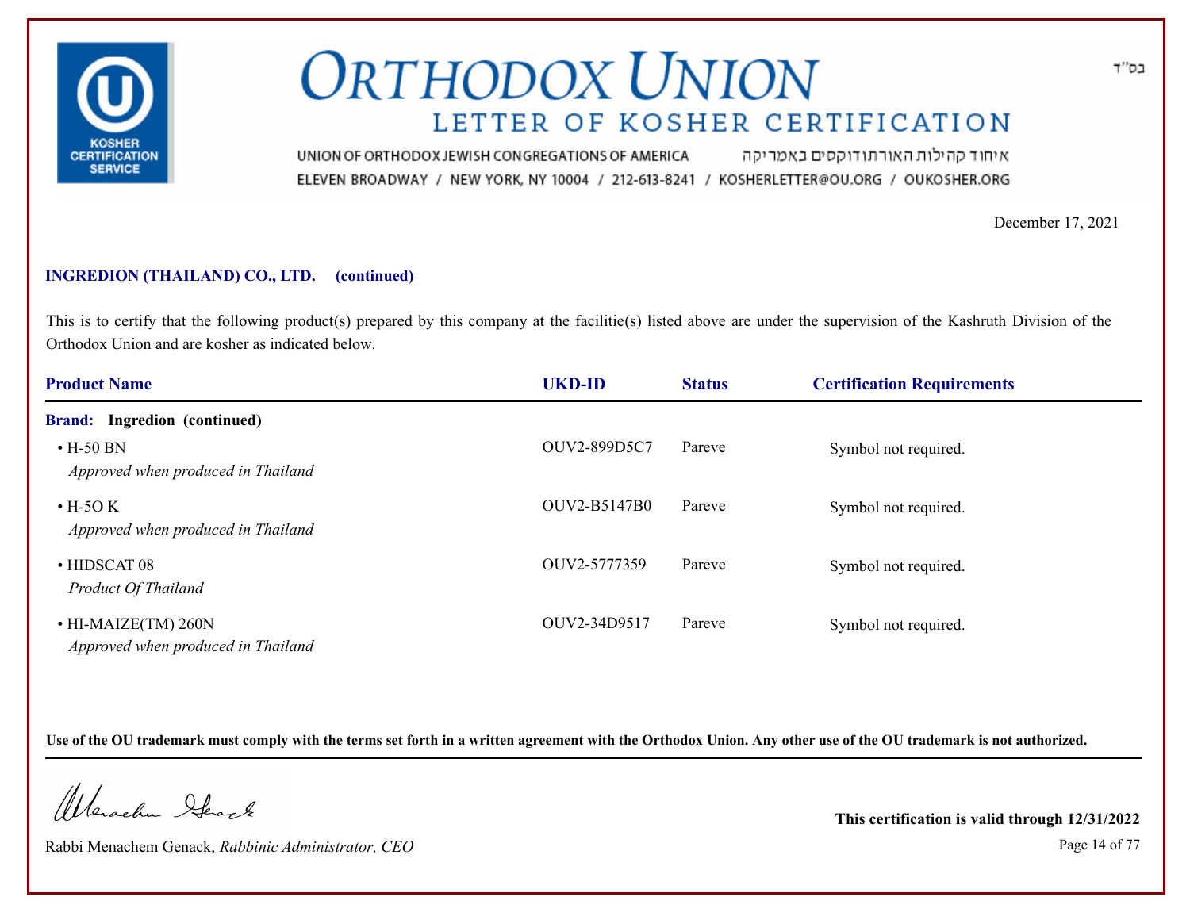# ORTHODOX UNION

## LETTER OF KOSHER CERTIFICATION

בס"ד

UNION OF ORTHODOX JEWISH CONGREGATIONS OF AMERICA איחוד קהילות האורתודוקסים באמריקה

ELEVEN BROADWAY / NEW YORK, NY 10004 / 212-613-8241 / KOSHERLETTER@OU.ORG / OUKOSHER.ORG

December 17, 2021

**INGREDION (THAILAND) CO., LTD. (continued)**

This is to certify that the following product(s) prepared by this company at the facilitie(s) listed above are under the supervision of the Kashruth Division of the Orthodox Union and are kosher as indicated below.

| Product Name | UKD-ID | Status | Certification Requirements |
|---|---|---|---|
| **Brand: Ingredion (continued)** | | | |
| • H-50 BN<br>*Approved when produced in Thailand* | OUV2-899D5C7 | Pareve | Symbol not required. |
| • H-5O K<br>*Approved when produced in Thailand* | OUV2-B5147B0 | Pareve | Symbol not required. |
| • HIDSCAT 08<br>*Product Of Thailand* | OUV2-5777359 | Pareve | Symbol not required. |
| • HI-MAIZE(TM) 260N<br>*Approved when produced in Thailand* | OUV2-34D9517 | Pareve | Symbol not required. |

**Use of the OU trademark must comply with the terms set forth in a written agreement with the Orthodox Union. Any other use of the OU trademark is not authorized.**

Rabbi Menachem Genack, *Rabbinic Administrator, CEO*

**This certification is valid through 12/31/2022**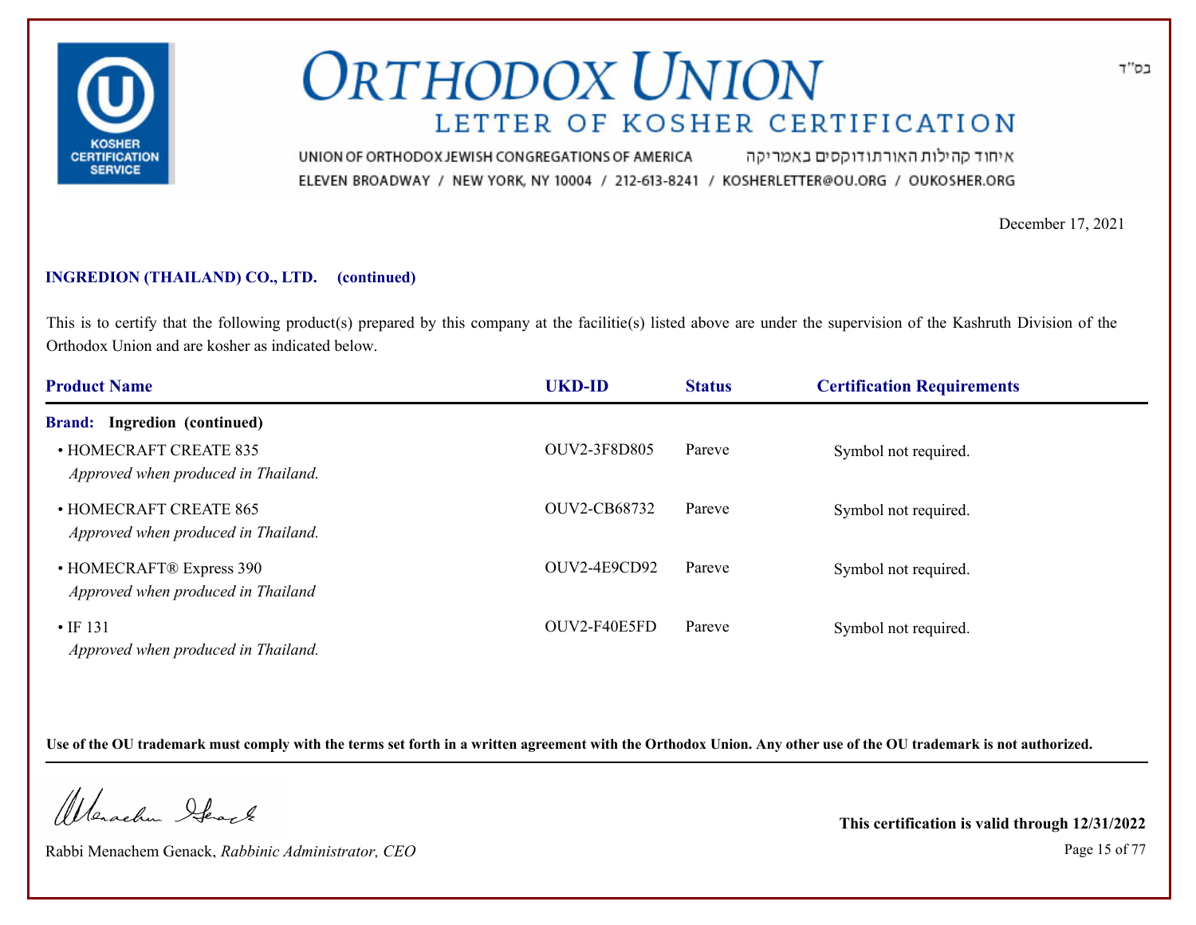# ORTHODOX UNION

## LETTER OF KOSHER CERTIFICATION

UNION OF ORTHODOX JEWISH CONGREGATIONS OF AMERICA איחוד קהילות האורתודוקסים באמריקה

ELEVEN BROADWAY / NEW YORK, NY 10004 / 212-613-8241 / KOSHERLETTER@OU.ORG / OUKOSHER.ORG

בס"ד

December 17, 2021

**INGREDION (THAILAND) CO., LTD. (continued)**

This is to certify that the following product(s) prepared by this company at the facilitie(s) listed above are under the supervision of the Kashruth Division of the Orthodox Union and are kosher as indicated below.

| Product Name | UKD-ID | Status | Certification Requirements |
|---|---|---|---|
| **Brand: Ingredion (continued)** | | | |
| • HOMECRAFT CREATE 835<br>*Approved when produced in Thailand.* | OUV2-3F8D805 | Pareve | Symbol not required. |
| • HOMECRAFT CREATE 865<br>*Approved when produced in Thailand.* | OUV2-CB68732 | Pareve | Symbol not required. |
| • HOMECRAFT® Express 390<br>*Approved when produced in Thailand* | OUV2-4E9CD92 | Pareve | Symbol not required. |
| • IF 131<br>*Approved when produced in Thailand.* | OUV2-F40E5FD | Pareve | Symbol not required. |

**Use of the OU trademark must comply with the terms set forth in a written agreement with the Orthodox Union. Any other use of the OU trademark is not authorized.**

Rabbi Menachem Genack, *Rabbinic Administrator, CEO*

**This certification is valid through 12/31/2022**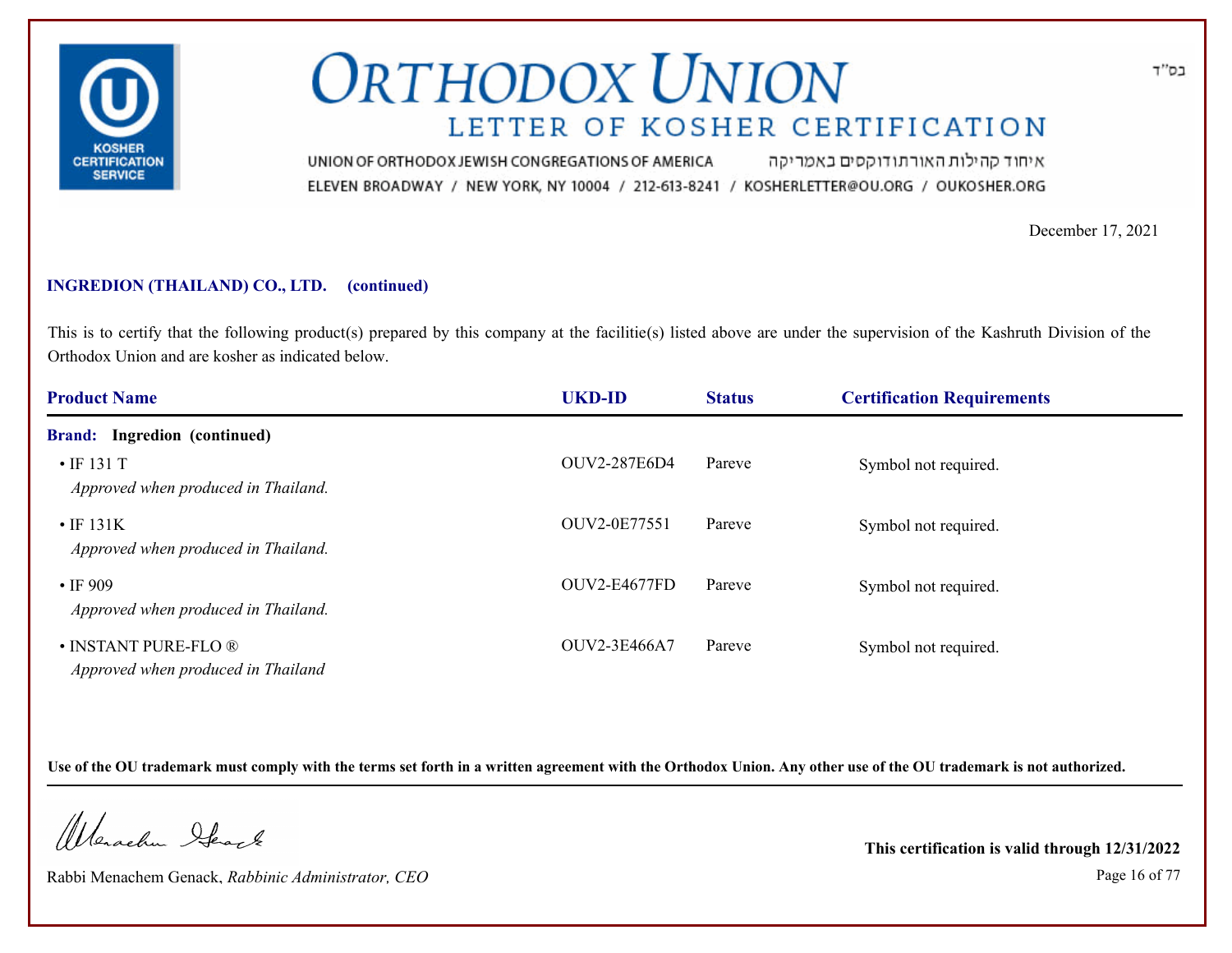בס"ד

# ORTHODOX UNION

## LETTER OF KOSHER CERTIFICATION

UNION OF ORTHODOX JEWISH CONGREGATIONS OF AMERICA איחוד קהילות האורתודוקסים באמריקה

ELEVEN BROADWAY / NEW YORK, NY 10004 / 212-613-8241 / KOSHERLETTER@OU.ORG / OUKOSHER.ORG

December 17, 2021

**INGREDION (THAILAND) CO., LTD. (continued)**

This is to certify that the following product(s) prepared by this company at the facilitie(s) listed above are under the supervision of the Kashruth Division of the Orthodox Union and are kosher as indicated below.

| Product Name | UKD-ID | Status | Certification Requirements |
|---|---|---|---|
| **Brand: Ingredion (continued)** | | | |
| • IF 131 T<br>*Approved when produced in Thailand.* | OUV2-287E6D4 | Pareve | Symbol not required. |
| • IF 131K<br>*Approved when produced in Thailand.* | OUV2-0E77551 | Pareve | Symbol not required. |
| • IF 909<br>*Approved when produced in Thailand.* | OUV2-E4677FD | Pareve | Symbol not required. |
| • INSTANT PURE-FLO ®<br>*Approved when produced in Thailand* | OUV2-3E466A7 | Pareve | Symbol not required. |

**Use of the OU trademark must comply with the terms set forth in a written agreement with the Orthodox Union. Any other use of the OU trademark is not authorized.**

Rabbi Menachem Genack, *Rabbinic Administrator, CEO*

**This certification is valid through 12/31/2022**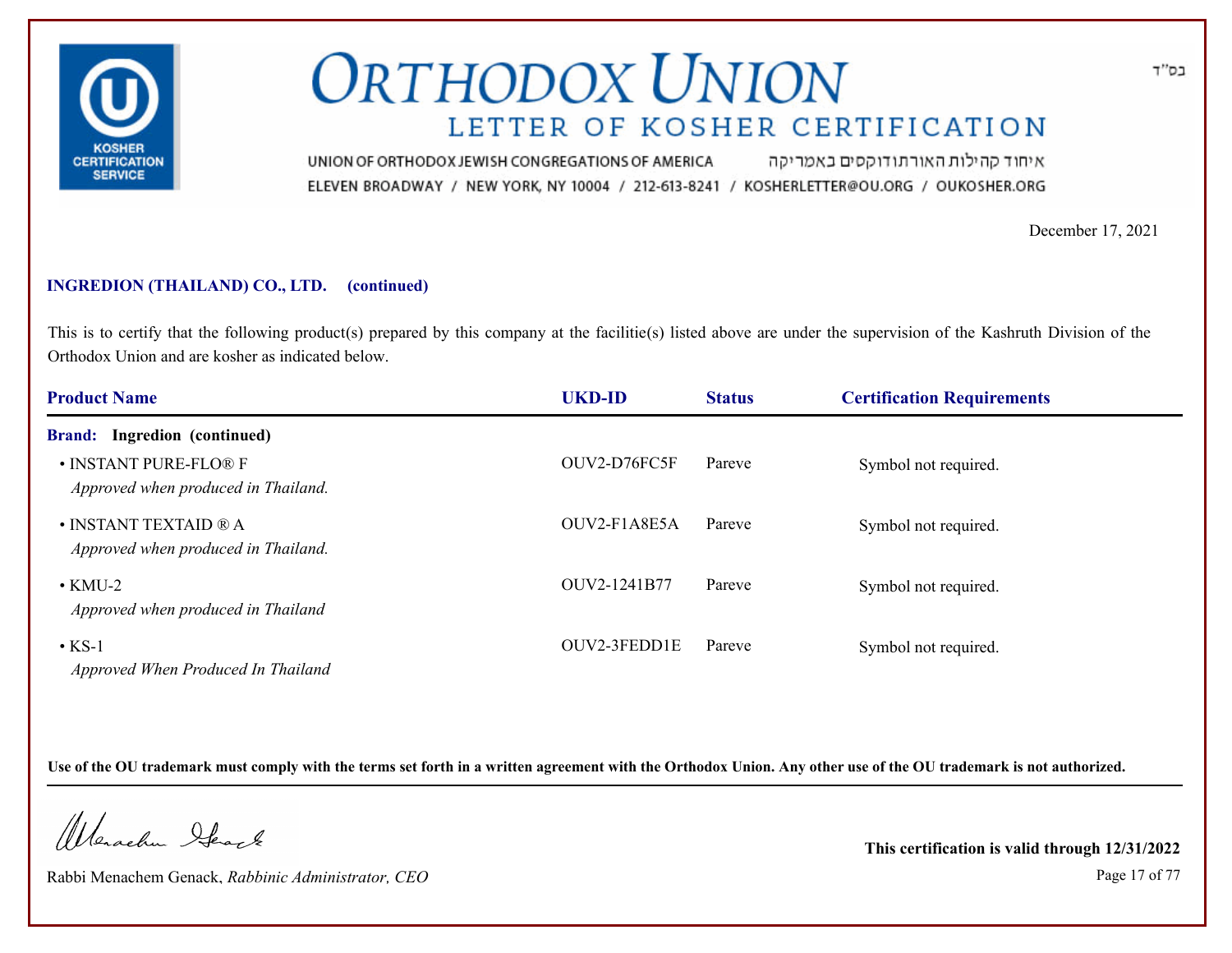בס"ד

# ORTHODOX UNION

## LETTER OF KOSHER CERTIFICATION

UNION OF ORTHODOX JEWISH CONGREGATIONS OF AMERICA איחוד קהילות האורתודוקסים באמריקה

ELEVEN BROADWAY / NEW YORK, NY 10004 / 212-613-8241 / KOSHERLETTER@OU.ORG / OUKOSHER.ORG

December 17, 2021

**INGREDION (THAILAND) CO., LTD. (continued)**

This is to certify that the following product(s) prepared by this company at the facilitie(s) listed above are under the supervision of the Kashruth Division of the Orthodox Union and are kosher as indicated below.

| Product Name | UKD-ID | Status | Certification Requirements |
|---|---|---|---|
| **Brand: Ingredion (continued)** | | | |
| • INSTANT PURE-FLO® F<br>*Approved when produced in Thailand.* | OUV2-D76FC5F | Pareve | Symbol not required. |
| • INSTANT TEXTAID ® A<br>*Approved when produced in Thailand.* | OUV2-F1A8E5A | Pareve | Symbol not required. |
| • KMU-2<br>*Approved when produced in Thailand* | OUV2-1241B77 | Pareve | Symbol not required. |
| • KS-1<br>*Approved When Produced In Thailand* | OUV2-3FEDD1E | Pareve | Symbol not required. |

**Use of the OU trademark must comply with the terms set forth in a written agreement with the Orthodox Union. Any other use of the OU trademark is not authorized.**

Rabbi Menachem Genack, *Rabbinic Administrator, CEO*

**This certification is valid through 12/31/2022**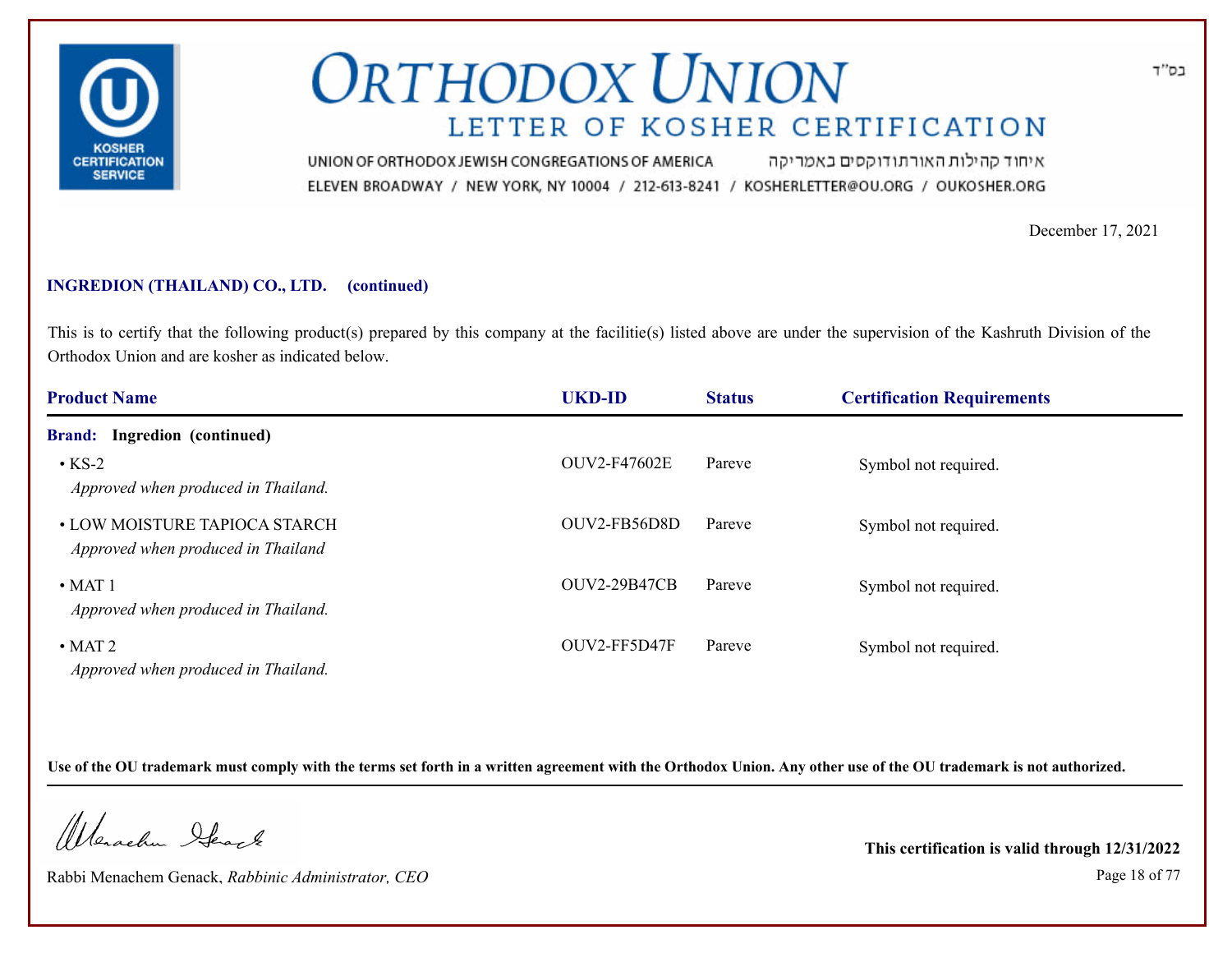# ORTHODOX UNION

## LETTER OF KOSHER CERTIFICATION

UNION OF ORTHODOX JEWISH CONGREGATIONS OF AMERICA איחוד קהילות האורתודוקסים באמריקה
ELEVEN BROADWAY / NEW YORK, NY 10004 / 212-613-8241 / KOSHERLETTER@OU.ORG / OUKOSHER.ORG

בס"ד

December 17, 2021

**INGREDION (THAILAND) CO., LTD. (continued)**

This is to certify that the following product(s) prepared by this company at the facilitie(s) listed above are under the supervision of the Kashruth Division of the Orthodox Union and are kosher as indicated below.

| Product Name | UKD-ID | Status | Certification Requirements |
|---|---|---|---|
| **Brand: Ingredion (continued)** | | | |
| • KS-2<br>*Approved when produced in Thailand.* | OUV2-F47602E | Pareve | Symbol not required. |
| • LOW MOISTURE TAPIOCA STARCH<br>*Approved when produced in Thailand* | OUV2-FB56D8D | Pareve | Symbol not required. |
| • MAT 1<br>*Approved when produced in Thailand.* | OUV2-29B47CB | Pareve | Symbol not required. |
| • MAT 2<br>*Approved when produced in Thailand.* | OUV2-FF5D47F | Pareve | Symbol not required. |

**Use of the OU trademark must comply with the terms set forth in a written agreement with the Orthodox Union. Any other use of the OU trademark is not authorized.**

Rabbi Menachem Genack, *Rabbinic Administrator, CEO*

**This certification is valid through 12/31/2022**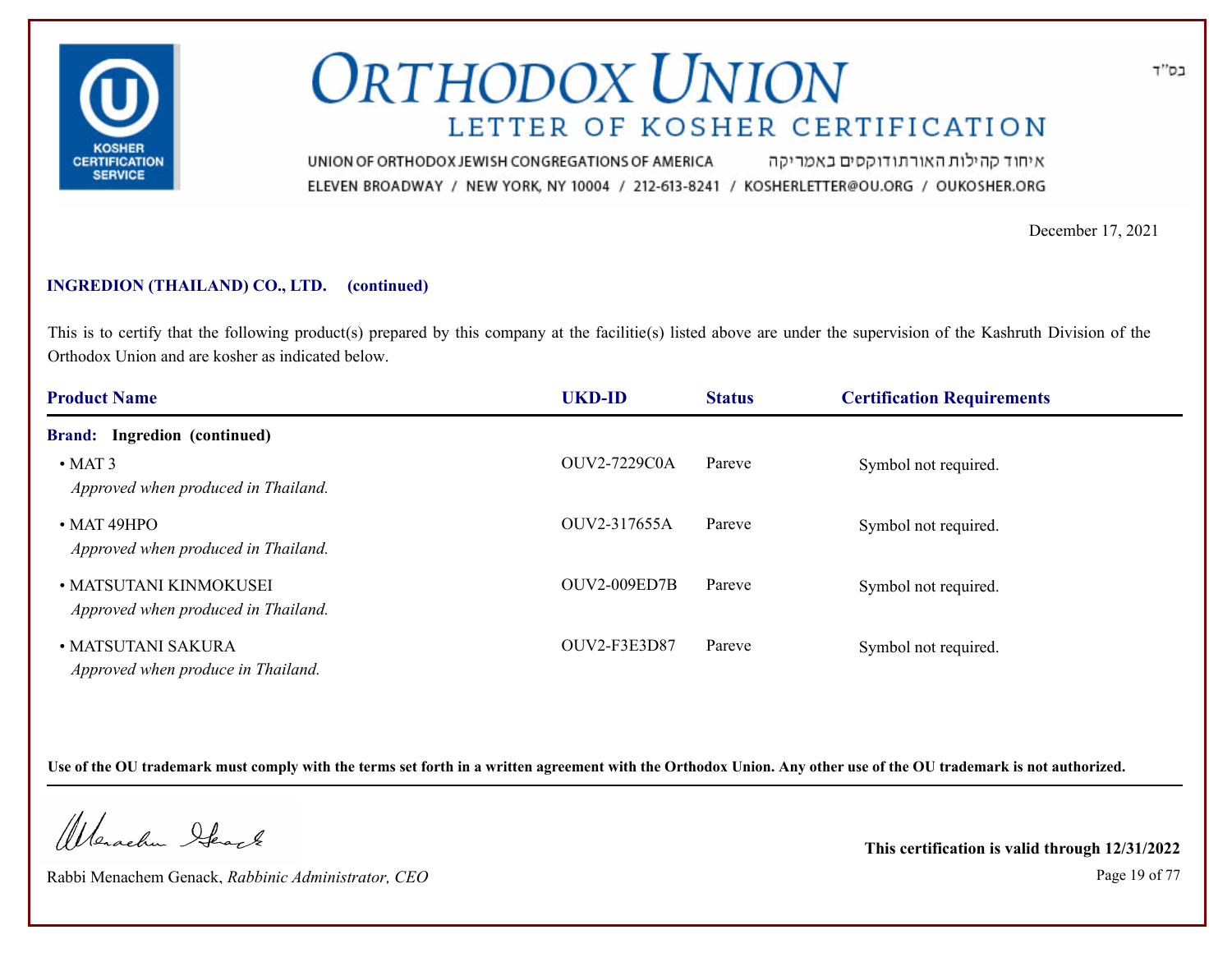בס"ד

# ORTHODOX UNION

## LETTER OF KOSHER CERTIFICATION

UNION OF ORTHODOX JEWISH CONGREGATIONS OF AMERICA איחוד קהילות האורתודוקסים באמריקה

ELEVEN BROADWAY / NEW YORK, NY 10004 / 212-613-8241 / KOSHERLETTER@OU.ORG / OUKOSHER.ORG

December 17, 2021

**INGREDION (THAILAND) CO., LTD. (continued)**

This is to certify that the following product(s) prepared by this company at the facilitie(s) listed above are under the supervision of the Kashruth Division of the Orthodox Union and are kosher as indicated below.

| Product Name | UKD-ID | Status | Certification Requirements |
| --- | --- | --- | --- |
| **Brand: Ingredion (continued)** | | | |
| • MAT 3<br>*Approved when produced in Thailand.* | OUV2-7229C0A | Pareve | Symbol not required. |
| • MAT 49HPO<br>*Approved when produced in Thailand.* | OUV2-317655A | Pareve | Symbol not required. |
| • MATSUTANI KINMOKUSEI<br>*Approved when produced in Thailand.* | OUV2-009ED7B | Pareve | Symbol not required. |
| • MATSUTANI SAKURA<br>*Approved when produce in Thailand.* | OUV2-F3E3D87 | Pareve | Symbol not required. |

**Use of the OU trademark must comply with the terms set forth in a written agreement with the Orthodox Union. Any other use of the OU trademark is not authorized.**

Rabbi Menachem Genack, *Rabbinic Administrator, CEO*

**This certification is valid through 12/31/2022**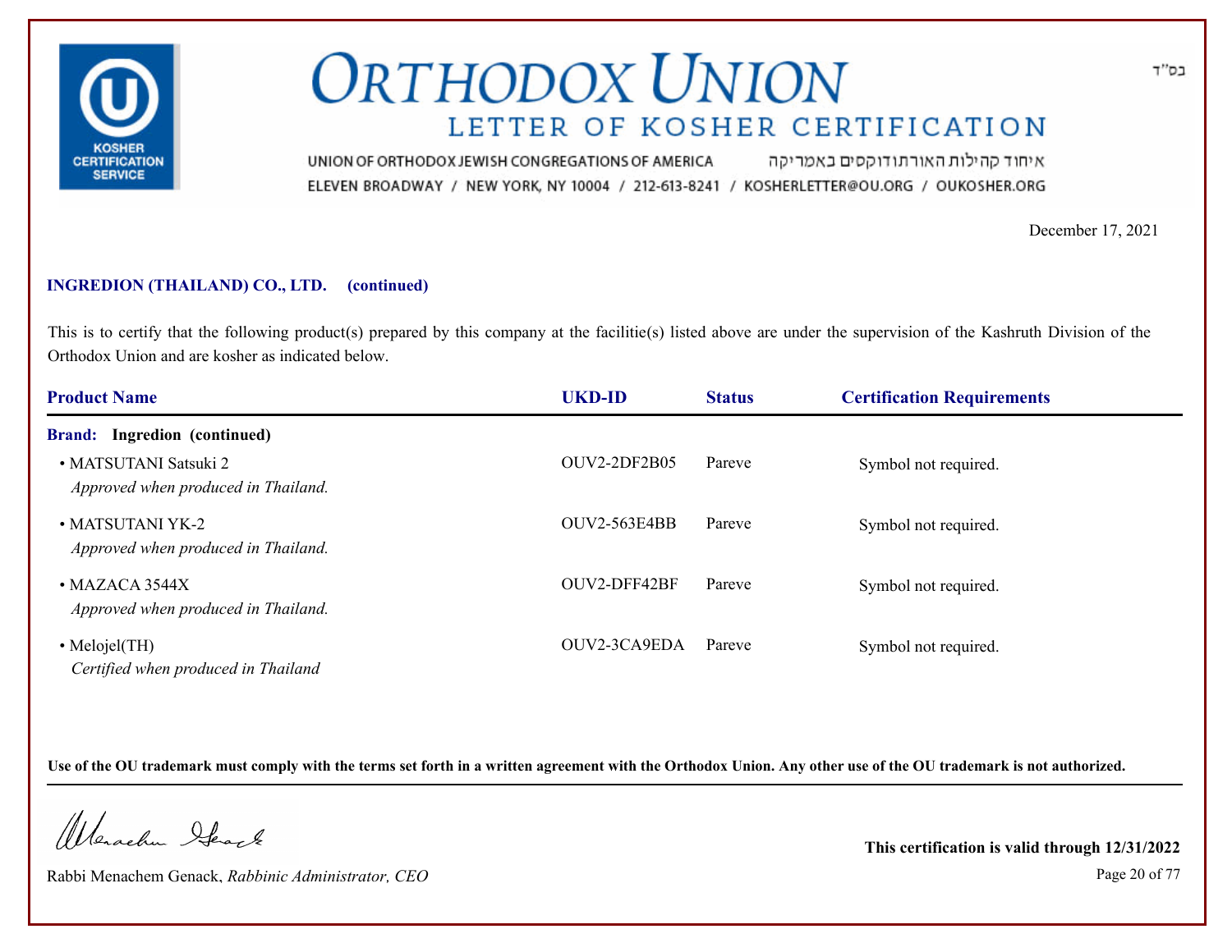בס"ד

# ORTHODOX UNION

## LETTER OF KOSHER CERTIFICATION

UNION OF ORTHODOX JEWISH CONGREGATIONS OF AMERICA איחוד קהילות האורתודוקסים באמריקה

ELEVEN BROADWAY / NEW YORK, NY 10004 / 212-613-8241 / KOSHERLETTER@OU.ORG / OUKOSHER.ORG

December 17, 2021

**INGREDION (THAILAND) CO., LTD. (continued)**

This is to certify that the following product(s) prepared by this company at the facilitie(s) listed above are under the supervision of the Kashruth Division of the Orthodox Union and are kosher as indicated below.

| Product Name | UKD-ID | Status | Certification Requirements |
|---|---|---|---|
| **Brand: Ingredion (continued)** | | | |
| • MATSUTANI Satsuki 2<br>*Approved when produced in Thailand.* | OUV2-2DF2B05 | Pareve | Symbol not required. |
| • MATSUTANI YK-2<br>*Approved when produced in Thailand.* | OUV2-563E4BB | Pareve | Symbol not required. |
| • MAZACA 3544X<br>*Approved when produced in Thailand.* | OUV2-DFF42BF | Pareve | Symbol not required. |
| • Melojel(TH)<br>*Certified when produced in Thailand* | OUV2-3CA9EDA | Pareve | Symbol not required. |

**Use of the OU trademark must comply with the terms set forth in a written agreement with the Orthodox Union. Any other use of the OU trademark is not authorized.**

Rabbi Menachem Genack, *Rabbinic Administrator, CEO*

**This certification is valid through 12/31/2022**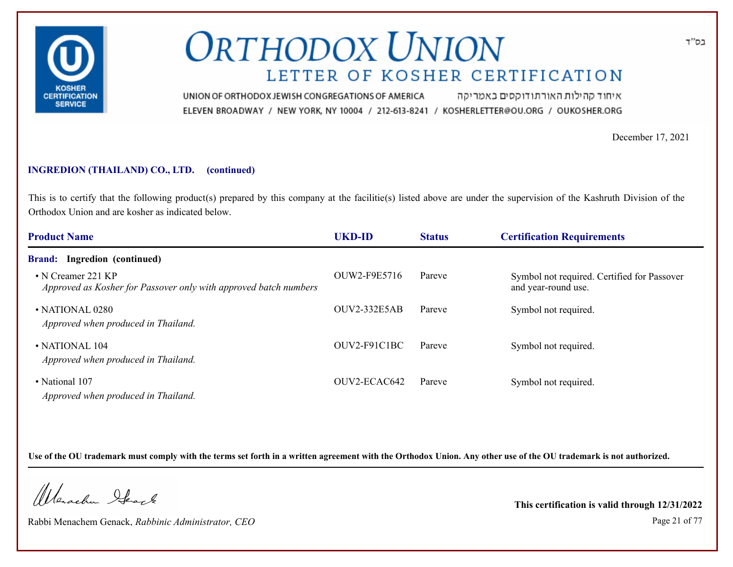# ORTHODOX UNION

## LETTER OF KOSHER CERTIFICATION

UNION OF ORTHODOX JEWISH CONGREGATIONS OF AMERICA איחוד קהילות האורתודוקסים באמריקה

ELEVEN BROADWAY / NEW YORK, NY 10004 / 212-613-8241 / KOSHERLETTER@OU.ORG / OUKOSHER.ORG

בס"ד

December 17, 2021

**INGREDION (THAILAND) CO., LTD. (continued)**

This is to certify that the following product(s) prepared by this company at the facilitie(s) listed above are under the supervision of the Kashruth Division of the Orthodox Union and are kosher as indicated below.

| Product Name | UKD-ID | Status | Certification Requirements |
|---|---|---|---|
| **Brand: Ingredion (continued)** | | | |
| • N Creamer 221 KP<br>*Approved as Kosher for Passover only with approved batch numbers* | OUW2-F9E5716 | Pareve | Symbol not required. Certified for Passover and year-round use. |
| • NATIONAL 0280<br>*Approved when produced in Thailand.* | OUV2-332E5AB | Pareve | Symbol not required. |
| • NATIONAL 104<br>*Approved when produced in Thailand.* | OUV2-F91C1BC | Pareve | Symbol not required. |
| • National 107<br>*Approved when produced in Thailand.* | OUV2-ECAC642 | Pareve | Symbol not required. |

**Use of the OU trademark must comply with the terms set forth in a written agreement with the Orthodox Union. Any other use of the OU trademark is not authorized.**

Rabbi Menachem Genack, *Rabbinic Administrator, CEO*

**This certification is valid through 12/31/2022**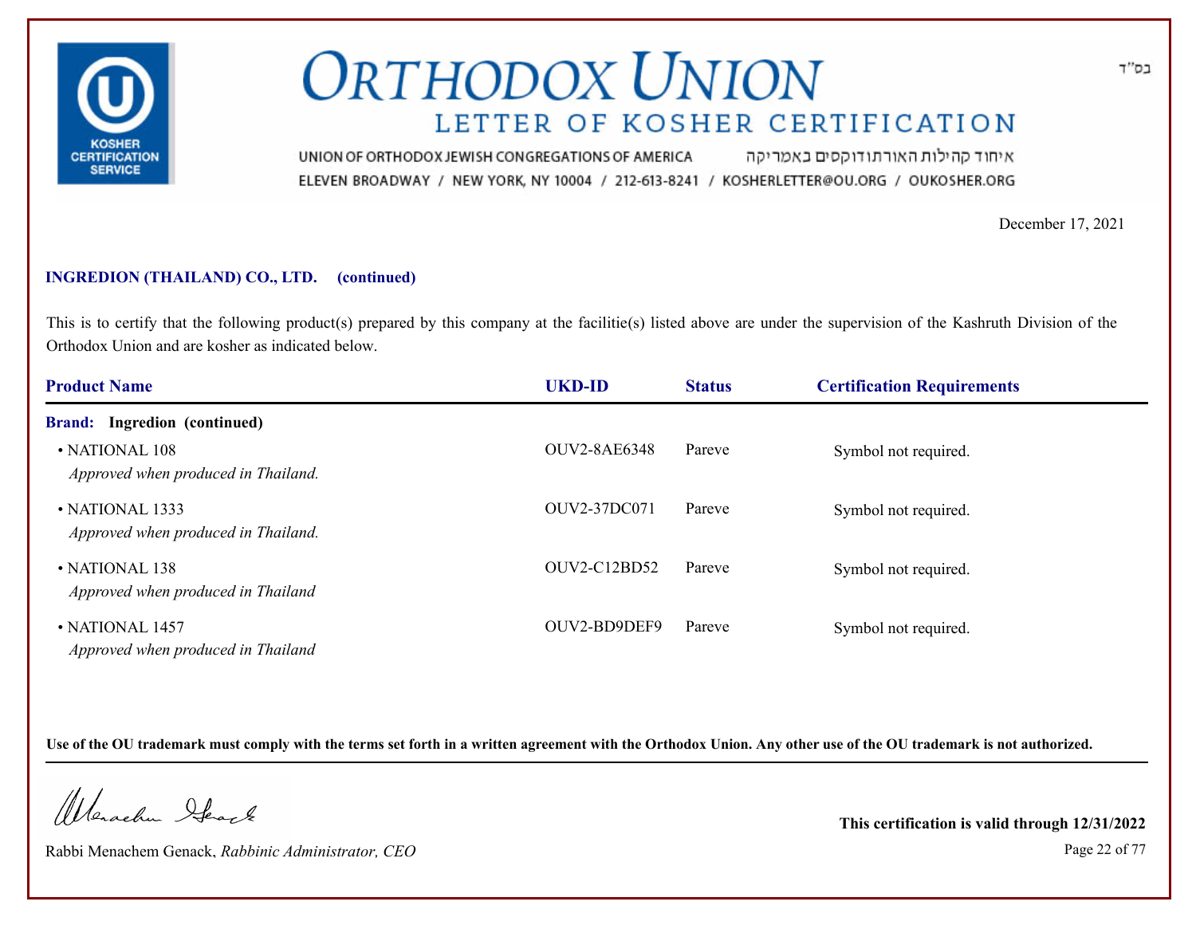# ORTHODOX UNION

## LETTER OF KOSHER CERTIFICATION

UNION OF ORTHODOX JEWISH CONGREGATIONS OF AMERICA איחוד קהילות האורתודוקסים באמריקה

ELEVEN BROADWAY / NEW YORK, NY 10004 / 212-613-8241 / KOSHERLETTER@OU.ORG / OUKOSHER.ORG

בס"ד

December 17, 2021

**INGREDION (THAILAND) CO., LTD. (continued)**

This is to certify that the following product(s) prepared by this company at the facilitie(s) listed above are under the supervision of the Kashruth Division of the Orthodox Union and are kosher as indicated below.

| Product Name | UKD-ID | Status | Certification Requirements |
|---|---|---|---|
| **Brand: Ingredion (continued)** | | | |
| • NATIONAL 108<br>*Approved when produced in Thailand.* | OUV2-8AE6348 | Pareve | Symbol not required. |
| • NATIONAL 1333<br>*Approved when produced in Thailand.* | OUV2-37DC071 | Pareve | Symbol not required. |
| • NATIONAL 138<br>*Approved when produced in Thailand* | OUV2-C12BD52 | Pareve | Symbol not required. |
| • NATIONAL 1457<br>*Approved when produced in Thailand* | OUV2-BD9DEF9 | Pareve | Symbol not required. |

**Use of the OU trademark must comply with the terms set forth in a written agreement with the Orthodox Union. Any other use of the OU trademark is not authorized.**

Rabbi Menachem Genack, *Rabbinic Administrator, CEO*

**This certification is valid through 12/31/2022**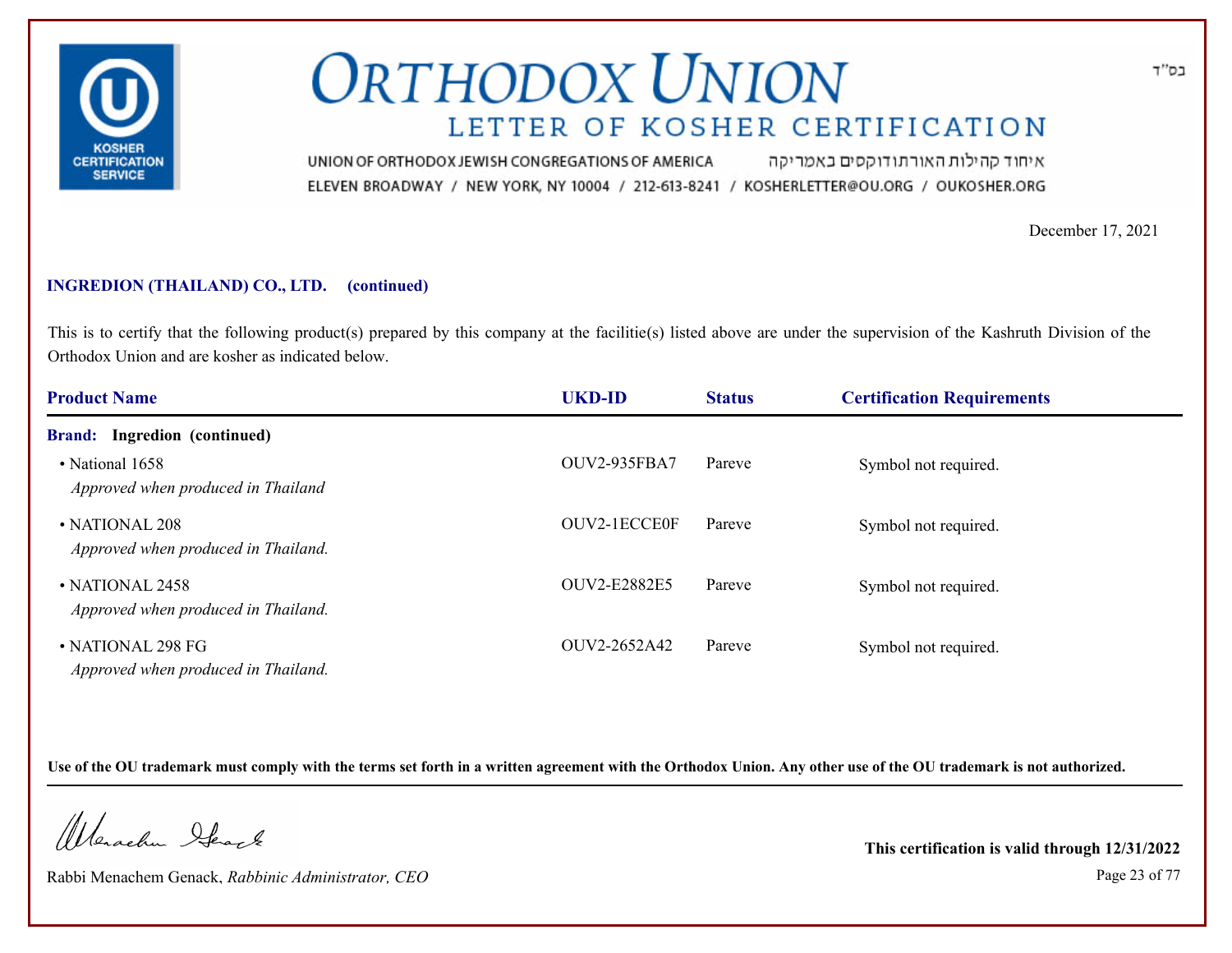# ORTHODOX UNION

## LETTER OF KOSHER CERTIFICATION

UNION OF ORTHODOX JEWISH CONGREGATIONS OF AMERICA איחוד קהילות האורתודוקסים באמריקה
ELEVEN BROADWAY / NEW YORK, NY 10004 / 212-613-8241 / KOSHERLETTER@OU.ORG / OUKOSHER.ORG

בס"ד

December 17, 2021

**INGREDION (THAILAND) CO., LTD. (continued)**

This is to certify that the following product(s) prepared by this company at the facilitie(s) listed above are under the supervision of the Kashruth Division of the Orthodox Union and are kosher as indicated below.

| Product Name | UKD-ID | Status | Certification Requirements |
|---|---|---|---|
| **Brand: Ingredion (continued)** | | | |
| • National 1658 *Approved when produced in Thailand* | OUV2-935FBA7 | Pareve | Symbol not required. |
| • NATIONAL 208 *Approved when produced in Thailand.* | OUV2-1ECCE0F | Pareve | Symbol not required. |
| • NATIONAL 2458 *Approved when produced in Thailand.* | OUV2-E2882E5 | Pareve | Symbol not required. |
| • NATIONAL 298 FG *Approved when produced in Thailand.* | OUV2-2652A42 | Pareve | Symbol not required. |

**Use of the OU trademark must comply with the terms set forth in a written agreement with the Orthodox Union. Any other use of the OU trademark is not authorized.**

Rabbi Menachem Genack, *Rabbinic Administrator, CEO*

**This certification is valid through 12/31/2022**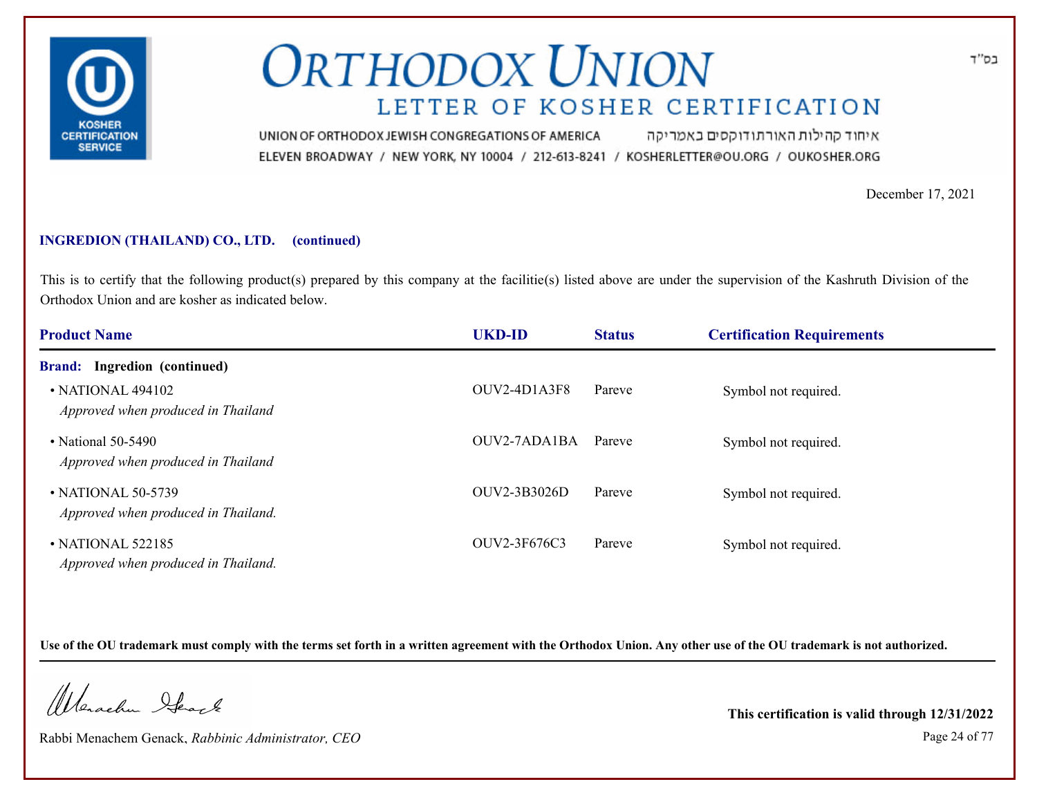# ORTHODOX UNION

## LETTER OF KOSHER CERTIFICATION

UNION OF ORTHODOX JEWISH CONGREGATIONS OF AMERICA איחוד קהילות האורתודוקסים באמריקה
ELEVEN BROADWAY / NEW YORK, NY 10004 / 212-613-8241 / KOSHERLETTER@OU.ORG / OUKOSHER.ORG

בס"ד

December 17, 2021

**INGREDION (THAILAND) CO., LTD. (continued)**

This is to certify that the following product(s) prepared by this company at the facilitie(s) listed above are under the supervision of the Kashruth Division of the Orthodox Union and are kosher as indicated below.

| Product Name | UKD-ID | Status | Certification Requirements |
|---|---|---|---|
| **Brand: Ingredion (continued)** | | | |
| • NATIONAL 494102 *Approved when produced in Thailand* | OUV2-4D1A3F8 | Pareve | Symbol not required. |
| • National 50-5490 *Approved when produced in Thailand* | OUV2-7ADA1BA | Pareve | Symbol not required. |
| • NATIONAL 50-5739 *Approved when produced in Thailand.* | OUV2-3B3026D | Pareve | Symbol not required. |
| • NATIONAL 522185 *Approved when produced in Thailand.* | OUV2-3F676C3 | Pareve | Symbol not required. |

**Use of the OU trademark must comply with the terms set forth in a written agreement with the Orthodox Union. Any other use of the OU trademark is not authorized.**

Rabbi Menachem Genack, *Rabbinic Administrator, CEO*

**This certification is valid through 12/31/2022**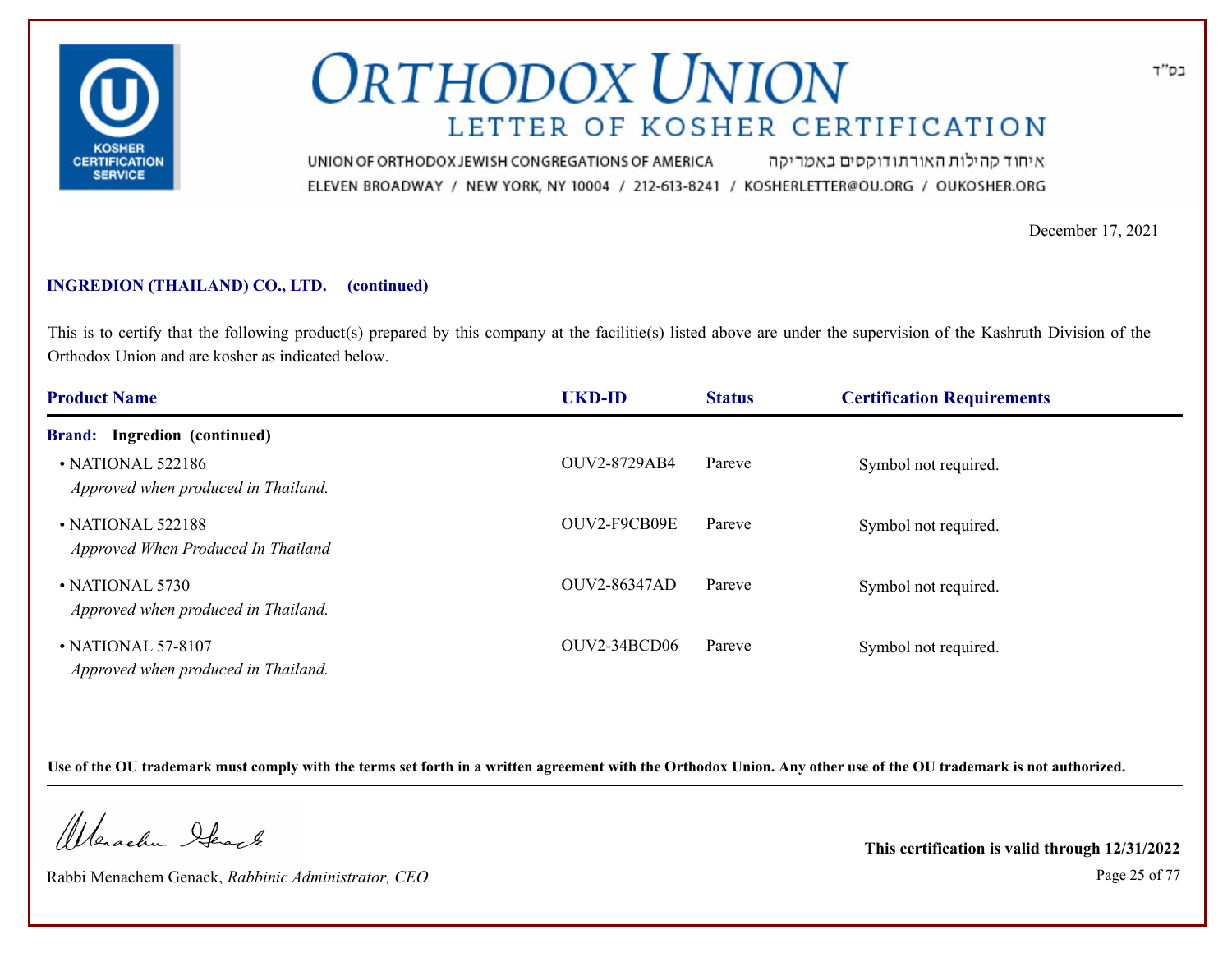# ORTHODOX UNION

## LETTER OF KOSHER CERTIFICATION

UNION OF ORTHODOX JEWISH CONGREGATIONS OF AMERICA איחוד קהילות האורתודוקסים באמריקה

ELEVEN BROADWAY / NEW YORK, NY 10004 / 212-613-8241 / KOSHERLETTER@OU.ORG / OUKOSHER.ORG

בס"ד

December 17, 2021

**INGREDION (THAILAND) CO., LTD. (continued)**

This is to certify that the following product(s) prepared by this company at the facilitie(s) listed above are under the supervision of the Kashruth Division of the Orthodox Union and are kosher as indicated below.

| Product Name | UKD-ID | Status | Certification Requirements |
|---|---|---|---|
| **Brand: Ingredion (continued)** | | | |
| • NATIONAL 522186<br>*Approved when produced in Thailand.* | OUV2-8729AB4 | Pareve | Symbol not required. |
| • NATIONAL 522188<br>*Approved When Produced In Thailand* | OUV2-F9CB09E | Pareve | Symbol not required. |
| • NATIONAL 5730<br>*Approved when produced in Thailand.* | OUV2-86347AD | Pareve | Symbol not required. |
| • NATIONAL 57-8107<br>*Approved when produced in Thailand.* | OUV2-34BCD06 | Pareve | Symbol not required. |

**Use of the OU trademark must comply with the terms set forth in a written agreement with the Orthodox Union. Any other use of the OU trademark is not authorized.**

Rabbi Menachem Genack, *Rabbinic Administrator, CEO*

**This certification is valid through 12/31/2022**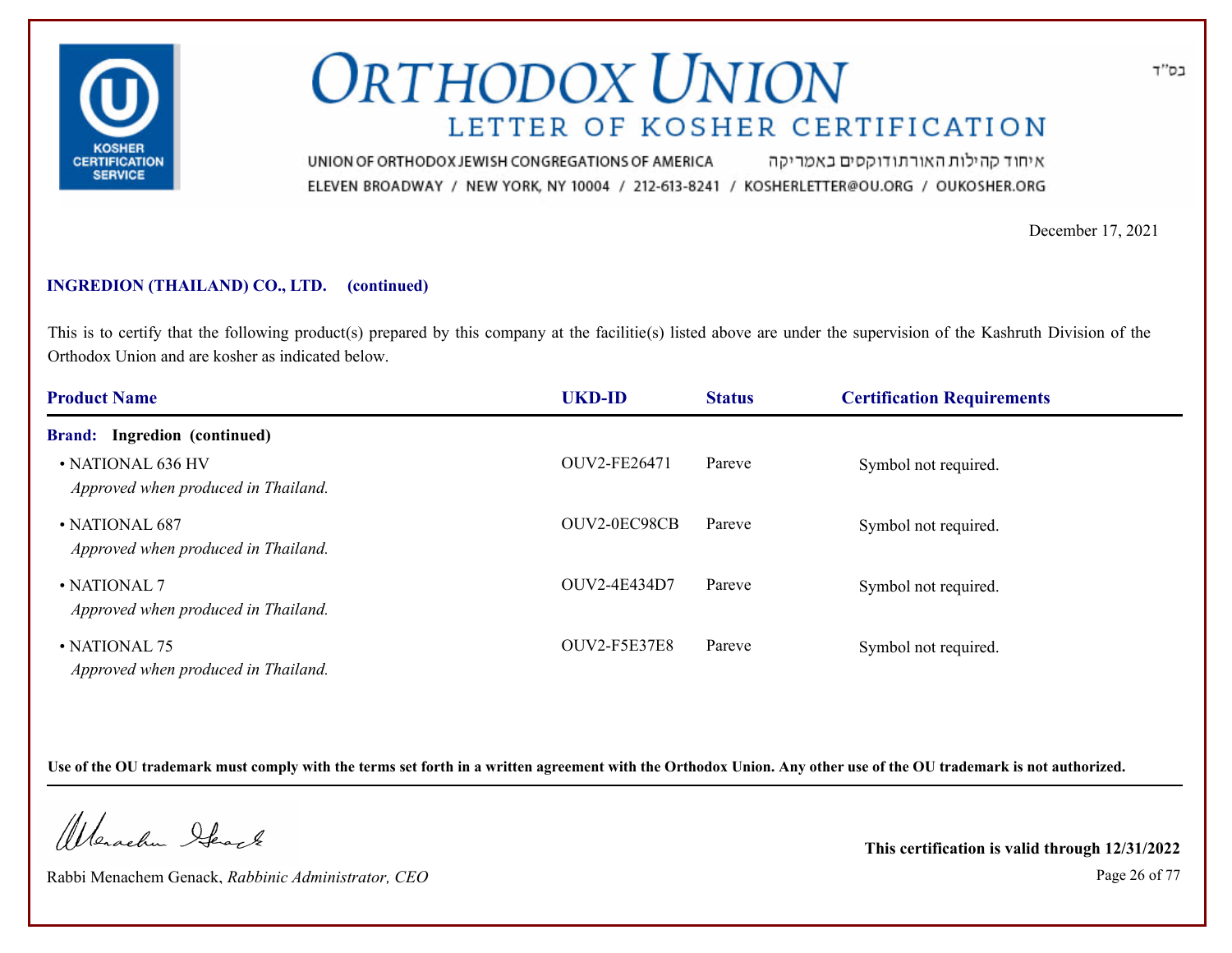# ORTHODOX UNION

## LETTER OF KOSHER CERTIFICATION

בס"ד

UNION OF ORTHODOX JEWISH CONGREGATIONS OF AMERICA איחוד קהילות האורתודוקסים באמריקה

ELEVEN BROADWAY / NEW YORK, NY 10004 / 212-613-8241 / KOSHERLETTER@OU.ORG / OUKOSHER.ORG

December 17, 2021

**INGREDION (THAILAND) CO., LTD. (continued)**

This is to certify that the following product(s) prepared by this company at the facilitie(s) listed above are under the supervision of the Kashruth Division of the Orthodox Union and are kosher as indicated below.

| Product Name | UKD-ID | Status | Certification Requirements |
|---|---|---|---|
| **Brand: Ingredion (continued)** | | | |
| • NATIONAL 636 HV<br>*Approved when produced in Thailand.* | OUV2-FE26471 | Pareve | Symbol not required. |
| • NATIONAL 687<br>*Approved when produced in Thailand.* | OUV2-0EC98CB | Pareve | Symbol not required. |
| • NATIONAL 7<br>*Approved when produced in Thailand.* | OUV2-4E434D7 | Pareve | Symbol not required. |
| • NATIONAL 75<br>*Approved when produced in Thailand.* | OUV2-F5E37E8 | Pareve | Symbol not required. |

**Use of the OU trademark must comply with the terms set forth in a written agreement with the Orthodox Union. Any other use of the OU trademark is not authorized.**

Rabbi Menachem Genack, *Rabbinic Administrator, CEO*

**This certification is valid through 12/31/2022**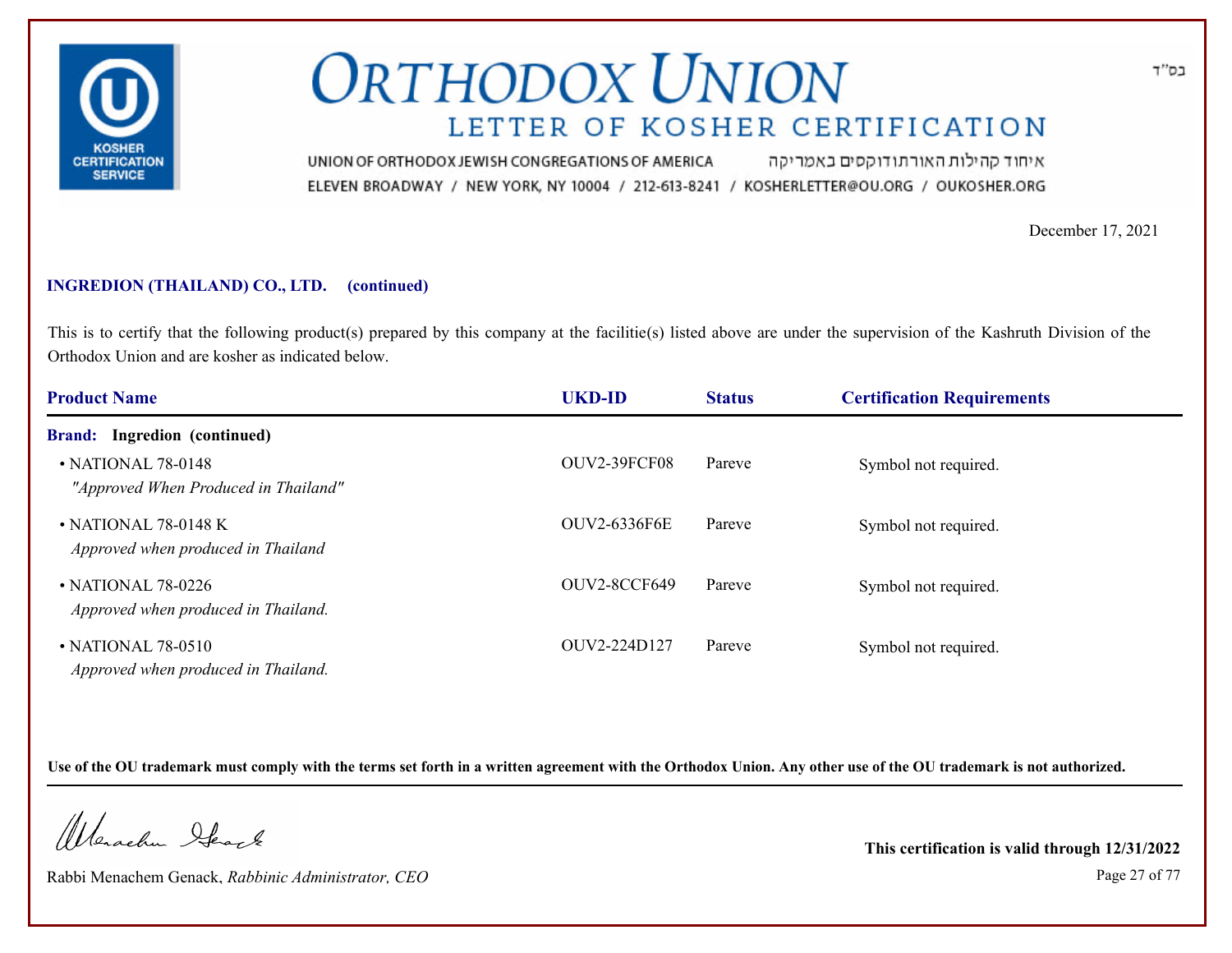# ORTHODOX UNION

## LETTER OF KOSHER CERTIFICATION

UNION OF ORTHODOX JEWISH CONGREGATIONS OF AMERICA איחוד קהילות האורתודוקסים באמריקה

ELEVEN BROADWAY / NEW YORK, NY 10004 / 212-613-8241 / KOSHERLETTER@OU.ORG / OUKOSHER.ORG

בס"ד

December 17, 2021

**INGREDION (THAILAND) CO., LTD. (continued)**

This is to certify that the following product(s) prepared by this company at the facilitie(s) listed above are under the supervision of the Kashruth Division of the Orthodox Union and are kosher as indicated below.

| Product Name | UKD-ID | Status | Certification Requirements |
|---|---|---|---|
| **Brand: Ingredion (continued)** | | | |
| • NATIONAL 78-0148 *"Approved When Produced in Thailand"* | OUV2-39FCF08 | Pareve | Symbol not required. |
| • NATIONAL 78-0148 K *Approved when produced in Thailand* | OUV2-6336F6E | Pareve | Symbol not required. |
| • NATIONAL 78-0226 *Approved when produced in Thailand.* | OUV2-8CCF649 | Pareve | Symbol not required. |
| • NATIONAL 78-0510 *Approved when produced in Thailand.* | OUV2-224D127 | Pareve | Symbol not required. |

**Use of the OU trademark must comply with the terms set forth in a written agreement with the Orthodox Union. Any other use of the OU trademark is not authorized.**

Rabbi Menachem Genack, *Rabbinic Administrator, CEO*

**This certification is valid through 12/31/2022**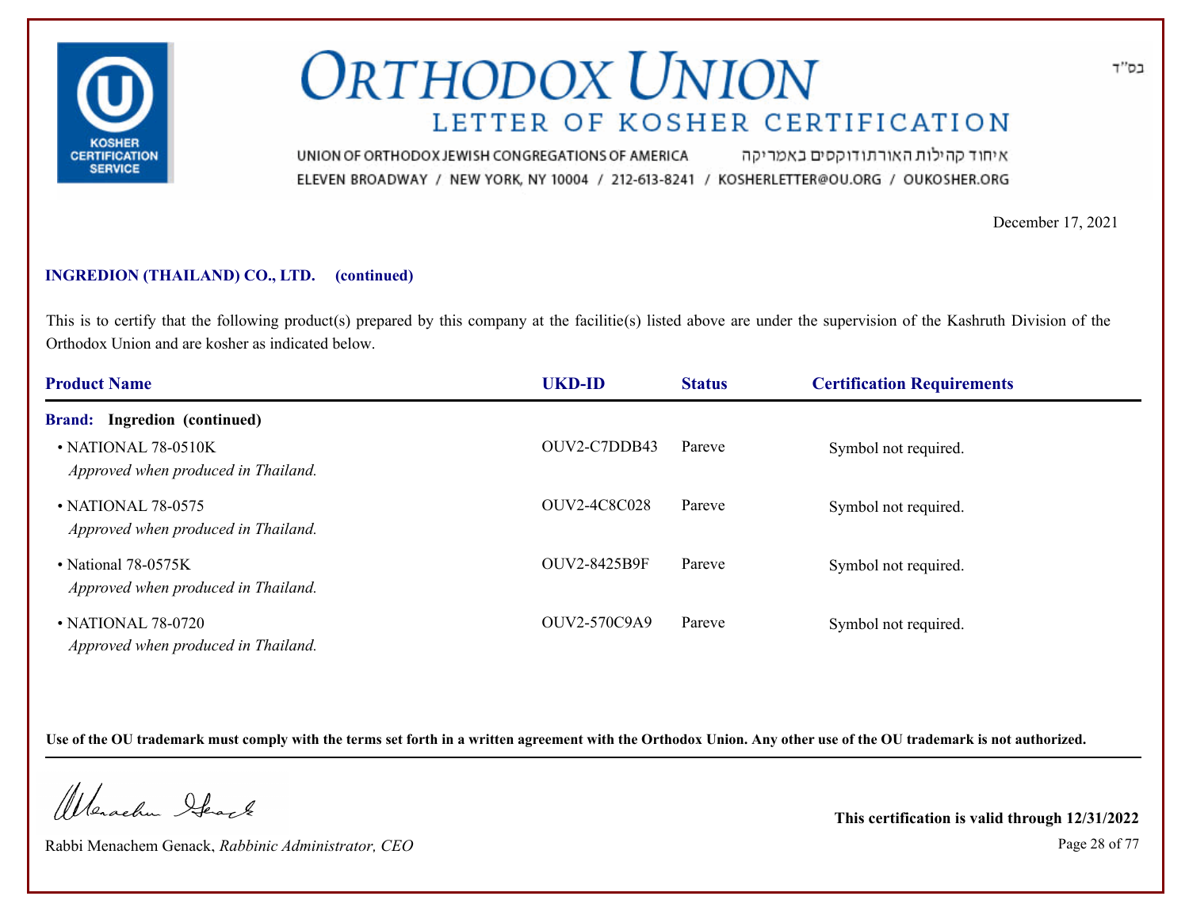# ORTHODOX UNION

## LETTER OF KOSHER CERTIFICATION

בס"ד

UNION OF ORTHODOX JEWISH CONGREGATIONS OF AMERICA איחוד קהילות האורתודוקסים באמריקה

ELEVEN BROADWAY / NEW YORK, NY 10004 / 212-613-8241 / KOSHERLETTER@OU.ORG / OUKOSHER.ORG

December 17, 2021

**INGREDION (THAILAND) CO., LTD. (continued)**

This is to certify that the following product(s) prepared by this company at the facilitie(s) listed above are under the supervision of the Kashruth Division of the Orthodox Union and are kosher as indicated below.

| Product Name | UKD-ID | Status | Certification Requirements |
|---|---|---|---|
| **Brand: Ingredion (continued)** | | | |
| • NATIONAL 78-0510K *Approved when produced in Thailand.* | OUV2-C7DDB43 | Pareve | Symbol not required. |
| • NATIONAL 78-0575 *Approved when produced in Thailand.* | OUV2-4C8C028 | Pareve | Symbol not required. |
| • National 78-0575K *Approved when produced in Thailand.* | OUV2-8425B9F | Pareve | Symbol not required. |
| • NATIONAL 78-0720 *Approved when produced in Thailand.* | OUV2-570C9A9 | Pareve | Symbol not required. |

**Use of the OU trademark must comply with the terms set forth in a written agreement with the Orthodox Union. Any other use of the OU trademark is not authorized.**

Rabbi Menachem Genack, *Rabbinic Administrator, CEO*

**This certification is valid through 12/31/2022**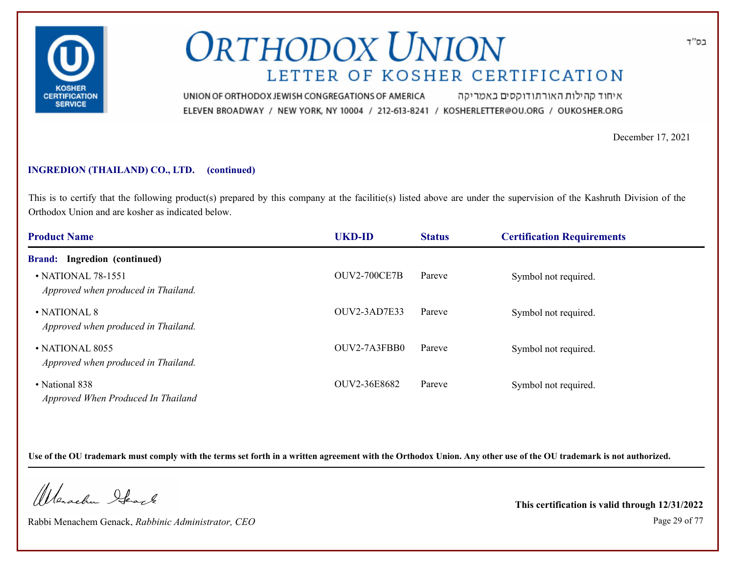בס"ד

# ORTHODOX UNION

## LETTER OF KOSHER CERTIFICATION

UNION OF ORTHODOX JEWISH CONGREGATIONS OF AMERICA איחוד קהילות האורתודוקסים באמריקה

ELEVEN BROADWAY / NEW YORK, NY 10004 / 212-613-8241 / KOSHERLETTER@OU.ORG / OUKOSHER.ORG

December 17, 2021

**INGREDION (THAILAND) CO., LTD. (continued)**

This is to certify that the following product(s) prepared by this company at the facilitie(s) listed above are under the supervision of the Kashruth Division of the Orthodox Union and are kosher as indicated below.

| Product Name | UKD-ID | Status | Certification Requirements |
|---|---|---|---|
| **Brand: Ingredion (continued)** | | | |
| • NATIONAL 78-1551 *Approved when produced in Thailand.* | OUV2-700CE7B | Pareve | Symbol not required. |
| • NATIONAL 8 *Approved when produced in Thailand.* | OUV2-3AD7E33 | Pareve | Symbol not required. |
| • NATIONAL 8055 *Approved when produced in Thailand.* | OUV2-7A3FBB0 | Pareve | Symbol not required. |
| • National 838 *Approved When Produced In Thailand* | OUV2-36E8682 | Pareve | Symbol not required. |

**Use of the OU trademark must comply with the terms set forth in a written agreement with the Orthodox Union. Any other use of the OU trademark is not authorized.**

Rabbi Menachem Genack, *Rabbinic Administrator, CEO*

**This certification is valid through 12/31/2022**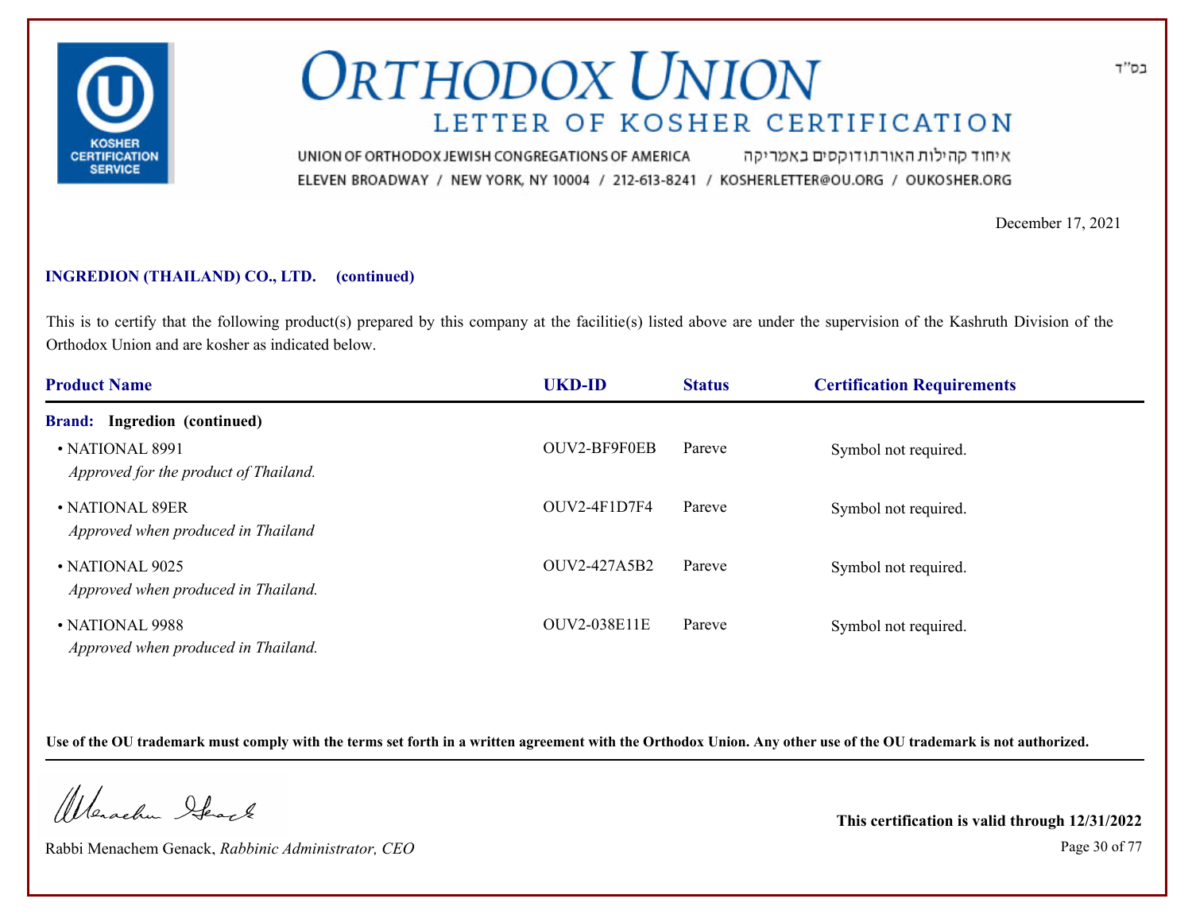בס"ד

# ORTHODOX UNION

## LETTER OF KOSHER CERTIFICATION

UNION OF ORTHODOX JEWISH CONGREGATIONS OF AMERICA איחוד קהילות האורתודוקסים באמריקה
ELEVEN BROADWAY / NEW YORK, NY 10004 / 212-613-8241 / KOSHERLETTER@OU.ORG / OUKOSHER.ORG

December 17, 2021

**INGREDION (THAILAND) CO., LTD. (continued)**

This is to certify that the following product(s) prepared by this company at the facilitie(s) listed above are under the supervision of the Kashruth Division of the Orthodox Union and are kosher as indicated below.

| Product Name | UKD-ID | Status | Certification Requirements |
|---|---|---|---|
| **Brand: Ingredion (continued)** | | | |
| • NATIONAL 8991 *Approved for the product of Thailand.* | OUV2-BF9F0EB | Pareve | Symbol not required. |
| • NATIONAL 89ER *Approved when produced in Thailand* | OUV2-4F1D7F4 | Pareve | Symbol not required. |
| • NATIONAL 9025 *Approved when produced in Thailand.* | OUV2-427A5B2 | Pareve | Symbol not required. |
| • NATIONAL 9988 *Approved when produced in Thailand.* | OUV2-038E11E | Pareve | Symbol not required. |

**Use of the OU trademark must comply with the terms set forth in a written agreement with the Orthodox Union. Any other use of the OU trademark is not authorized.**

Rabbi Menachem Genack, *Rabbinic Administrator, CEO*

**This certification is valid through 12/31/2022**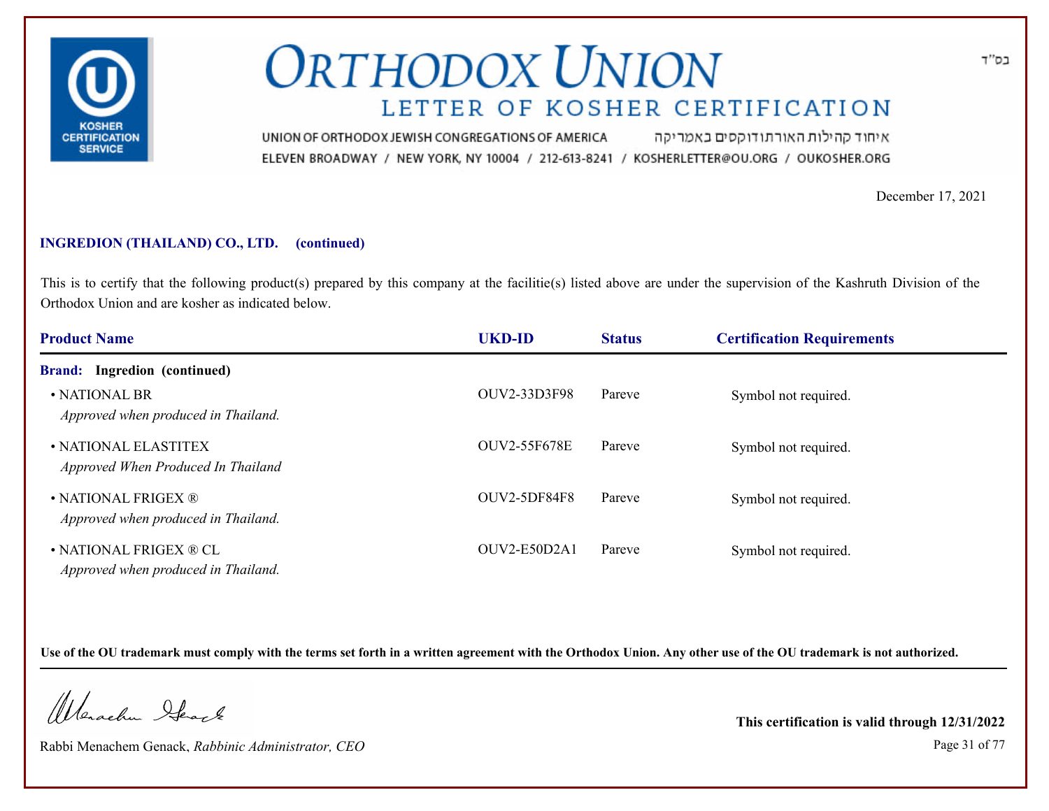# ORTHODOX UNION

## LETTER OF KOSHER CERTIFICATION

UNION OF ORTHODOX JEWISH CONGREGATIONS OF AMERICA איחוד קהילות האורתודוקסים באמריקה

ELEVEN BROADWAY / NEW YORK, NY 10004 / 212-613-8241 / KOSHERLETTER@OU.ORG / OUKOSHER.ORG

בס"ד

December 17, 2021

**INGREDION (THAILAND) CO., LTD. (continued)**

This is to certify that the following product(s) prepared by this company at the facilitie(s) listed above are under the supervision of the Kashruth Division of the Orthodox Union and are kosher as indicated below.

| Product Name | UKD-ID | Status | Certification Requirements |
|---|---|---|---|
| **Brand: Ingredion (continued)** | | | |
| • NATIONAL BR<br>*Approved when produced in Thailand.* | OUV2-33D3F98 | Pareve | Symbol not required. |
| • NATIONAL ELASTITEX<br>*Approved When Produced In Thailand* | OUV2-55F678E | Pareve | Symbol not required. |
| • NATIONAL FRIGEX ®<br>*Approved when produced in Thailand.* | OUV2-5DF84F8 | Pareve | Symbol not required. |
| • NATIONAL FRIGEX ® CL<br>*Approved when produced in Thailand.* | OUV2-E50D2A1 | Pareve | Symbol not required. |

**Use of the OU trademark must comply with the terms set forth in a written agreement with the Orthodox Union. Any other use of the OU trademark is not authorized.**

Rabbi Menachem Genack, *Rabbinic Administrator, CEO*

**This certification is valid through 12/31/2022**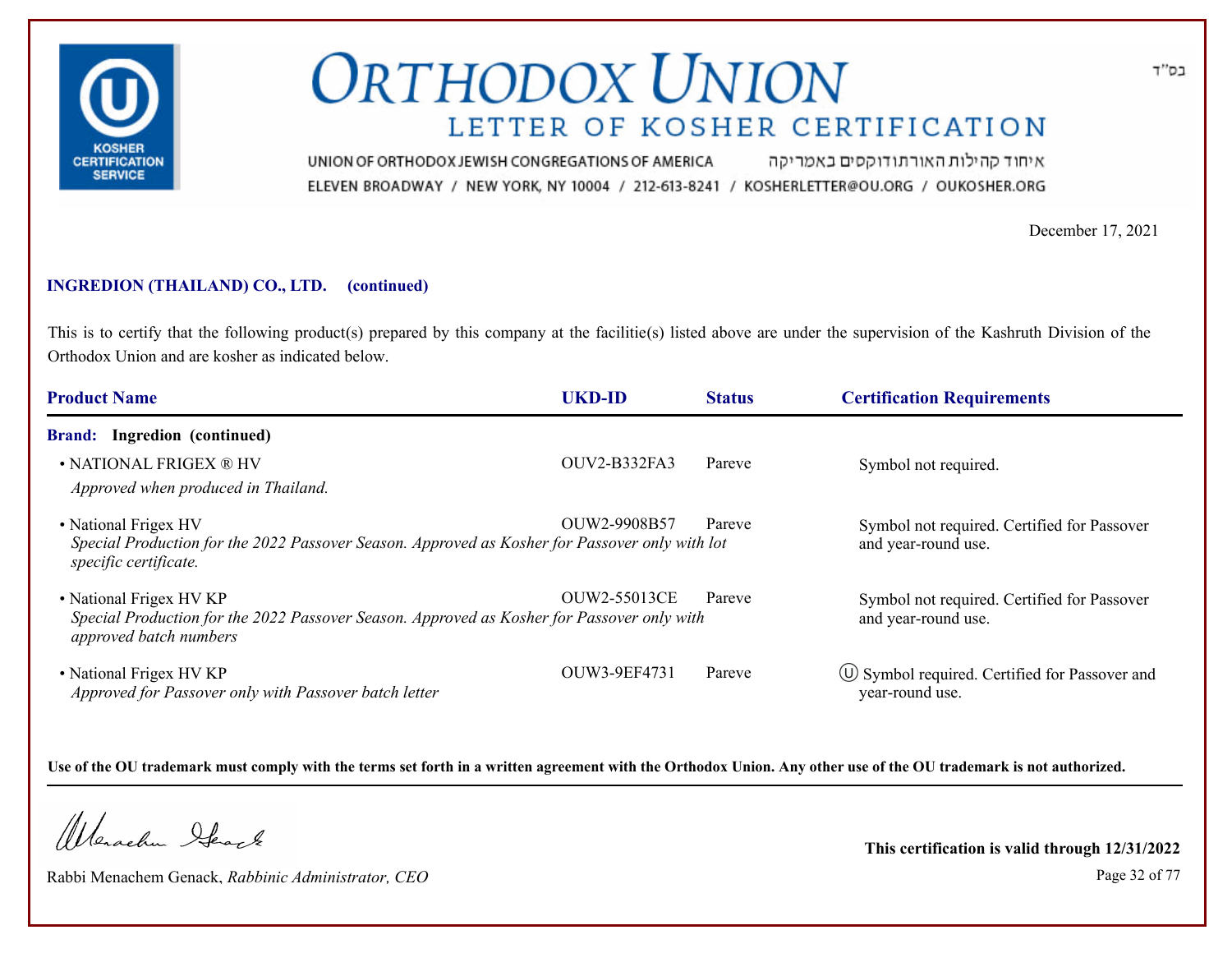# ORTHODOX UNION

## LETTER OF KOSHER CERTIFICATION

UNION OF ORTHODOX JEWISH CONGREGATIONS OF AMERICA איחוד קהילות האורתודוקסים באמריקה

ELEVEN BROADWAY / NEW YORK, NY 10004 / 212-613-8241 / KOSHERLETTER@OU.ORG / OUKOSHER.ORG

בס"ד

December 17, 2021

**INGREDION (THAILAND) CO., LTD. (continued)**

This is to certify that the following product(s) prepared by this company at the facilitie(s) listed above are under the supervision of the Kashruth Division of the Orthodox Union and are kosher as indicated below.

| Product Name | UKD-ID | Status | Certification Requirements |
|---|---|---|---|
| **Brand: Ingredion (continued)** | | | |
| • NATIONAL FRIGEX ® HV<br>*Approved when produced in Thailand.* | OUV2-B332FA3 | Pareve | Symbol not required. |
| • National Frigex HV<br>*Special Production for the 2022 Passover Season. Approved as Kosher for Passover only with lot specific certificate.* | OUW2-9908B57 | Pareve | Symbol not required. Certified for Passover and year-round use. |
| • National Frigex HV KP<br>*Special Production for the 2022 Passover Season. Approved as Kosher for Passover only with approved batch numbers* | OUW2-55013CE | Pareve | Symbol not required. Certified for Passover and year-round use. |
| • National Frigex HV KP<br>*Approved for Passover only with Passover batch letter* | OUW3-9EF4731 | Pareve | Ⓤ Symbol required. Certified for Passover and year-round use. |

**Use of the OU trademark must comply with the terms set forth in a written agreement with the Orthodox Union. Any other use of the OU trademark is not authorized.**

Rabbi Menachem Genack, *Rabbinic Administrator, CEO*

**This certification is valid through 12/31/2022**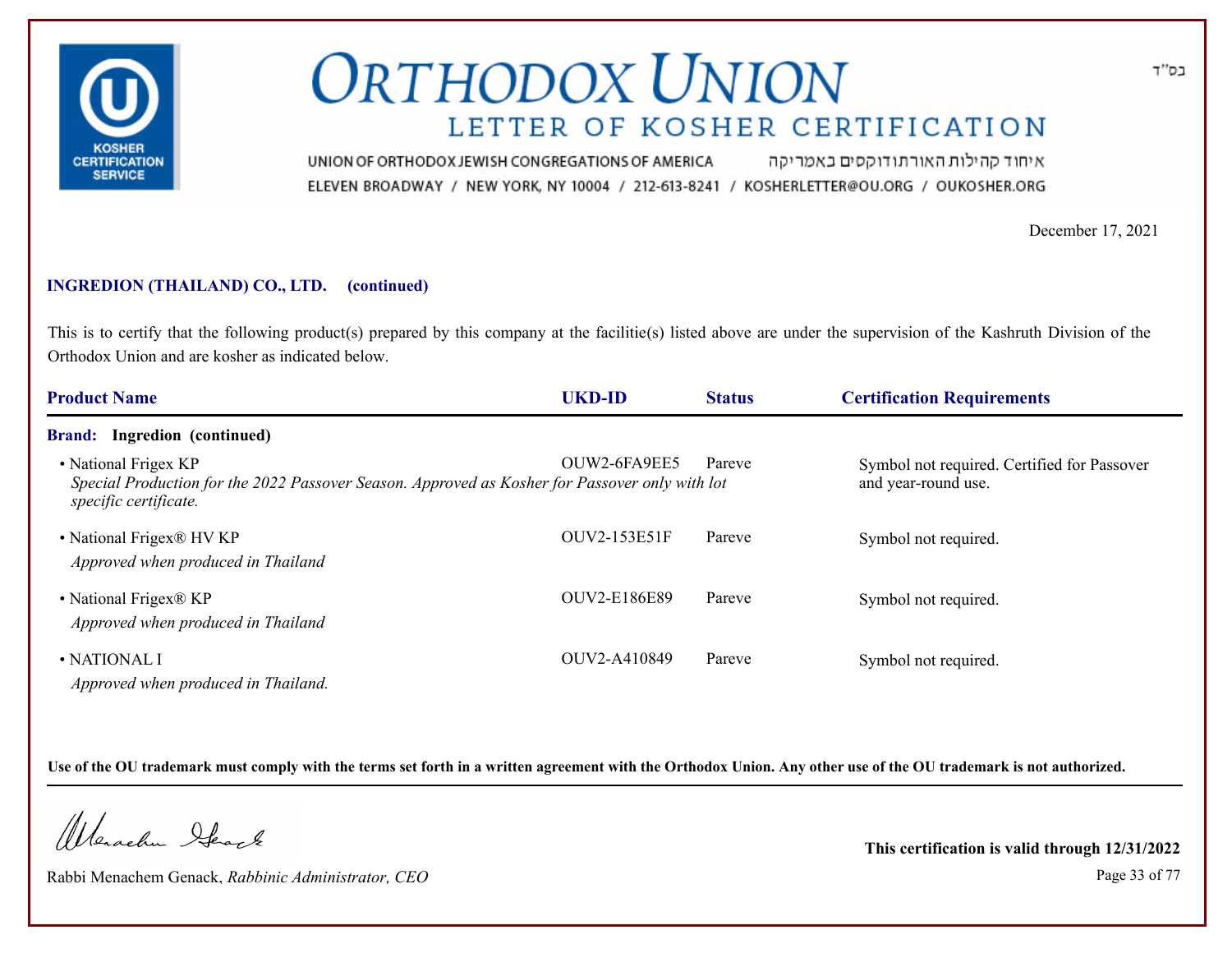# ORTHODOX UNION
## LETTER OF KOSHER CERTIFICATION

UNION OF ORTHODOX JEWISH CONGREGATIONS OF AMERICA איחוד קהילות האורתודוקסים באמריקה
ELEVEN BROADWAY / NEW YORK, NY 10004 / 212-613-8241 / KOSHERLETTER@OU.ORG / OUKOSHER.ORG

בס"ד

December 17, 2021

**INGREDION (THAILAND) CO., LTD. (continued)**

This is to certify that the following product(s) prepared by this company at the facilitie(s) listed above are under the supervision of the Kashruth Division of the Orthodox Union and are kosher as indicated below.

| Product Name | UKD-ID | Status | Certification Requirements |
|---|---|---|---|
| **Brand: Ingredion (continued)** | | | |
| • National Frigex KP<br>*Special Production for the 2022 Passover Season. Approved as Kosher for Passover only with lot specific certificate.* | OUW2-6FA9EE5 | Pareve | Symbol not required. Certified for Passover and year-round use. |
| • National Frigex® HV KP<br>*Approved when produced in Thailand* | OUV2-153E51F | Pareve | Symbol not required. |
| • National Frigex® KP<br>*Approved when produced in Thailand* | OUV2-E186E89 | Pareve | Symbol not required. |
| • NATIONAL I<br>*Approved when produced in Thailand.* | OUV2-A410849 | Pareve | Symbol not required. |

**Use of the OU trademark must comply with the terms set forth in a written agreement with the Orthodox Union. Any other use of the OU trademark is not authorized.**

Rabbi Menachem Genack, *Rabbinic Administrator, CEO*

**This certification is valid through 12/31/2022**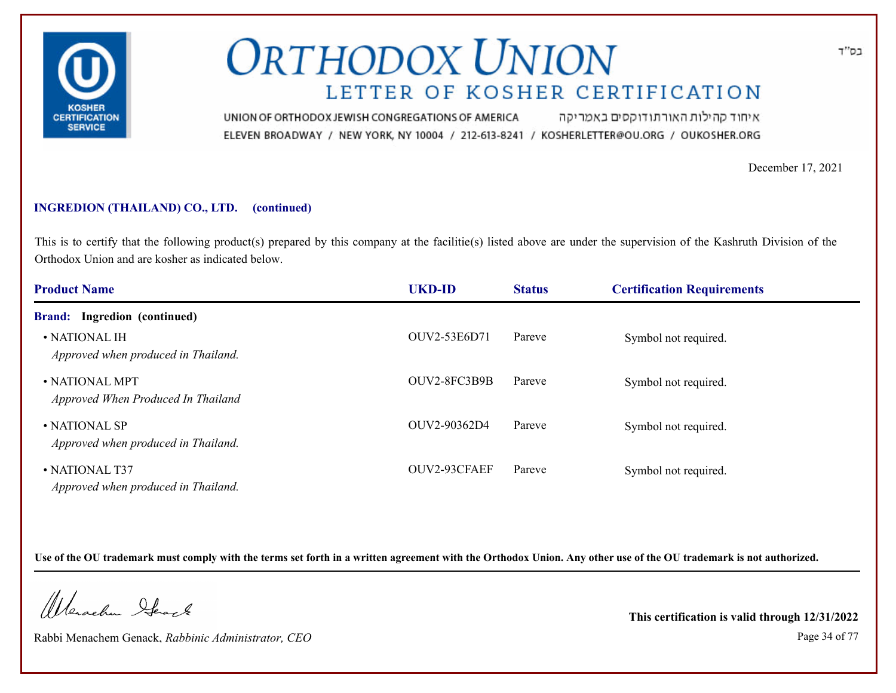# ORTHODOX UNION

## LETTER OF KOSHER CERTIFICATION

UNION OF ORTHODOX JEWISH CONGREGATIONS OF AMERICA איחוד קהילות האורתודוקסים באמריקה
ELEVEN BROADWAY / NEW YORK, NY 10004 / 212-613-8241 / KOSHERLETTER@OU.ORG / OUKOSHER.ORG

בס"ד

December 17, 2021

**INGREDION (THAILAND) CO., LTD. (continued)**

This is to certify that the following product(s) prepared by this company at the facilitie(s) listed above are under the supervision of the Kashruth Division of the Orthodox Union and are kosher as indicated below.

| Product Name | UKD-ID | Status | Certification Requirements |
|---|---|---|---|
| **Brand: Ingredion (continued)** | | | |
| • NATIONAL IH<br>*Approved when produced in Thailand.* | OUV2-53E6D71 | Pareve | Symbol not required. |
| • NATIONAL MPT<br>*Approved When Produced In Thailand* | OUV2-8FC3B9B | Pareve | Symbol not required. |
| • NATIONAL SP<br>*Approved when produced in Thailand.* | OUV2-90362D4 | Pareve | Symbol not required. |
| • NATIONAL T37<br>*Approved when produced in Thailand.* | OUV2-93CFAEF | Pareve | Symbol not required. |

**Use of the OU trademark must comply with the terms set forth in a written agreement with the Orthodox Union. Any other use of the OU trademark is not authorized.**

Rabbi Menachem Genack, *Rabbinic Administrator, CEO*

**This certification is valid through 12/31/2022**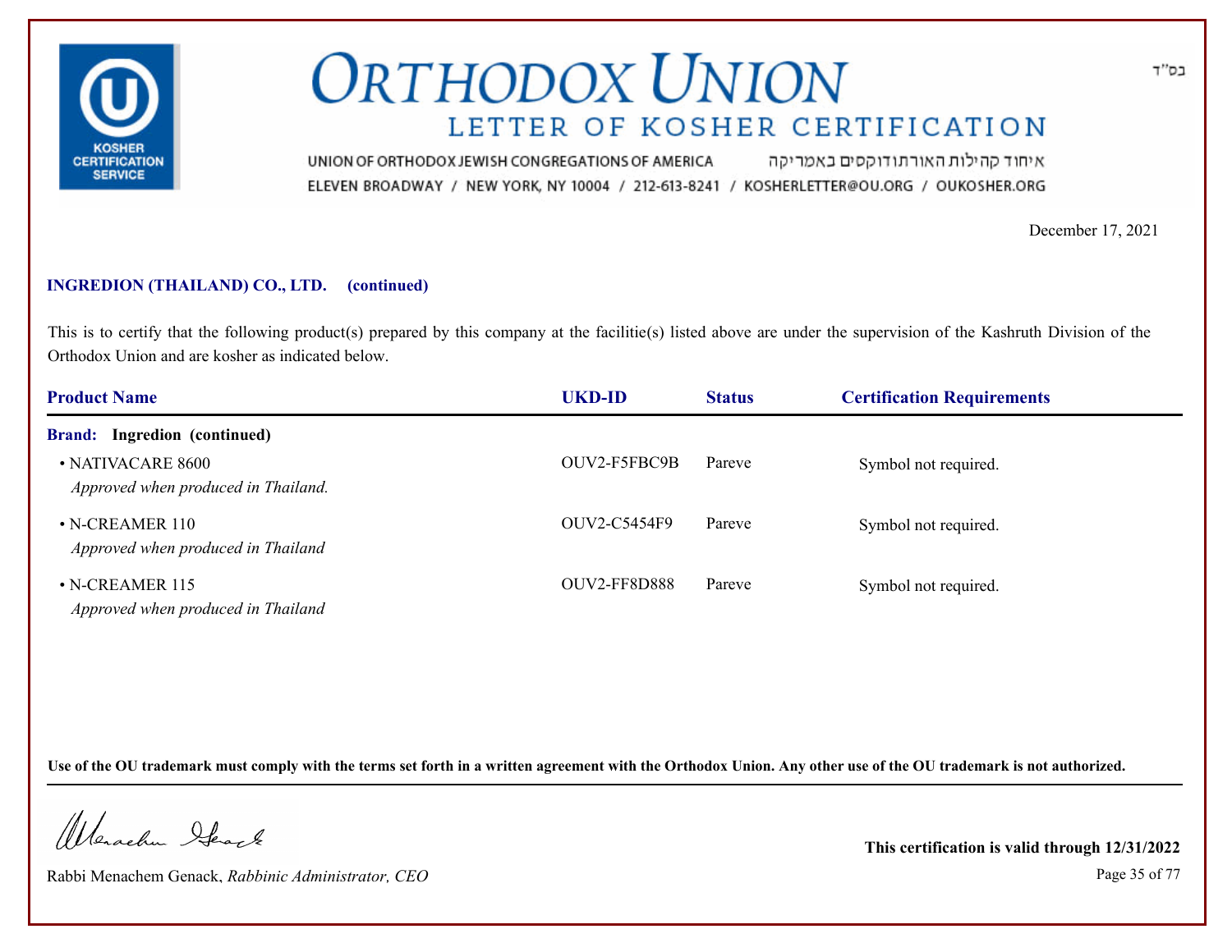בס"ד

# ORTHODOX UNION

## LETTER OF KOSHER CERTIFICATION

UNION OF ORTHODOX JEWISH CONGREGATIONS OF AMERICA איחוד קהילות האורתודוקסים באמריקה

ELEVEN BROADWAY / NEW YORK, NY 10004 / 212-613-8241 / KOSHERLETTER@OU.ORG / OUKOSHER.ORG

December 17, 2021

**INGREDION (THAILAND) CO., LTD. (continued)**

This is to certify that the following product(s) prepared by this company at the facilitie(s) listed above are under the supervision of the Kashruth Division of the Orthodox Union and are kosher as indicated below.

| Product Name | UKD-ID | Status | Certification Requirements |
| --- | --- | --- | --- |
| **Brand: Ingredion (continued)** | | | |
| • NATIVACARE 8600 *Approved when produced in Thailand.* | OUV2-F5FBC9B | Pareve | Symbol not required. |
| • N-CREAMER 110 *Approved when produced in Thailand* | OUV2-C5454F9 | Pareve | Symbol not required. |
| • N-CREAMER 115 *Approved when produced in Thailand* | OUV2-FF8D888 | Pareve | Symbol not required. |

**Use of the OU trademark must comply with the terms set forth in a written agreement with the Orthodox Union. Any other use of the OU trademark is not authorized.**

Rabbi Menachem Genack, *Rabbinic Administrator, CEO*

**This certification is valid through 12/31/2022**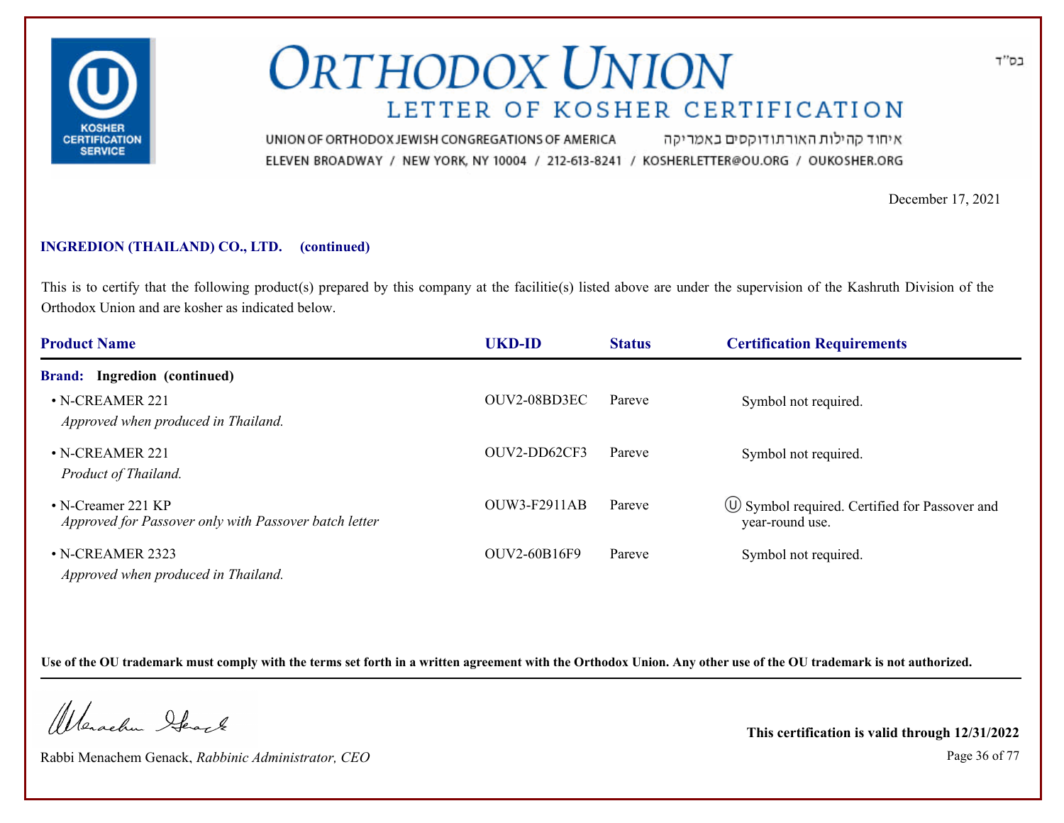# ORTHODOX UNION

## LETTER OF KOSHER CERTIFICATION

UNION OF ORTHODOX JEWISH CONGREGATIONS OF AMERICA איחוד קהילות האורתודוקסים באמריקה

ELEVEN BROADWAY / NEW YORK, NY 10004 / 212-613-8241 / KOSHERLETTER@OU.ORG / OUKOSHER.ORG

בס"ד

December 17, 2021

**INGREDION (THAILAND) CO., LTD. (continued)**

This is to certify that the following product(s) prepared by this company at the facilitie(s) listed above are under the supervision of the Kashruth Division of the Orthodox Union and are kosher as indicated below.

| Product Name | UKD-ID | Status | Certification Requirements |
|---|---|---|---|
| **Brand: Ingredion (continued)** | | | |
| • N-CREAMER 221<br>*Approved when produced in Thailand.* | OUV2-08BD3EC | Pareve | Symbol not required. |
| • N-CREAMER 221<br>*Product of Thailand.* | OUV2-DD62CF3 | Pareve | Symbol not required. |
| • N-Creamer 221 KP<br>*Approved for Passover only with Passover batch letter* | OUW3-F2911AB | Pareve | Ⓤ Symbol required. Certified for Passover and year-round use. |
| • N-CREAMER 2323<br>*Approved when produced in Thailand.* | OUV2-60B16F9 | Pareve | Symbol not required. |

**Use of the OU trademark must comply with the terms set forth in a written agreement with the Orthodox Union. Any other use of the OU trademark is not authorized.**

Rabbi Menachem Genack, *Rabbinic Administrator, CEO*

**This certification is valid through 12/31/2022**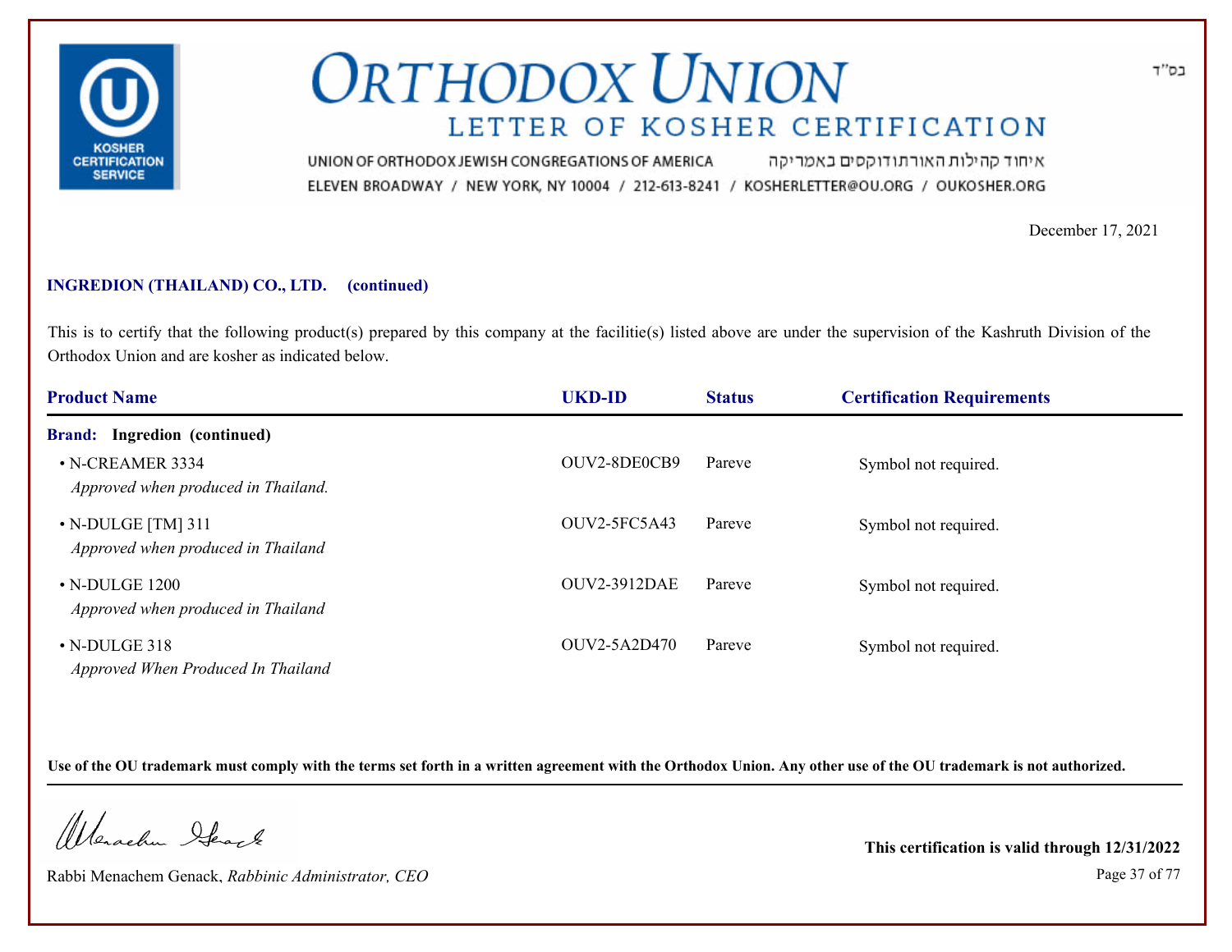# ORTHODOX UNION

## LETTER OF KOSHER CERTIFICATION

בס"ד

UNION OF ORTHODOX JEWISH CONGREGATIONS OF AMERICA איחוד קהילות האורתודוקסים באמריקה
ELEVEN BROADWAY / NEW YORK, NY 10004 / 212-613-8241 / KOSHERLETTER@OU.ORG / OUKOSHER.ORG

December 17, 2021

**INGREDION (THAILAND) CO., LTD. (continued)**

This is to certify that the following product(s) prepared by this company at the facilitie(s) listed above are under the supervision of the Kashruth Division of the Orthodox Union and are kosher as indicated below.

| Product Name | UKD-ID | Status | Certification Requirements |
|---|---|---|---|
| **Brand: Ingredion (continued)** | | | |
| • N-CREAMER 3334 *Approved when produced in Thailand.* | OUV2-8DE0CB9 | Pareve | Symbol not required. |
| • N-DULGE [TM] 311 *Approved when produced in Thailand* | OUV2-5FC5A43 | Pareve | Symbol not required. |
| • N-DULGE 1200 *Approved when produced in Thailand* | OUV2-3912DAE | Pareve | Symbol not required. |
| • N-DULGE 318 *Approved When Produced In Thailand* | OUV2-5A2D470 | Pareve | Symbol not required. |

**Use of the OU trademark must comply with the terms set forth in a written agreement with the Orthodox Union. Any other use of the OU trademark is not authorized.**

Rabbi Menachem Genack, *Rabbinic Administrator, CEO*

**This certification is valid through 12/31/2022**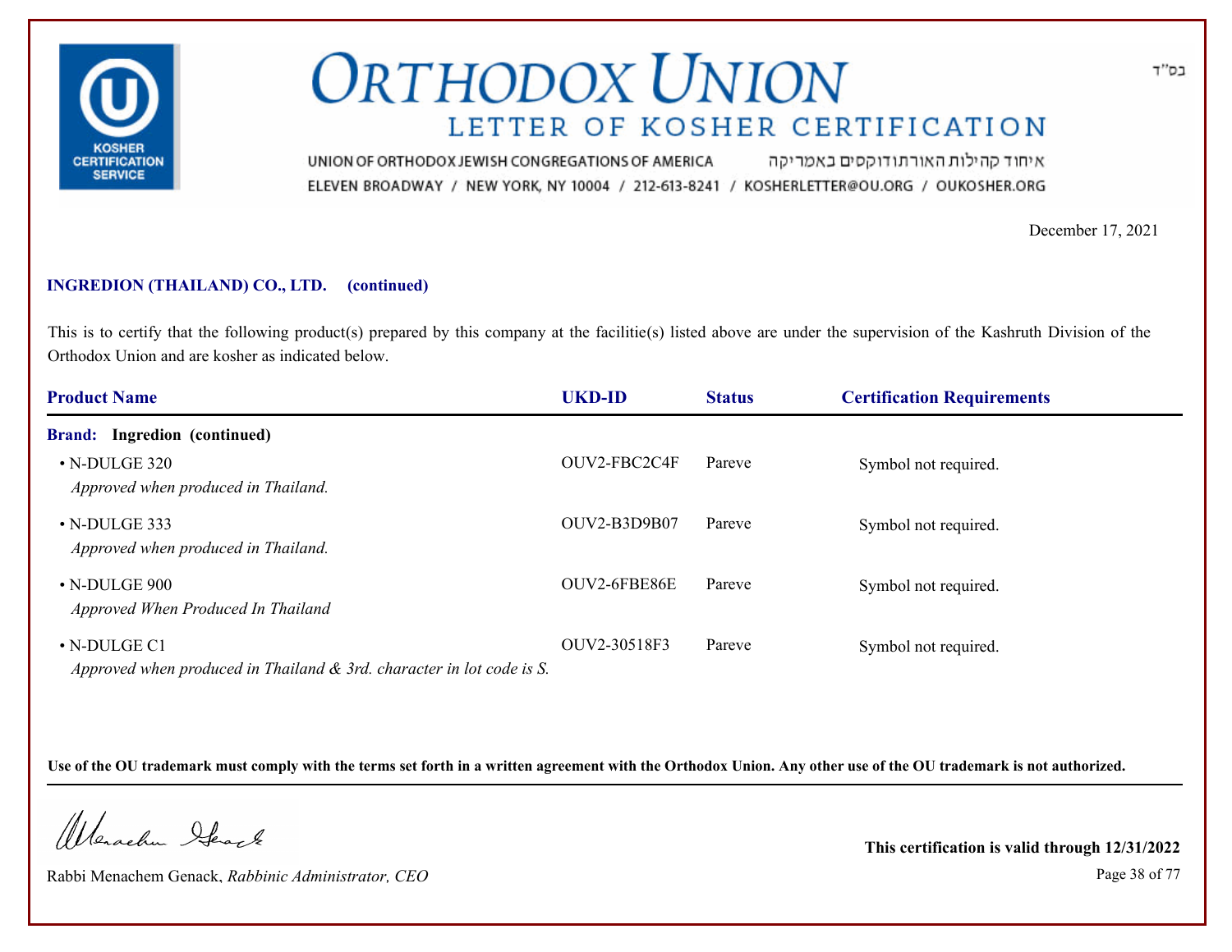בס"ד

# ORTHODOX UNION

## LETTER OF KOSHER CERTIFICATION

UNION OF ORTHODOX JEWISH CONGREGATIONS OF AMERICA איחוד קהילות האורתודוקסים באמריקה
ELEVEN BROADWAY / NEW YORK, NY 10004 / 212-613-8241 / KOSHERLETTER@OU.ORG / OUKOSHER.ORG

December 17, 2021

**INGREDION (THAILAND) CO., LTD. (continued)**

This is to certify that the following product(s) prepared by this company at the facilitie(s) listed above are under the supervision of the Kashruth Division of the Orthodox Union and are kosher as indicated below.

| Product Name | UKD-ID | Status | Certification Requirements |
|---|---|---|---|
| **Brand: Ingredion (continued)** | | | |
| • N-DULGE 320 *Approved when produced in Thailand.* | OUV2-FBC2C4F | Pareve | Symbol not required. |
| • N-DULGE 333 *Approved when produced in Thailand.* | OUV2-B3D9B07 | Pareve | Symbol not required. |
| • N-DULGE 900 *Approved When Produced In Thailand* | OUV2-6FBE86E | Pareve | Symbol not required. |
| • N-DULGE C1 *Approved when produced in Thailand & 3rd. character in lot code is S.* | OUV2-30518F3 | Pareve | Symbol not required. |

**Use of the OU trademark must comply with the terms set forth in a written agreement with the Orthodox Union. Any other use of the OU trademark is not authorized.**

Rabbi Menachem Genack, *Rabbinic Administrator, CEO*

**This certification is valid through 12/31/2022**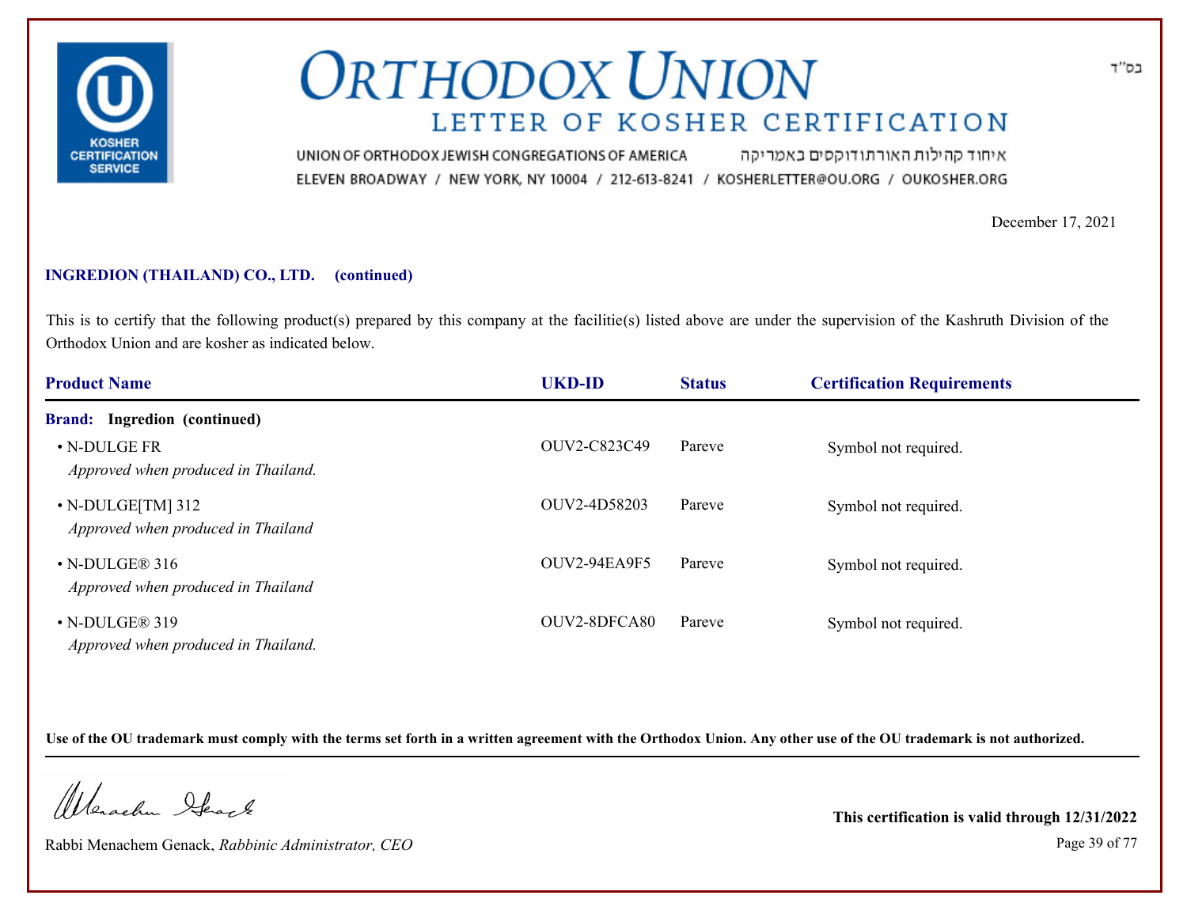# ORTHODOX UNION

## LETTER OF KOSHER CERTIFICATION

UNION OF ORTHODOX JEWISH CONGREGATIONS OF AMERICA איחוד קהילות האורתודוקסים באמריקה

ELEVEN BROADWAY / NEW YORK, NY 10004 / 212-613-8241 / KOSHERLETTER@OU.ORG / OUKOSHER.ORG

בס"ד

December 17, 2021

**INGREDION (THAILAND) CO., LTD. (continued)**

This is to certify that the following product(s) prepared by this company at the facilitie(s) listed above are under the supervision of the Kashruth Division of the Orthodox Union and are kosher as indicated below.

| Product Name | UKD-ID | Status | Certification Requirements |
|---|---|---|---|
| **Brand: Ingredion (continued)** | | | |
| • N-DULGE FR<br>*Approved when produced in Thailand.* | OUV2-C823C49 | Pareve | Symbol not required. |
| • N-DULGE[TM] 312<br>*Approved when produced in Thailand* | OUV2-4D58203 | Pareve | Symbol not required. |
| • N-DULGE® 316<br>*Approved when produced in Thailand* | OUV2-94EA9F5 | Pareve | Symbol not required. |
| • N-DULGE® 319<br>*Approved when produced in Thailand.* | OUV2-8DFCA80 | Pareve | Symbol not required. |

**Use of the OU trademark must comply with the terms set forth in a written agreement with the Orthodox Union. Any other use of the OU trademark is not authorized.**

Rabbi Menachem Genack, *Rabbinic Administrator, CEO*

**This certification is valid through 12/31/2022**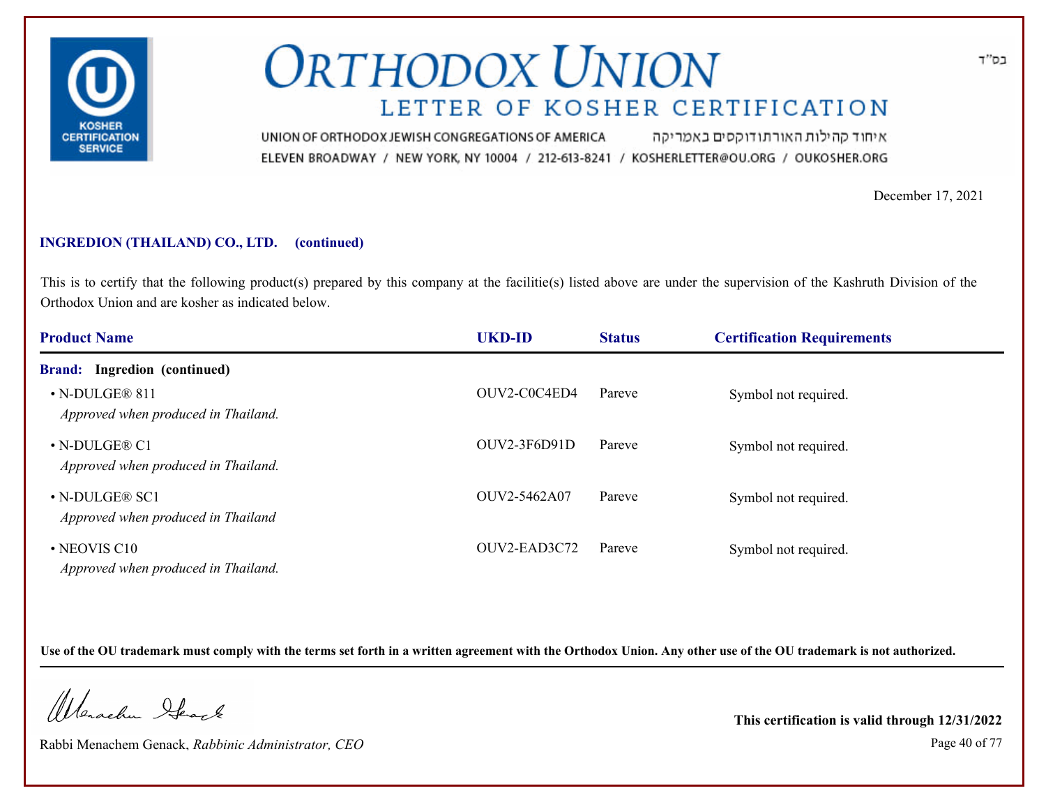# ORTHODOX UNION

## LETTER OF KOSHER CERTIFICATION

בס"ד

UNION OF ORTHODOX JEWISH CONGREGATIONS OF AMERICA איחוד קהילות האורתודוקסים באמריקה

ELEVEN BROADWAY / NEW YORK, NY 10004 / 212-613-8241 / KOSHERLETTER@OU.ORG / OUKOSHER.ORG

December 17, 2021

**INGREDION (THAILAND) CO., LTD. (continued)**

This is to certify that the following product(s) prepared by this company at the facilitie(s) listed above are under the supervision of the Kashruth Division of the Orthodox Union and are kosher as indicated below.

| Product Name | UKD-ID | Status | Certification Requirements |
|---|---|---|---|
| **Brand: Ingredion (continued)** | | | |
| • N-DULGE® 811 *Approved when produced in Thailand.* | OUV2-C0C4ED4 | Pareve | Symbol not required. |
| • N-DULGE® C1 *Approved when produced in Thailand.* | OUV2-3F6D91D | Pareve | Symbol not required. |
| • N-DULGE® SC1 *Approved when produced in Thailand* | OUV2-5462A07 | Pareve | Symbol not required. |
| • NEOVIS C10 *Approved when produced in Thailand.* | OUV2-EAD3C72 | Pareve | Symbol not required. |

**Use of the OU trademark must comply with the terms set forth in a written agreement with the Orthodox Union. Any other use of the OU trademark is not authorized.**

Rabbi Menachem Genack, *Rabbinic Administrator, CEO*

**This certification is valid through 12/31/2022**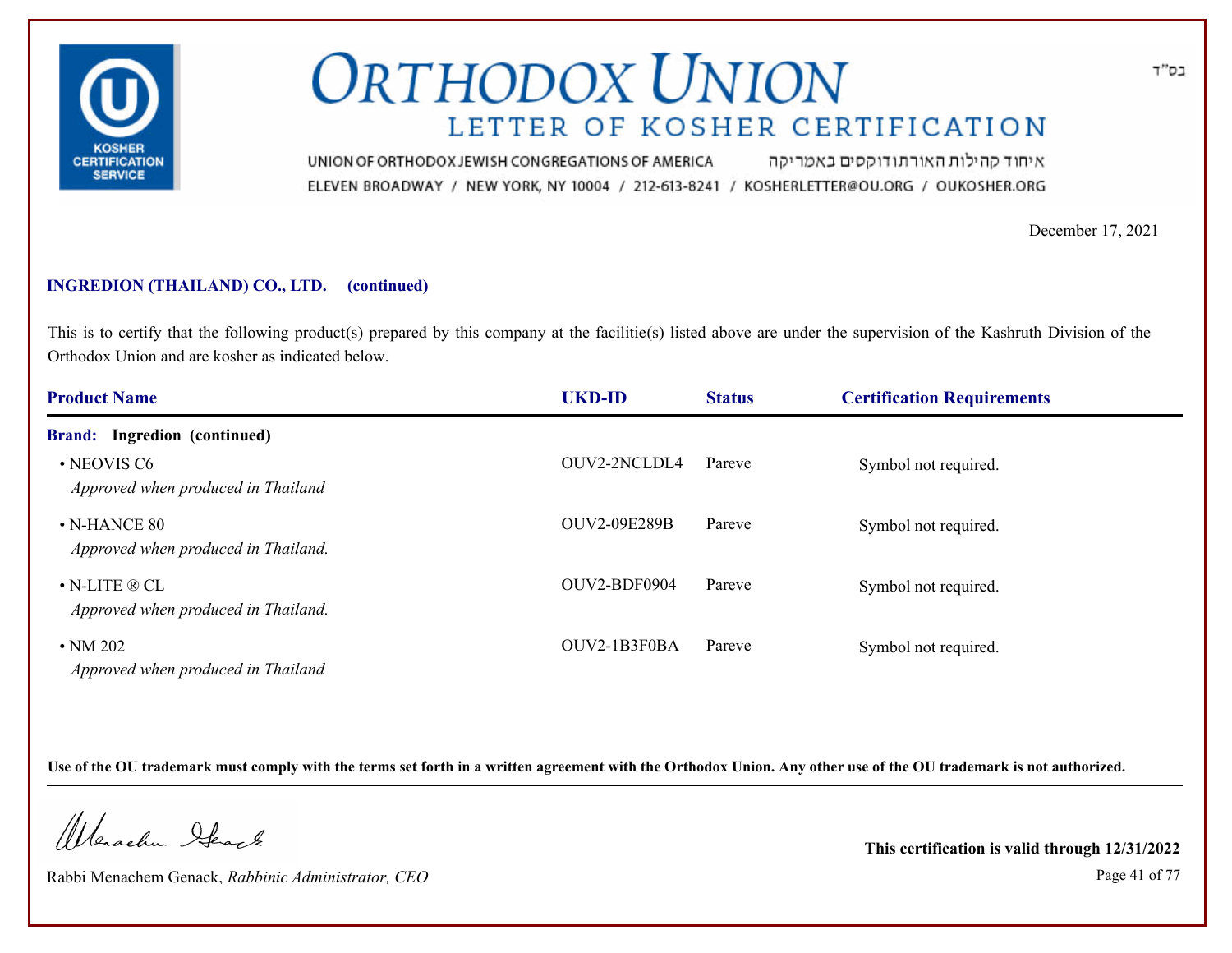# ORTHODOX UNION

## LETTER OF KOSHER CERTIFICATION

UNION OF ORTHODOX JEWISH CONGREGATIONS OF AMERICA איחוד קהילות האורתודוקסים באמריקה

ELEVEN BROADWAY / NEW YORK, NY 10004 / 212-613-8241 / KOSHERLETTER@OU.ORG / OUKOSHER.ORG

בס"ד

December 17, 2021

**INGREDION (THAILAND) CO., LTD. (continued)**

This is to certify that the following product(s) prepared by this company at the facilitie(s) listed above are under the supervision of the Kashruth Division of the Orthodox Union and are kosher as indicated below.

| Product Name | UKD-ID | Status | Certification Requirements |
|---|---|---|---|
| **Brand: Ingredion (continued)** | | | |
| • NEOVIS C6<br>*Approved when produced in Thailand* | OUV2-2NCLDL4 | Pareve | Symbol not required. |
| • N-HANCE 80<br>*Approved when produced in Thailand.* | OUV2-09E289B | Pareve | Symbol not required. |
| • N-LITE ® CL<br>*Approved when produced in Thailand.* | OUV2-BDF0904 | Pareve | Symbol not required. |
| • NM 202<br>*Approved when produced in Thailand* | OUV2-1B3F0BA | Pareve | Symbol not required. |

**Use of the OU trademark must comply with the terms set forth in a written agreement with the Orthodox Union. Any other use of the OU trademark is not authorized.**

Rabbi Menachem Genack, *Rabbinic Administrator, CEO*

**This certification is valid through 12/31/2022**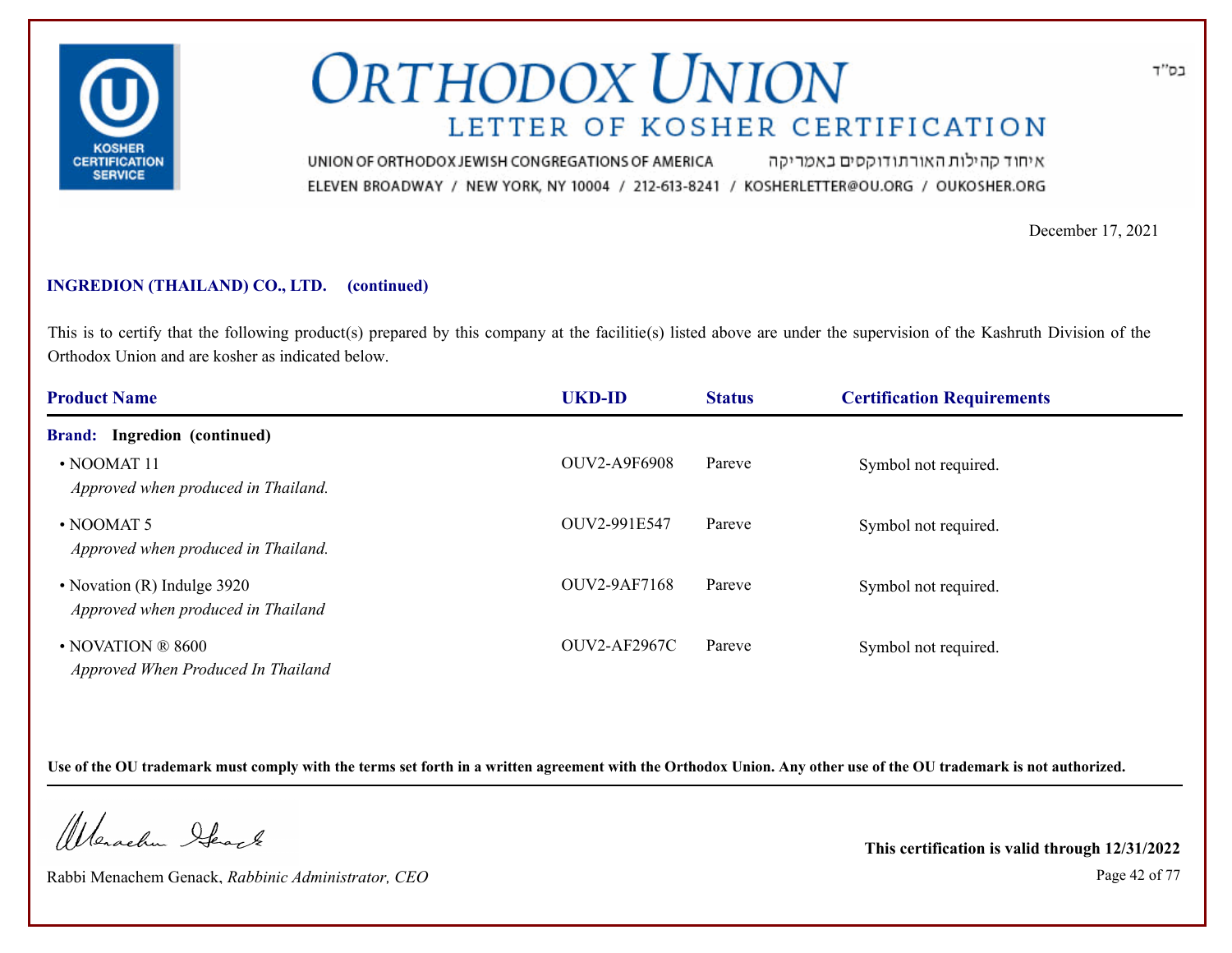# ORTHODOX UNION

## LETTER OF KOSHER CERTIFICATION

UNION OF ORTHODOX JEWISH CONGREGATIONS OF AMERICA איחוד קהילות האורתודוקסים באמריקה

ELEVEN BROADWAY / NEW YORK, NY 10004 / 212-613-8241 / KOSHERLETTER@OU.ORG / OUKOSHER.ORG

בס"ד

December 17, 2021

**INGREDION (THAILAND) CO., LTD. (continued)**

This is to certify that the following product(s) prepared by this company at the facilitie(s) listed above are under the supervision of the Kashruth Division of the Orthodox Union and are kosher as indicated below.

| Product Name | UKD-ID | Status | Certification Requirements |
|---|---|---|---|
| **Brand: Ingredion (continued)** | | | |
| • NOOMAT 11<br>*Approved when produced in Thailand.* | OUV2-A9F6908 | Pareve | Symbol not required. |
| • NOOMAT 5<br>*Approved when produced in Thailand.* | OUV2-991E547 | Pareve | Symbol not required. |
| • Novation (R) Indulge 3920<br>*Approved when produced in Thailand* | OUV2-9AF7168 | Pareve | Symbol not required. |
| • NOVATION ® 8600<br>*Approved When Produced In Thailand* | OUV2-AF2967C | Pareve | Symbol not required. |

**Use of the OU trademark must comply with the terms set forth in a written agreement with the Orthodox Union. Any other use of the OU trademark is not authorized.**

Rabbi Menachem Genack, *Rabbinic Administrator, CEO*

**This certification is valid through 12/31/2022**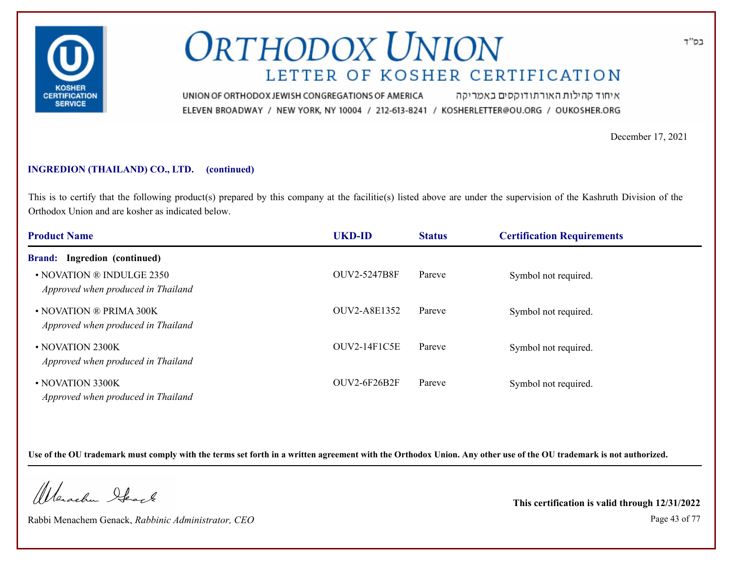בס"ד

# ORTHODOX UNION

## LETTER OF KOSHER CERTIFICATION

UNION OF ORTHODOX JEWISH CONGREGATIONS OF AMERICA איחוד קהילות האורתודוקסים באמריקה
ELEVEN BROADWAY / NEW YORK, NY 10004 / 212-613-8241 / KOSHERLETTER@OU.ORG / OUKOSHER.ORG

December 17, 2021

**INGREDION (THAILAND) CO., LTD. (continued)**

This is to certify that the following product(s) prepared by this company at the facilitie(s) listed above are under the supervision of the Kashruth Division of the Orthodox Union and are kosher as indicated below.

| Product Name | UKD-ID | Status | Certification Requirements |
|---|---|---|---|
| **Brand: Ingredion (continued)** | | | |
| • NOVATION ® INDULGE 2350 *Approved when produced in Thailand* | OUV2-5247B8F | Pareve | Symbol not required. |
| • NOVATION ® PRIMA 300K *Approved when produced in Thailand* | OUV2-A8E1352 | Pareve | Symbol not required. |
| • NOVATION 2300K *Approved when produced in Thailand* | OUV2-14F1C5E | Pareve | Symbol not required. |
| • NOVATION 3300K *Approved when produced in Thailand* | OUV2-6F26B2F | Pareve | Symbol not required. |

**Use of the OU trademark must comply with the terms set forth in a written agreement with the Orthodox Union. Any other use of the OU trademark is not authorized.**

Rabbi Menachem Genack, *Rabbinic Administrator, CEO*

**This certification is valid through 12/31/2022**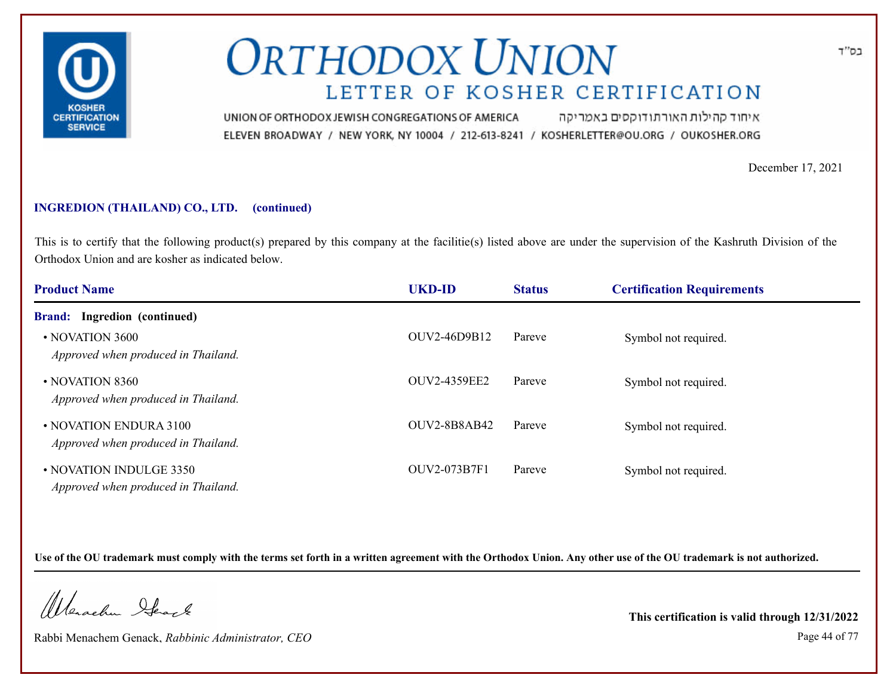בס"ד

# ORTHODOX UNION

## LETTER OF KOSHER CERTIFICATION

UNION OF ORTHODOX JEWISH CONGREGATIONS OF AMERICA איחוד קהילות האורתודוקסים באמריקה

ELEVEN BROADWAY / NEW YORK, NY 10004 / 212-613-8241 / KOSHERLETTER@OU.ORG / OUKOSHER.ORG

December 17, 2021

**INGREDION (THAILAND) CO., LTD. (continued)**

This is to certify that the following product(s) prepared by this company at the facilitie(s) listed above are under the supervision of the Kashruth Division of the Orthodox Union and are kosher as indicated below.

| Product Name | UKD-ID | Status | Certification Requirements |
|---|---|---|---|
| **Brand: Ingredion (continued)** | | | |
| • NOVATION 3600 *Approved when produced in Thailand.* | OUV2-46D9B12 | Pareve | Symbol not required. |
| • NOVATION 8360 *Approved when produced in Thailand.* | OUV2-4359EE2 | Pareve | Symbol not required. |
| • NOVATION ENDURA 3100 *Approved when produced in Thailand.* | OUV2-8B8AB42 | Pareve | Symbol not required. |
| • NOVATION INDULGE 3350 *Approved when produced in Thailand.* | OUV2-073B7F1 | Pareve | Symbol not required. |

**Use of the OU trademark must comply with the terms set forth in a written agreement with the Orthodox Union. Any other use of the OU trademark is not authorized.**

Rabbi Menachem Genack, *Rabbinic Administrator, CEO*

**This certification is valid through 12/31/2022**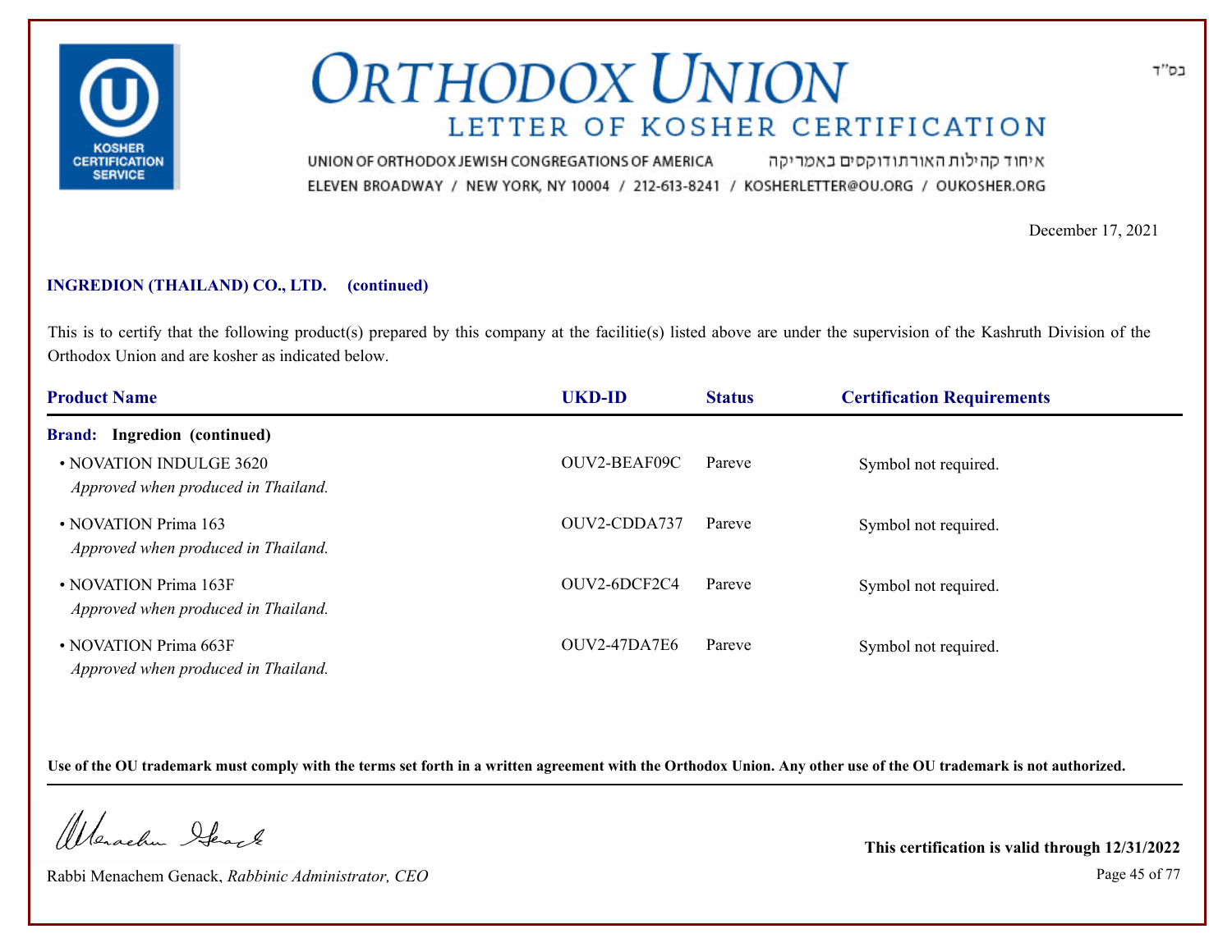# ORTHODOX UNION

## LETTER OF KOSHER CERTIFICATION

UNION OF ORTHODOX JEWISH CONGREGATIONS OF AMERICA איחוד קהילות האורתודוקסים באמריקה
ELEVEN BROADWAY / NEW YORK, NY 10004 / 212-613-8241 / KOSHERLETTER@OU.ORG / OUKOSHER.ORG

בס"ד

December 17, 2021

**INGREDION (THAILAND) CO., LTD. (continued)**

This is to certify that the following product(s) prepared by this company at the facilitie(s) listed above are under the supervision of the Kashruth Division of the Orthodox Union and are kosher as indicated below.

| Product Name | UKD-ID | Status | Certification Requirements |
|---|---|---|---|
| **Brand: Ingredion (continued)** | | | |
| • NOVATION INDULGE 3620<br>*Approved when produced in Thailand.* | OUV2-BEAF09C | Pareve | Symbol not required. |
| • NOVATION Prima 163<br>*Approved when produced in Thailand.* | OUV2-CDDA737 | Pareve | Symbol not required. |
| • NOVATION Prima 163F<br>*Approved when produced in Thailand.* | OUV2-6DCF2C4 | Pareve | Symbol not required. |
| • NOVATION Prima 663F<br>*Approved when produced in Thailand.* | OUV2-47DA7E6 | Pareve | Symbol not required. |

**Use of the OU trademark must comply with the terms set forth in a written agreement with the Orthodox Union. Any other use of the OU trademark is not authorized.**

Rabbi Menachem Genack, *Rabbinic Administrator, CEO*

**This certification is valid through 12/31/2022**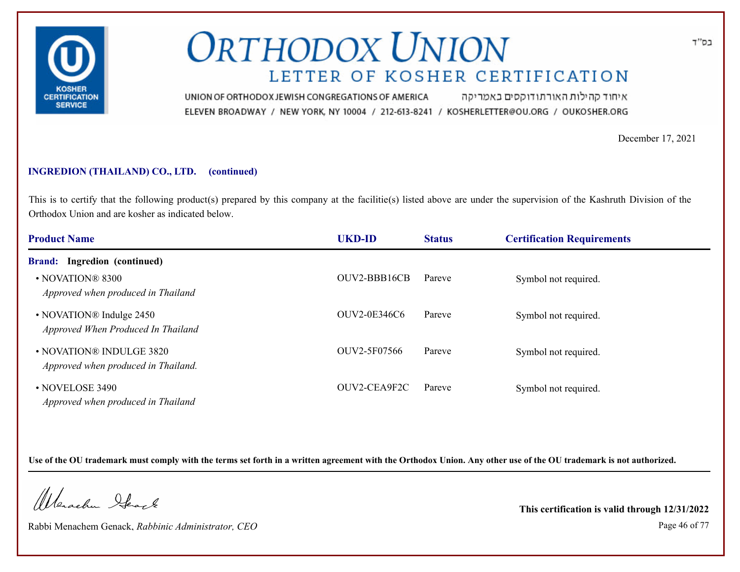בס"ד

# ORTHODOX UNION

## LETTER OF KOSHER CERTIFICATION

UNION OF ORTHODOX JEWISH CONGREGATIONS OF AMERICA איחוד קהילות האורתודוקסים באמריקה
ELEVEN BROADWAY / NEW YORK, NY 10004 / 212-613-8241 / KOSHERLETTER@OU.ORG / OUKOSHER.ORG

December 17, 2021

**INGREDION (THAILAND) CO., LTD. (continued)**

This is to certify that the following product(s) prepared by this company at the facilitie(s) listed above are under the supervision of the Kashruth Division of the Orthodox Union and are kosher as indicated below.

| Product Name | UKD-ID | Status | Certification Requirements |
|---|---|---|---|
| **Brand: Ingredion (continued)** | | | |
| • NOVATION® 8300<br>*Approved when produced in Thailand* | OUV2-BBB16CB | Pareve | Symbol not required. |
| • NOVATION® Indulge 2450<br>*Approved When Produced In Thailand* | OUV2-0E346C6 | Pareve | Symbol not required. |
| • NOVATION® INDULGE 3820<br>*Approved when produced in Thailand.* | OUV2-5F07566 | Pareve | Symbol not required. |
| • NOVELOSE 3490<br>*Approved when produced in Thailand* | OUV2-CEA9F2C | Pareve | Symbol not required. |

**Use of the OU trademark must comply with the terms set forth in a written agreement with the Orthodox Union. Any other use of the OU trademark is not authorized.**

Rabbi Menachem Genack, *Rabbinic Administrator, CEO*

**This certification is valid through 12/31/2022**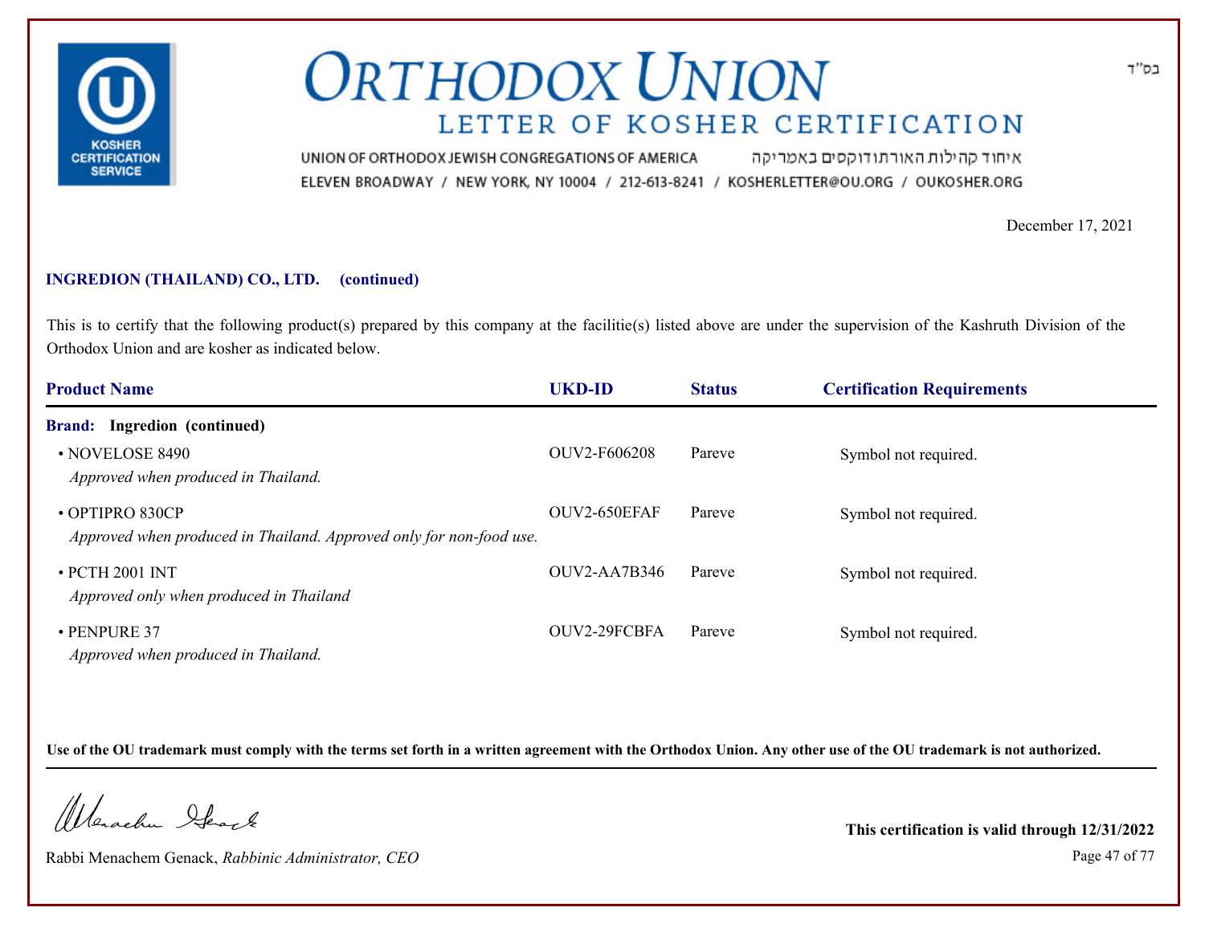# ORTHODOX UNION

## LETTER OF KOSHER CERTIFICATION

בס"ד

UNION OF ORTHODOX JEWISH CONGREGATIONS OF AMERICA איחוד קהילות האורתודוקסים באמריקה

ELEVEN BROADWAY / NEW YORK, NY 10004 / 212-613-8241 / KOSHERLETTER@OU.ORG / OUKOSHER.ORG

December 17, 2021

**INGREDION (THAILAND) CO., LTD. (continued)**

This is to certify that the following product(s) prepared by this company at the facilitie(s) listed above are under the supervision of the Kashruth Division of the Orthodox Union and are kosher as indicated below.

| Product Name | UKD-ID | Status | Certification Requirements |
|---|---|---|---|
| **Brand: Ingredion (continued)** | | | |
| • NOVELOSE 8490<br>*Approved when produced in Thailand.* | OUV2-F606208 | Pareve | Symbol not required. |
| • OPTIPRO 830CP<br>*Approved when produced in Thailand. Approved only for non-food use.* | OUV2-650EFAF | Pareve | Symbol not required. |
| • PCTH 2001 INT<br>*Approved only when produced in Thailand* | OUV2-AA7B346 | Pareve | Symbol not required. |
| • PENPURE 37<br>*Approved when produced in Thailand.* | OUV2-29FCBFA | Pareve | Symbol not required. |

**Use of the OU trademark must comply with the terms set forth in a written agreement with the Orthodox Union. Any other use of the OU trademark is not authorized.**

Rabbi Menachem Genack, *Rabbinic Administrator, CEO*

**This certification is valid through 12/31/2022**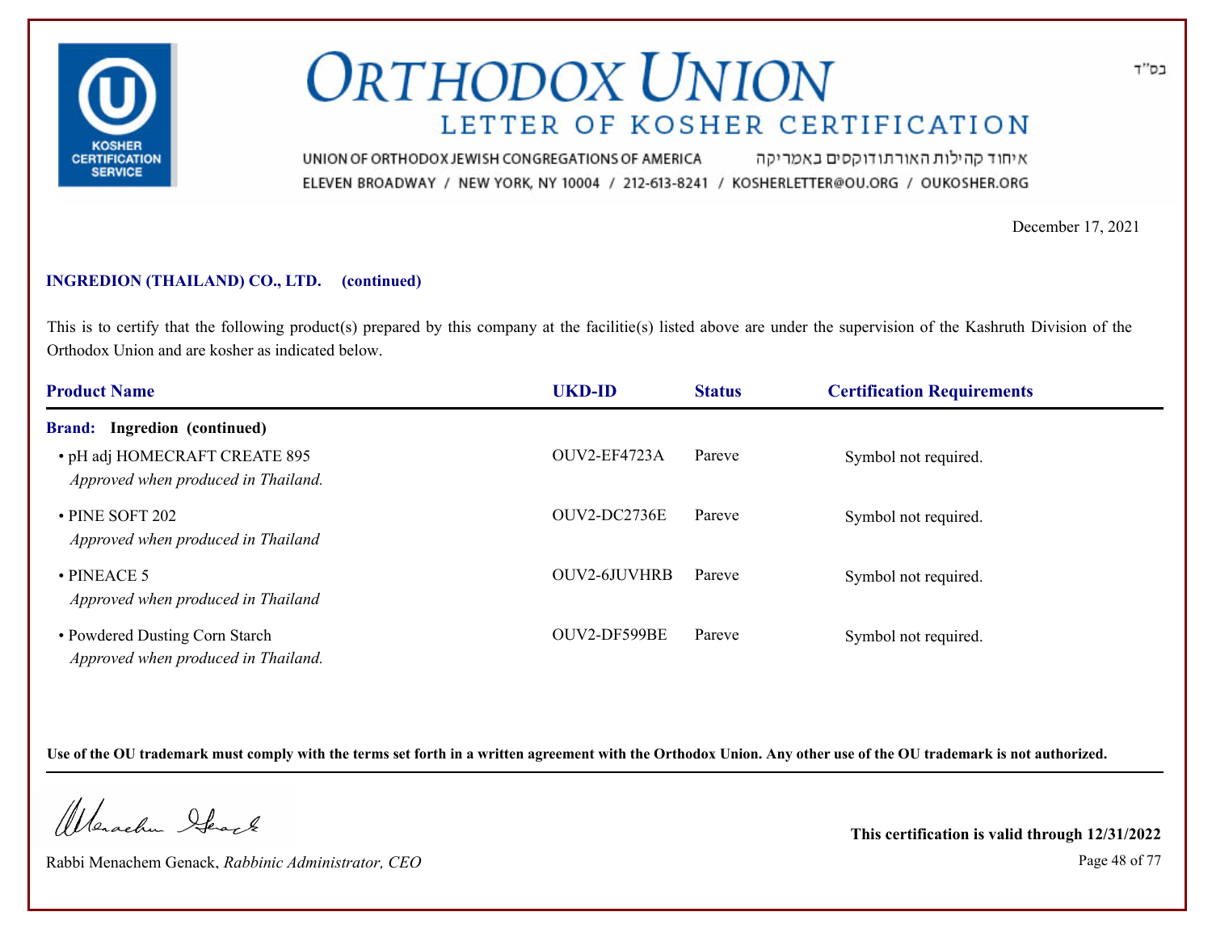# ORTHODOX UNION

## LETTER OF KOSHER CERTIFICATION

UNION OF ORTHODOX JEWISH CONGREGATIONS OF AMERICA איחוד קהילות האורתודוקסים באמריקה

ELEVEN BROADWAY / NEW YORK, NY 10004 / 212-613-8241 / KOSHERLETTER@OU.ORG / OUKOSHER.ORG

בס"ד

December 17, 2021

**INGREDION (THAILAND) CO., LTD. (continued)**

This is to certify that the following product(s) prepared by this company at the facilitie(s) listed above are under the supervision of the Kashruth Division of the Orthodox Union and are kosher as indicated below.

| Product Name | UKD-ID | Status | Certification Requirements |
|---|---|---|---|
| **Brand: Ingredion (continued)** | | | |
| • pH adj HOMECRAFT CREATE 895<br>*Approved when produced in Thailand.* | OUV2-EF4723A | Pareve | Symbol not required. |
| • PINE SOFT 202<br>*Approved when produced in Thailand* | OUV2-DC2736E | Pareve | Symbol not required. |
| • PINEACE 5<br>*Approved when produced in Thailand* | OUV2-6JUVHRB | Pareve | Symbol not required. |
| • Powdered Dusting Corn Starch<br>*Approved when produced in Thailand.* | OUV2-DF599BE | Pareve | Symbol not required. |

**Use of the OU trademark must comply with the terms set forth in a written agreement with the Orthodox Union. Any other use of the OU trademark is not authorized.**

Rabbi Menachem Genack, *Rabbinic Administrator, CEO*

**This certification is valid through 12/31/2022**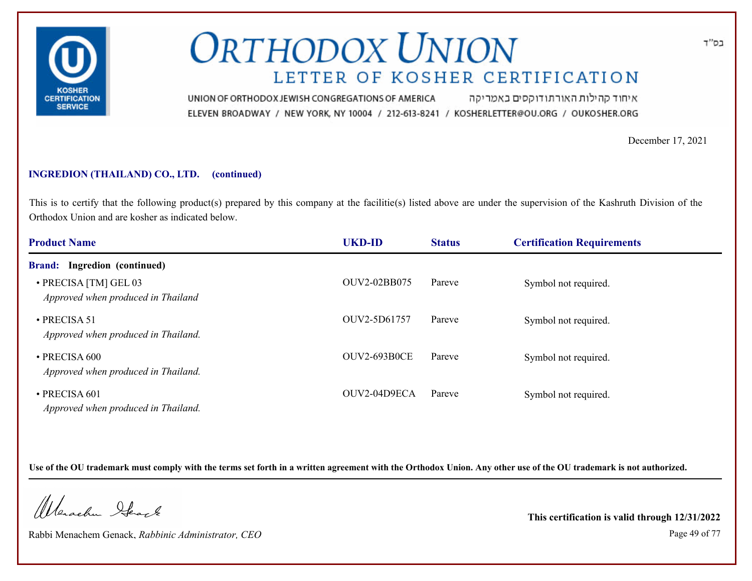# ORTHODOX UNION

## LETTER OF KOSHER CERTIFICATION

UNION OF ORTHODOX JEWISH CONGREGATIONS OF AMERICA איחוד קהילות האורתודוקסים באמריקה

ELEVEN BROADWAY / NEW YORK, NY 10004 / 212-613-8241 / KOSHERLETTER@OU.ORG / OUKOSHER.ORG

בס"ד

December 17, 2021

**INGREDION (THAILAND) CO., LTD. (continued)**

This is to certify that the following product(s) prepared by this company at the facilitie(s) listed above are under the supervision of the Kashruth Division of the Orthodox Union and are kosher as indicated below.

| Product Name | UKD-ID | Status | Certification Requirements |
|---|---|---|---|
| **Brand: Ingredion (continued)** | | | |
| • PRECISA [TM] GEL 03<br>*Approved when produced in Thailand* | OUV2-02BB075 | Pareve | Symbol not required. |
| • PRECISA 51<br>*Approved when produced in Thailand.* | OUV2-5D61757 | Pareve | Symbol not required. |
| • PRECISA 600<br>*Approved when produced in Thailand.* | OUV2-693B0CE | Pareve | Symbol not required. |
| • PRECISA 601<br>*Approved when produced in Thailand.* | OUV2-04D9ECA | Pareve | Symbol not required. |

**Use of the OU trademark must comply with the terms set forth in a written agreement with the Orthodox Union. Any other use of the OU trademark is not authorized.**

Rabbi Menachem Genack, *Rabbinic Administrator, CEO*

**This certification is valid through 12/31/2022**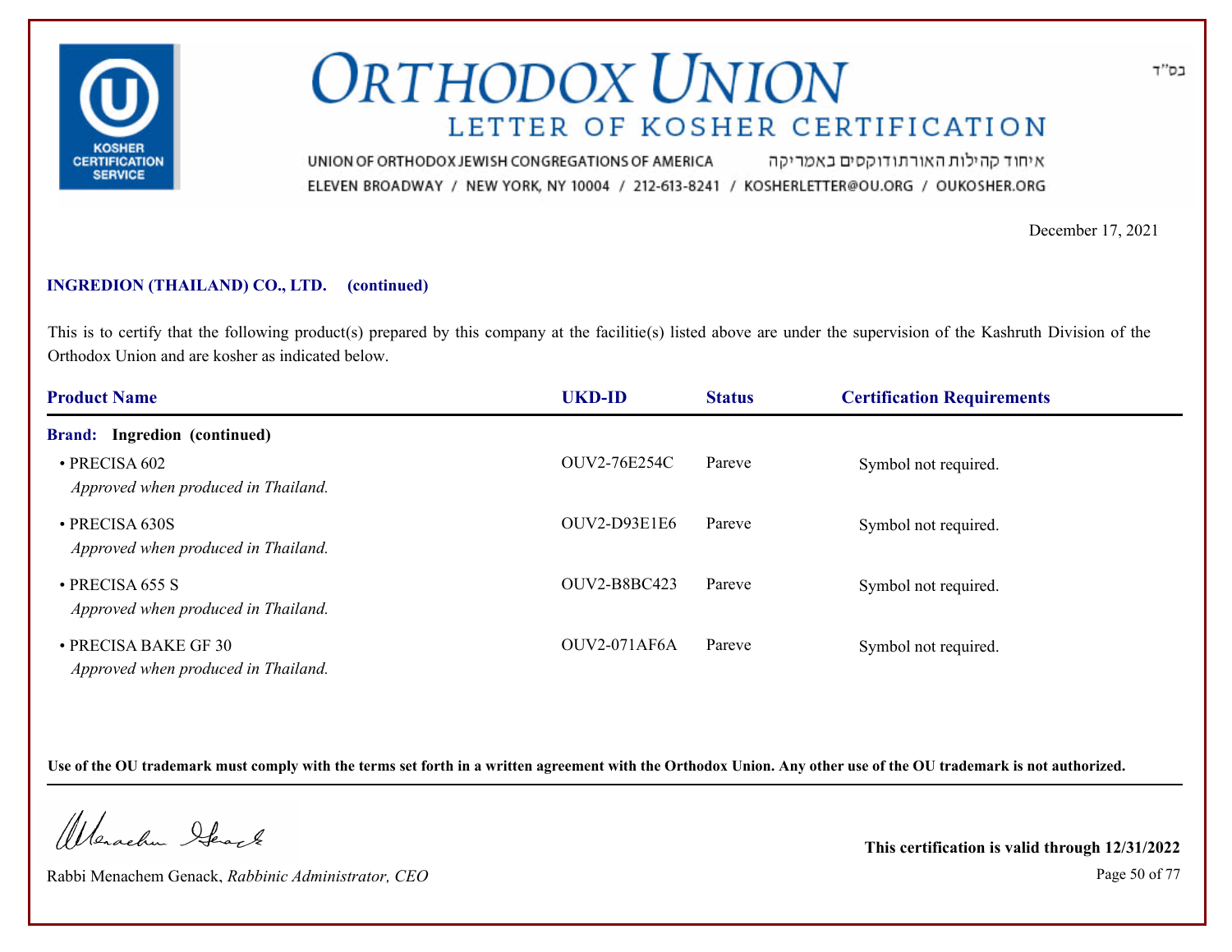# ORTHODOX UNION

## LETTER OF KOSHER CERTIFICATION

UNION OF ORTHODOX JEWISH CONGREGATIONS OF AMERICA איחוד קהילות האורתודוקסים באמריקה
ELEVEN BROADWAY / NEW YORK, NY 10004 / 212-613-8241 / KOSHERLETTER@OU.ORG / OUKOSHER.ORG

בס"ד

December 17, 2021

**INGREDION (THAILAND) CO., LTD. (continued)**

This is to certify that the following product(s) prepared by this company at the facilitie(s) listed above are under the supervision of the Kashruth Division of the Orthodox Union and are kosher as indicated below.

| Product Name | UKD-ID | Status | Certification Requirements |
|---|---|---|---|
| **Brand: Ingredion (continued)** | | | |
| • PRECISA 602 *Approved when produced in Thailand.* | OUV2-76E254C | Pareve | Symbol not required. |
| • PRECISA 630S *Approved when produced in Thailand.* | OUV2-D93E1E6 | Pareve | Symbol not required. |
| • PRECISA 655 S *Approved when produced in Thailand.* | OUV2-B8BC423 | Pareve | Symbol not required. |
| • PRECISA BAKE GF 30 *Approved when produced in Thailand.* | OUV2-071AF6A | Pareve | Symbol not required. |

**Use of the OU trademark must comply with the terms set forth in a written agreement with the Orthodox Union. Any other use of the OU trademark is not authorized.**

Rabbi Menachem Genack, *Rabbinic Administrator, CEO*

**This certification is valid through 12/31/2022**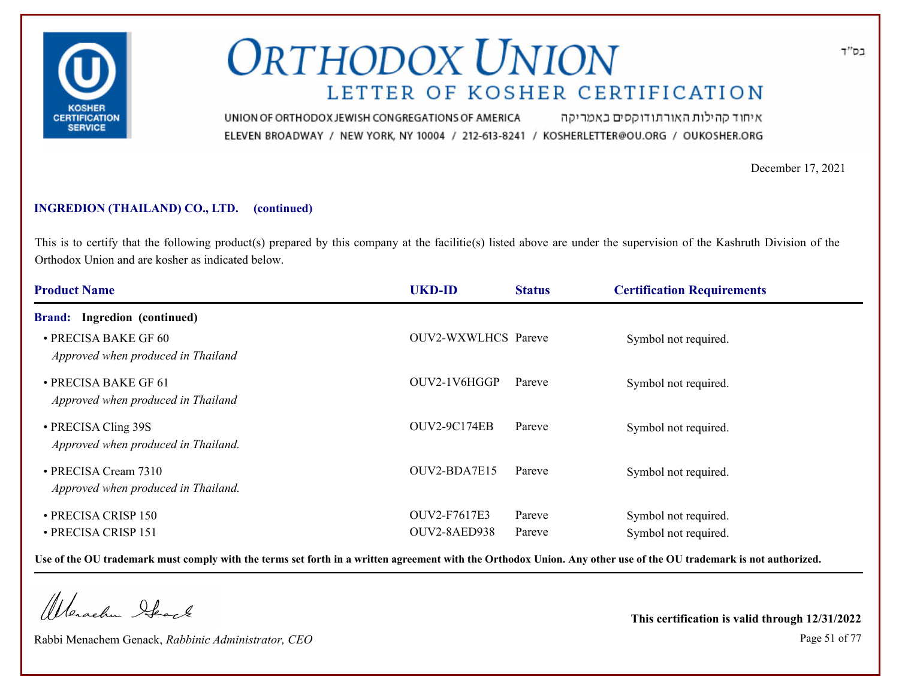# ORTHODOX UNION

## LETTER OF KOSHER CERTIFICATION

UNION OF ORTHODOX JEWISH CONGREGATIONS OF AMERICA איחוד קהילות האורתודוקסים באמריקה

ELEVEN BROADWAY / NEW YORK, NY 10004 / 212-613-8241 / KOSHERLETTER@OU.ORG / OUKOSHER.ORG

בס"ד

December 17, 2021

**INGREDION (THAILAND) CO., LTD. (continued)**

This is to certify that the following product(s) prepared by this company at the facilitie(s) listed above are under the supervision of the Kashruth Division of the Orthodox Union and are kosher as indicated below.

| Product Name | UKD-ID | Status | Certification Requirements |
|---|---|---|---|
| **Brand: Ingredion (continued)** | | | |
| • PRECISA BAKE GF 60 *Approved when produced in Thailand* | OUV2-WXWLHCS | Pareve | Symbol not required. |
| • PRECISA BAKE GF 61 *Approved when produced in Thailand* | OUV2-1V6HGGP | Pareve | Symbol not required. |
| • PRECISA Cling 39S *Approved when produced in Thailand.* | OUV2-9C174EB | Pareve | Symbol not required. |
| • PRECISA Cream 7310 *Approved when produced in Thailand.* | OUV2-BDA7E15 | Pareve | Symbol not required. |
| • PRECISA CRISP 150 | OUV2-F7617E3 | Pareve | Symbol not required. |
| • PRECISA CRISP 151 | OUV2-8AED938 | Pareve | Symbol not required. |

**Use of the OU trademark must comply with the terms set forth in a written agreement with the Orthodox Union. Any other use of the OU trademark is not authorized.**

Rabbi Menachem Genack, *Rabbinic Administrator, CEO*

**This certification is valid through 12/31/2022**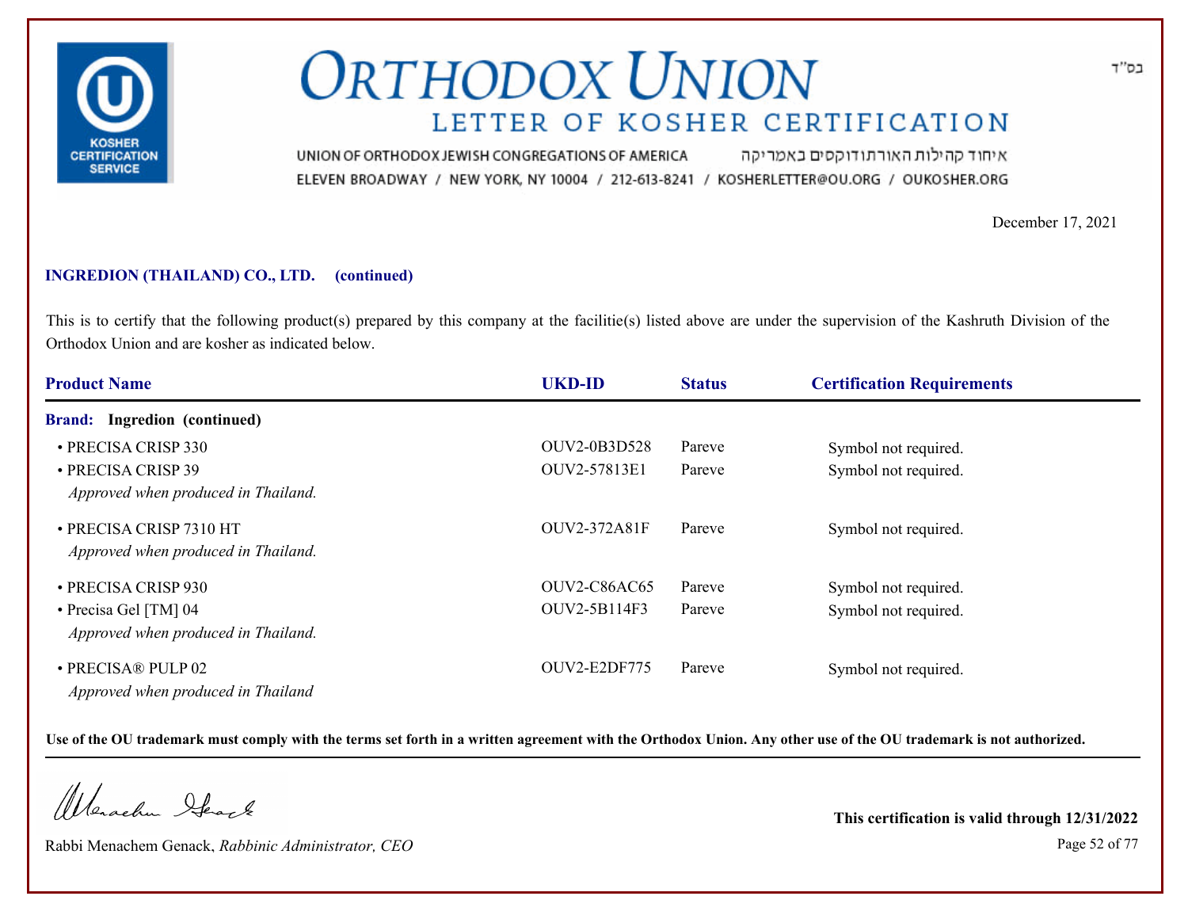בס"ד

# ORTHODOX UNION

## LETTER OF KOSHER CERTIFICATION

UNION OF ORTHODOX JEWISH CONGREGATIONS OF AMERICA איחוד קהילות האורתודוקסים באמריקה

ELEVEN BROADWAY / NEW YORK, NY 10004 / 212-613-8241 / KOSHERLETTER@OU.ORG / OUKOSHER.ORG

December 17, 2021

**INGREDION (THAILAND) CO., LTD. (continued)**

This is to certify that the following product(s) prepared by this company at the facilitie(s) listed above are under the supervision of the Kashruth Division of the Orthodox Union and are kosher as indicated below.

| Product Name | UKD-ID | Status | Certification Requirements |
|---|---|---|---|
| **Brand: Ingredion (continued)** | | | |
| • PRECISA CRISP 330 | OUV2-0B3D528 | Pareve | Symbol not required. |
| • PRECISA CRISP 39 *Approved when produced in Thailand.* | OUV2-57813E1 | Pareve | Symbol not required. |
| • PRECISA CRISP 7310 HT *Approved when produced in Thailand.* | OUV2-372A81F | Pareve | Symbol not required. |
| • PRECISA CRISP 930 | OUV2-C86AC65 | Pareve | Symbol not required. |
| • Precisa Gel [TM] 04 *Approved when produced in Thailand.* | OUV2-5B114F3 | Pareve | Symbol not required. |
| • PRECISA® PULP 02 *Approved when produced in Thailand* | OUV2-E2DF775 | Pareve | Symbol not required. |

**Use of the OU trademark must comply with the terms set forth in a written agreement with the Orthodox Union. Any other use of the OU trademark is not authorized.**

Rabbi Menachem Genack, *Rabbinic Administrator, CEO*

**This certification is valid through 12/31/2022**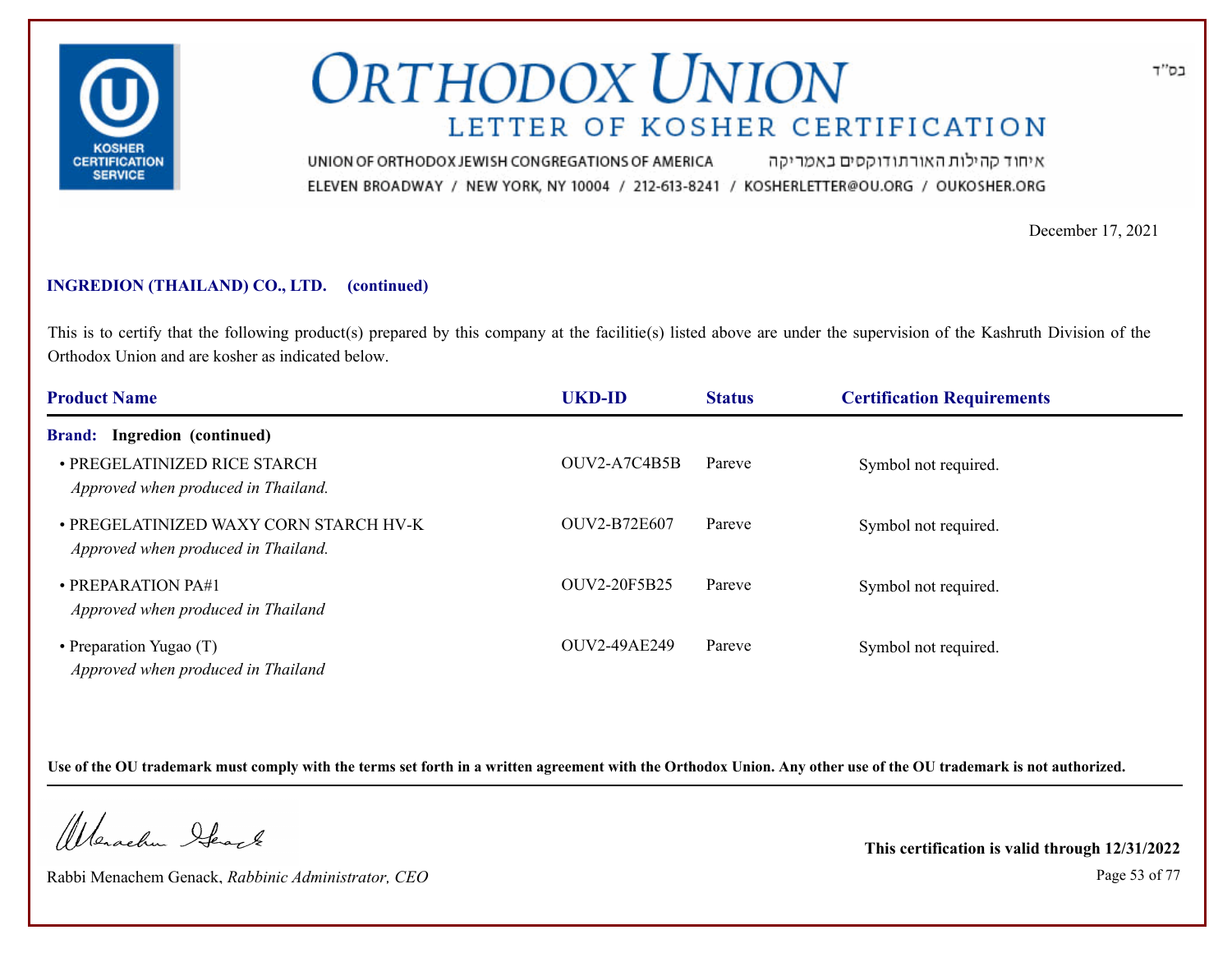# ORTHODOX UNION

## LETTER OF KOSHER CERTIFICATION

בס"ד

UNION OF ORTHODOX JEWISH CONGREGATIONS OF AMERICA איחוד קהילות האורתודוקסים באמריקה

ELEVEN BROADWAY / NEW YORK, NY 10004 / 212-613-8241 / KOSHERLETTER@OU.ORG / OUKOSHER.ORG

December 17, 2021

**INGREDION (THAILAND) CO., LTD. (continued)**

This is to certify that the following product(s) prepared by this company at the facilitie(s) listed above are under the supervision of the Kashruth Division of the Orthodox Union and are kosher as indicated below.

| Product Name | UKD-ID | Status | Certification Requirements |
|---|---|---|---|
| **Brand: Ingredion (continued)** | | | |
| • PREGELATINIZED RICE STARCH *Approved when produced in Thailand.* | OUV2-A7C4B5B | Pareve | Symbol not required. |
| • PREGELATINIZED WAXY CORN STARCH HV-K *Approved when produced in Thailand.* | OUV2-B72E607 | Pareve | Symbol not required. |
| • PREPARATION PA#1 *Approved when produced in Thailand* | OUV2-20F5B25 | Pareve | Symbol not required. |
| • Preparation Yugao (T) *Approved when produced in Thailand* | OUV2-49AE249 | Pareve | Symbol not required. |

**Use of the OU trademark must comply with the terms set forth in a written agreement with the Orthodox Union. Any other use of the OU trademark is not authorized.**

Rabbi Menachem Genack, *Rabbinic Administrator, CEO*

**This certification is valid through 12/31/2022**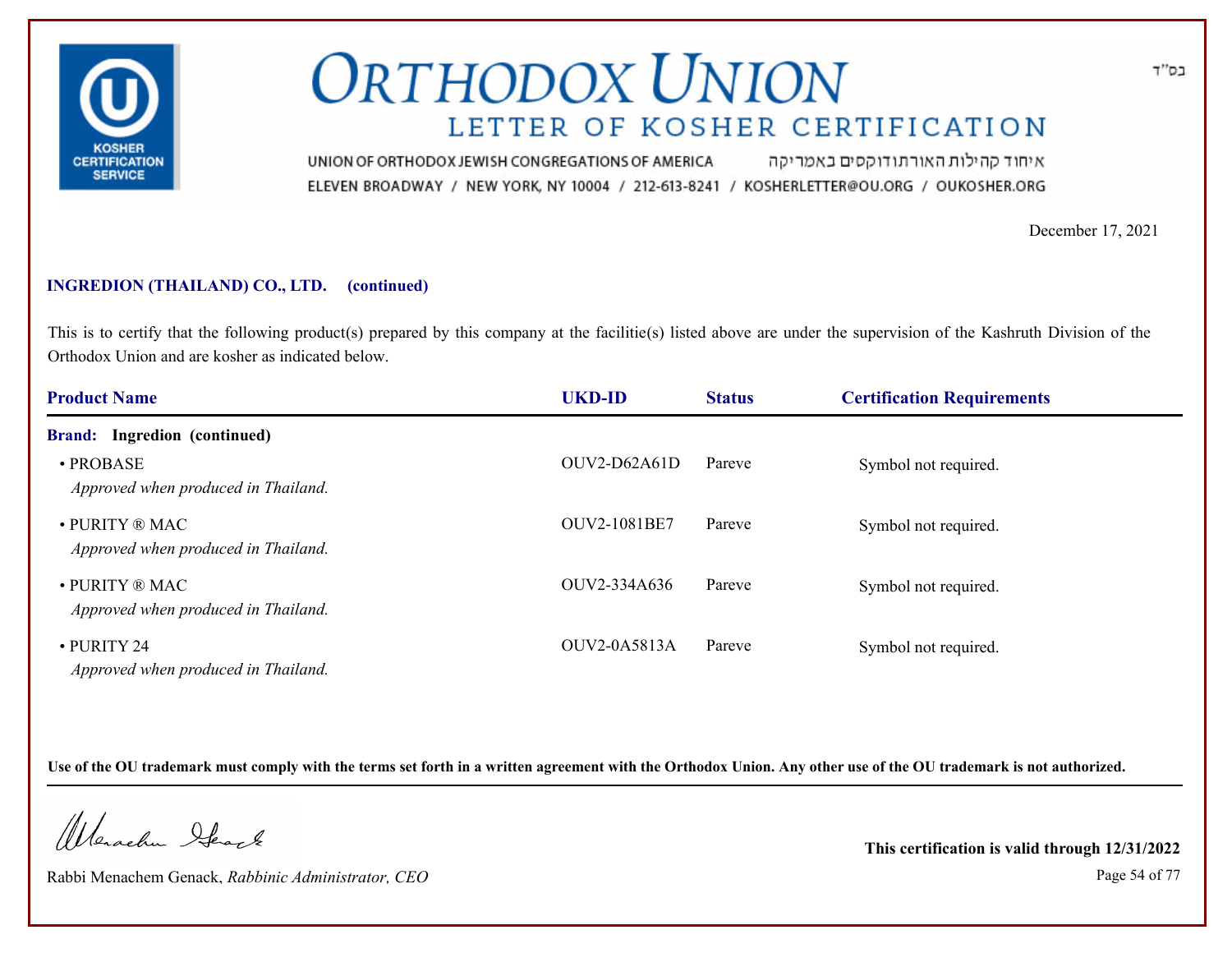# ORTHODOX UNION

## LETTER OF KOSHER CERTIFICATION

בס"ד

UNION OF ORTHODOX JEWISH CONGREGATIONS OF AMERICA איחוד קהילות האורתודוקסים באמריקה

ELEVEN BROADWAY / NEW YORK, NY 10004 / 212-613-8241 / KOSHERLETTER@OU.ORG / OUKOSHER.ORG

December 17, 2021

**INGREDION (THAILAND) CO., LTD. (continued)**

This is to certify that the following product(s) prepared by this company at the facilitie(s) listed above are under the supervision of the Kashruth Division of the Orthodox Union and are kosher as indicated below.

| Product Name | UKD-ID | Status | Certification Requirements |
|---|---|---|---|
| **Brand: Ingredion (continued)** | | | |
| • PROBASE<br>*Approved when produced in Thailand.* | OUV2-D62A61D | Pareve | Symbol not required. |
| • PURITY ® MAC<br>*Approved when produced in Thailand.* | OUV2-1081BE7 | Pareve | Symbol not required. |
| • PURITY ® MAC<br>*Approved when produced in Thailand.* | OUV2-334A636 | Pareve | Symbol not required. |
| • PURITY 24<br>*Approved when produced in Thailand.* | OUV2-0A5813A | Pareve | Symbol not required. |

**Use of the OU trademark must comply with the terms set forth in a written agreement with the Orthodox Union. Any other use of the OU trademark is not authorized.**

Rabbi Menachem Genack, *Rabbinic Administrator, CEO*

**This certification is valid through 12/31/2022**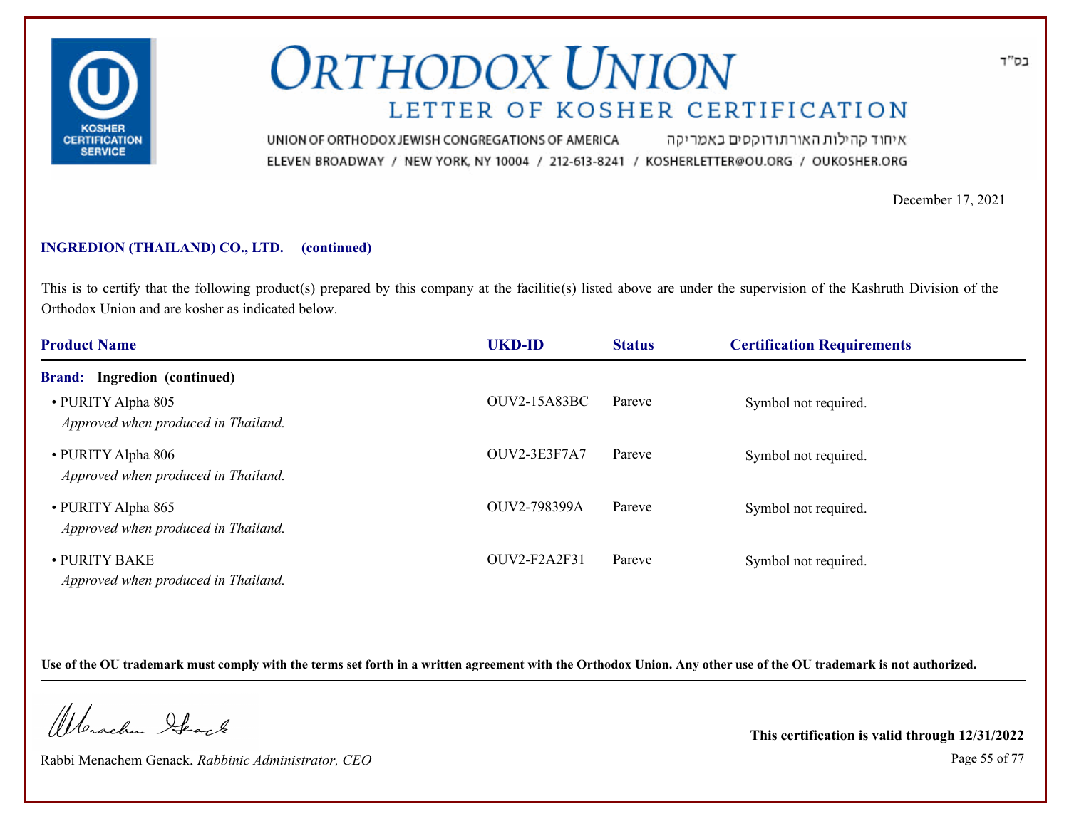# ORTHODOX UNION

## LETTER OF KOSHER CERTIFICATION

UNION OF ORTHODOX JEWISH CONGREGATIONS OF AMERICA איחוד קהילות האורתודוקסים באמריקה
ELEVEN BROADWAY / NEW YORK, NY 10004 / 212-613-8241 / KOSHERLETTER@OU.ORG / OUKOSHER.ORG

בס"ד

December 17, 2021

**INGREDION (THAILAND) CO., LTD. (continued)**

This is to certify that the following product(s) prepared by this company at the facilitie(s) listed above are under the supervision of the Kashruth Division of the Orthodox Union and are kosher as indicated below.

| Product Name | UKD-ID | Status | Certification Requirements |
|---|---|---|---|
| **Brand: Ingredion (continued)** | | | |
| • PURITY Alpha 805 *Approved when produced in Thailand.* | OUV2-15A83BC | Pareve | Symbol not required. |
| • PURITY Alpha 806 *Approved when produced in Thailand.* | OUV2-3E3F7A7 | Pareve | Symbol not required. |
| • PURITY Alpha 865 *Approved when produced in Thailand.* | OUV2-798399A | Pareve | Symbol not required. |
| • PURITY BAKE *Approved when produced in Thailand.* | OUV2-F2A2F31 | Pareve | Symbol not required. |

**Use of the OU trademark must comply with the terms set forth in a written agreement with the Orthodox Union. Any other use of the OU trademark is not authorized.**

Rabbi Menachem Genack, *Rabbinic Administrator, CEO*

**This certification is valid through 12/31/2022**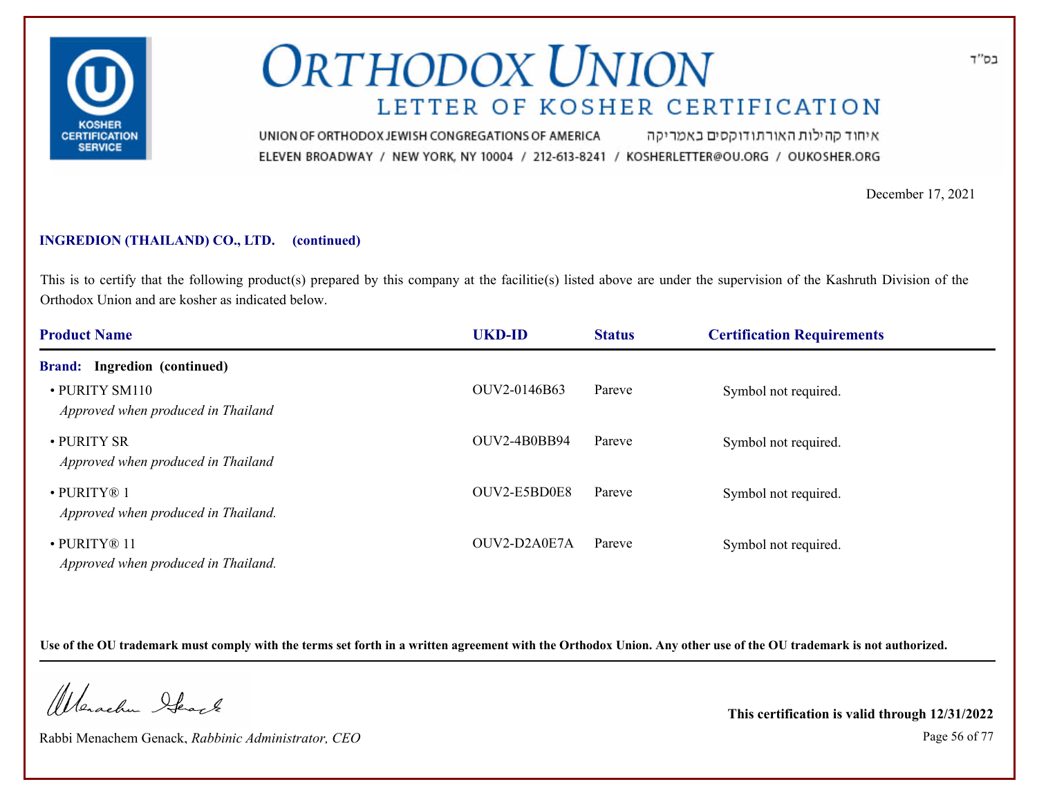בס"ד

# ORTHODOX UNION

## LETTER OF KOSHER CERTIFICATION

UNION OF ORTHODOX JEWISH CONGREGATIONS OF AMERICA איחוד קהילות האורתודוקסים באמריקה
ELEVEN BROADWAY / NEW YORK, NY 10004 / 212-613-8241 / KOSHERLETTER@OU.ORG / OUKOSHER.ORG

December 17, 2021

**INGREDION (THAILAND) CO., LTD. (continued)**

This is to certify that the following product(s) prepared by this company at the facilitie(s) listed above are under the supervision of the Kashruth Division of the Orthodox Union and are kosher as indicated below.

| Product Name | UKD-ID | Status | Certification Requirements |
|---|---|---|---|
| **Brand: Ingredion (continued)** | | | |
| • PURITY SM110 *Approved when produced in Thailand* | OUV2-0146B63 | Pareve | Symbol not required. |
| • PURITY SR *Approved when produced in Thailand* | OUV2-4B0BB94 | Pareve | Symbol not required. |
| • PURITY® 1 *Approved when produced in Thailand.* | OUV2-E5BD0E8 | Pareve | Symbol not required. |
| • PURITY® 11 *Approved when produced in Thailand.* | OUV2-D2A0E7A | Pareve | Symbol not required. |

**Use of the OU trademark must comply with the terms set forth in a written agreement with the Orthodox Union. Any other use of the OU trademark is not authorized.**

Rabbi Menachem Genack, *Rabbinic Administrator, CEO*

**This certification is valid through 12/31/2022**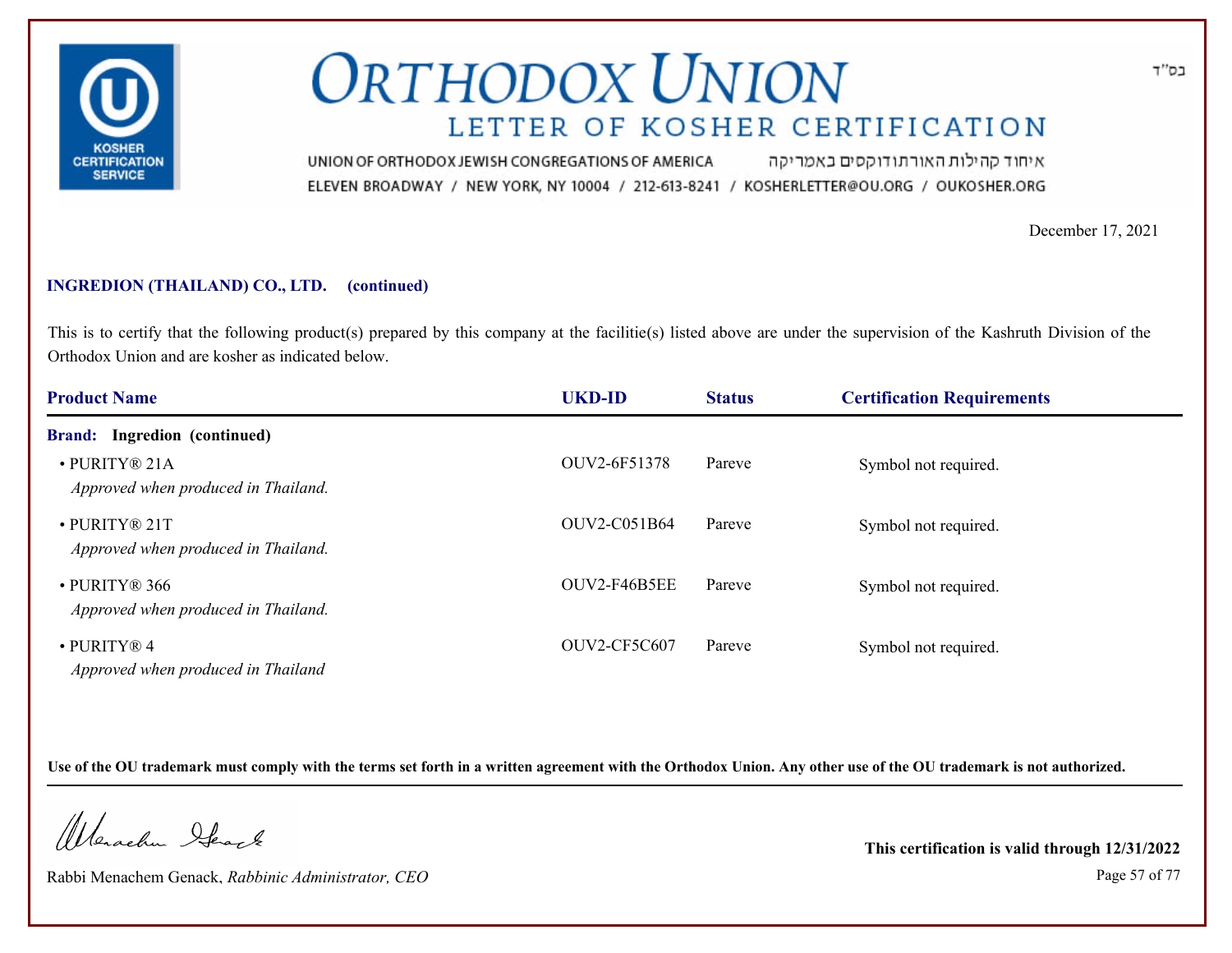# ORTHODOX UNION

## LETTER OF KOSHER CERTIFICATION

בס"ד

UNION OF ORTHODOX JEWISH CONGREGATIONS OF AMERICA איחוד קהילות האורתודוקסים באמריקה

ELEVEN BROADWAY / NEW YORK, NY 10004 / 212-613-8241 / KOSHERLETTER@OU.ORG / OUKOSHER.ORG

December 17, 2021

**INGREDION (THAILAND) CO., LTD. (continued)**

This is to certify that the following product(s) prepared by this company at the facilitie(s) listed above are under the supervision of the Kashruth Division of the Orthodox Union and are kosher as indicated below.

| Product Name | UKD-ID | Status | Certification Requirements |
|---|---|---|---|
| **Brand: Ingredion (continued)** | | | |
| • PURITY® 21A<br>*Approved when produced in Thailand.* | OUV2-6F51378 | Pareve | Symbol not required. |
| • PURITY® 21T<br>*Approved when produced in Thailand.* | OUV2-C051B64 | Pareve | Symbol not required. |
| • PURITY® 366<br>*Approved when produced in Thailand.* | OUV2-F46B5EE | Pareve | Symbol not required. |
| • PURITY® 4<br>*Approved when produced in Thailand* | OUV2-CF5C607 | Pareve | Symbol not required. |

**Use of the OU trademark must comply with the terms set forth in a written agreement with the Orthodox Union. Any other use of the OU trademark is not authorized.**

Rabbi Menachem Genack, *Rabbinic Administrator, CEO*

**This certification is valid through 12/31/2022**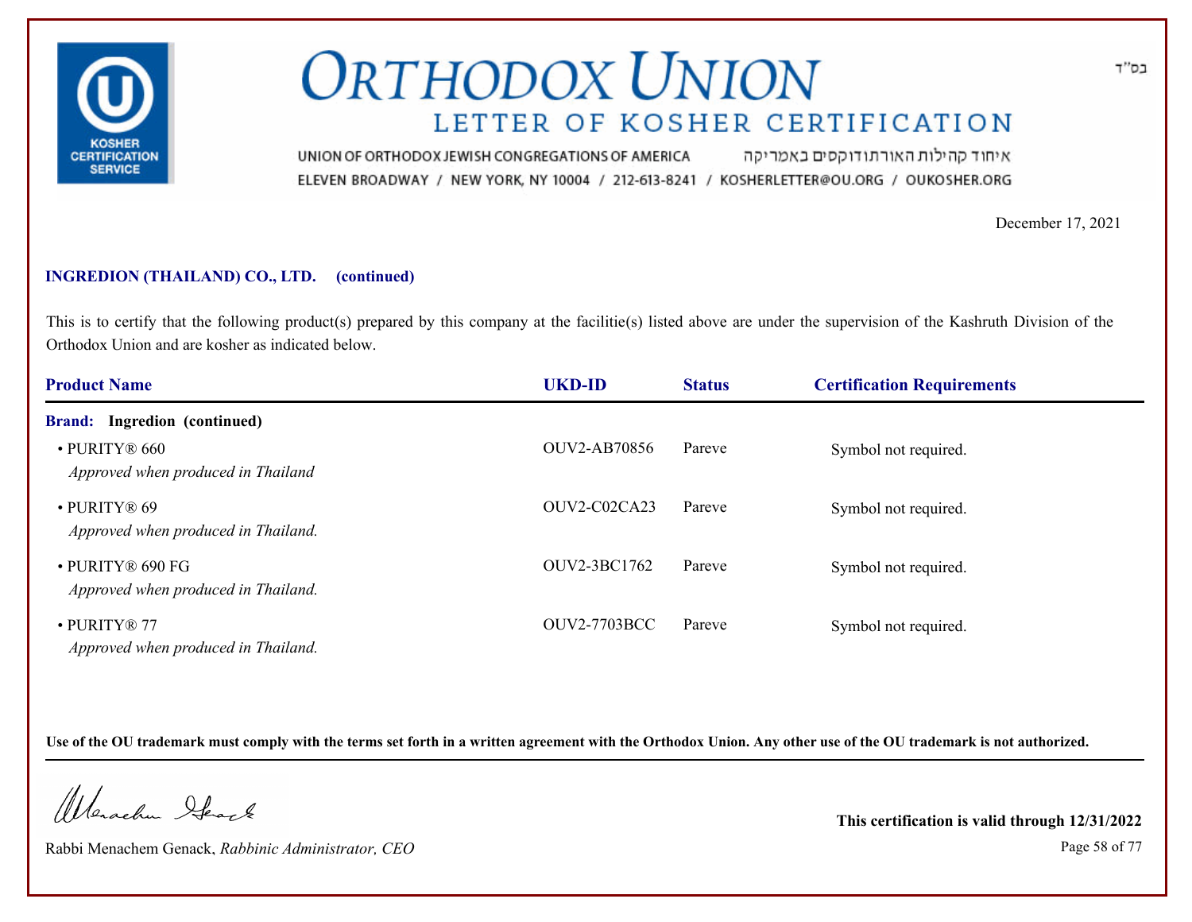# ORTHODOX UNION
## LETTER OF KOSHER CERTIFICATION

בס"ד

UNION OF ORTHODOX JEWISH CONGREGATIONS OF AMERICA איחוד קהילות האורתודוקסים באמריקה
ELEVEN BROADWAY / NEW YORK, NY 10004 / 212-613-8241 / KOSHERLETTER@OU.ORG / OUKOSHER.ORG

December 17, 2021

**INGREDION (THAILAND) CO., LTD. (continued)**

This is to certify that the following product(s) prepared by this company at the facilitie(s) listed above are under the supervision of the Kashruth Division of the Orthodox Union and are kosher as indicated below.

| Product Name | UKD-ID | Status | Certification Requirements |
|---|---|---|---|
| **Brand: Ingredion (continued)** | | | |
| • PURITY® 660<br>*Approved when produced in Thailand* | OUV2-AB70856 | Pareve | Symbol not required. |
| • PURITY® 69<br>*Approved when produced in Thailand.* | OUV2-C02CA23 | Pareve | Symbol not required. |
| • PURITY® 690 FG<br>*Approved when produced in Thailand.* | OUV2-3BC1762 | Pareve | Symbol not required. |
| • PURITY® 77<br>*Approved when produced in Thailand.* | OUV2-7703BCC | Pareve | Symbol not required. |

**Use of the OU trademark must comply with the terms set forth in a written agreement with the Orthodox Union. Any other use of the OU trademark is not authorized.**

Rabbi Menachem Genack, *Rabbinic Administrator, CEO*

**This certification is valid through 12/31/2022**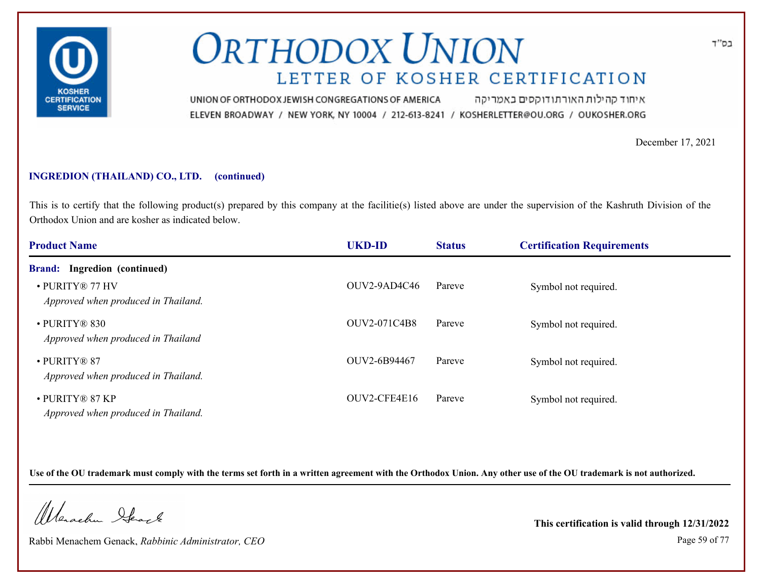# ORTHODOX UNION

## LETTER OF KOSHER CERTIFICATION

בס"ד

UNION OF ORTHODOX JEWISH CONGREGATIONS OF AMERICA איחוד קהילות האורתודוקסים באמריקה

ELEVEN BROADWAY / NEW YORK, NY 10004 / 212-613-8241 / KOSHERLETTER@OU.ORG / OUKOSHER.ORG

December 17, 2021

**INGREDION (THAILAND) CO., LTD. (continued)**

This is to certify that the following product(s) prepared by this company at the facilitie(s) listed above are under the supervision of the Kashruth Division of the Orthodox Union and are kosher as indicated below.

| Product Name | UKD-ID | Status | Certification Requirements |
|---|---|---|---|
| **Brand: Ingredion (continued)** | | | |
| • PURITY® 77 HV<br>*Approved when produced in Thailand.* | OUV2-9AD4C46 | Pareve | Symbol not required. |
| • PURITY® 830<br>*Approved when produced in Thailand* | OUV2-071C4B8 | Pareve | Symbol not required. |
| • PURITY® 87<br>*Approved when produced in Thailand.* | OUV2-6B94467 | Pareve | Symbol not required. |
| • PURITY® 87 KP<br>*Approved when produced in Thailand.* | OUV2-CFE4E16 | Pareve | Symbol not required. |

**Use of the OU trademark must comply with the terms set forth in a written agreement with the Orthodox Union. Any other use of the OU trademark is not authorized.**

Rabbi Menachem Genack, *Rabbinic Administrator, CEO*

**This certification is valid through 12/31/2022**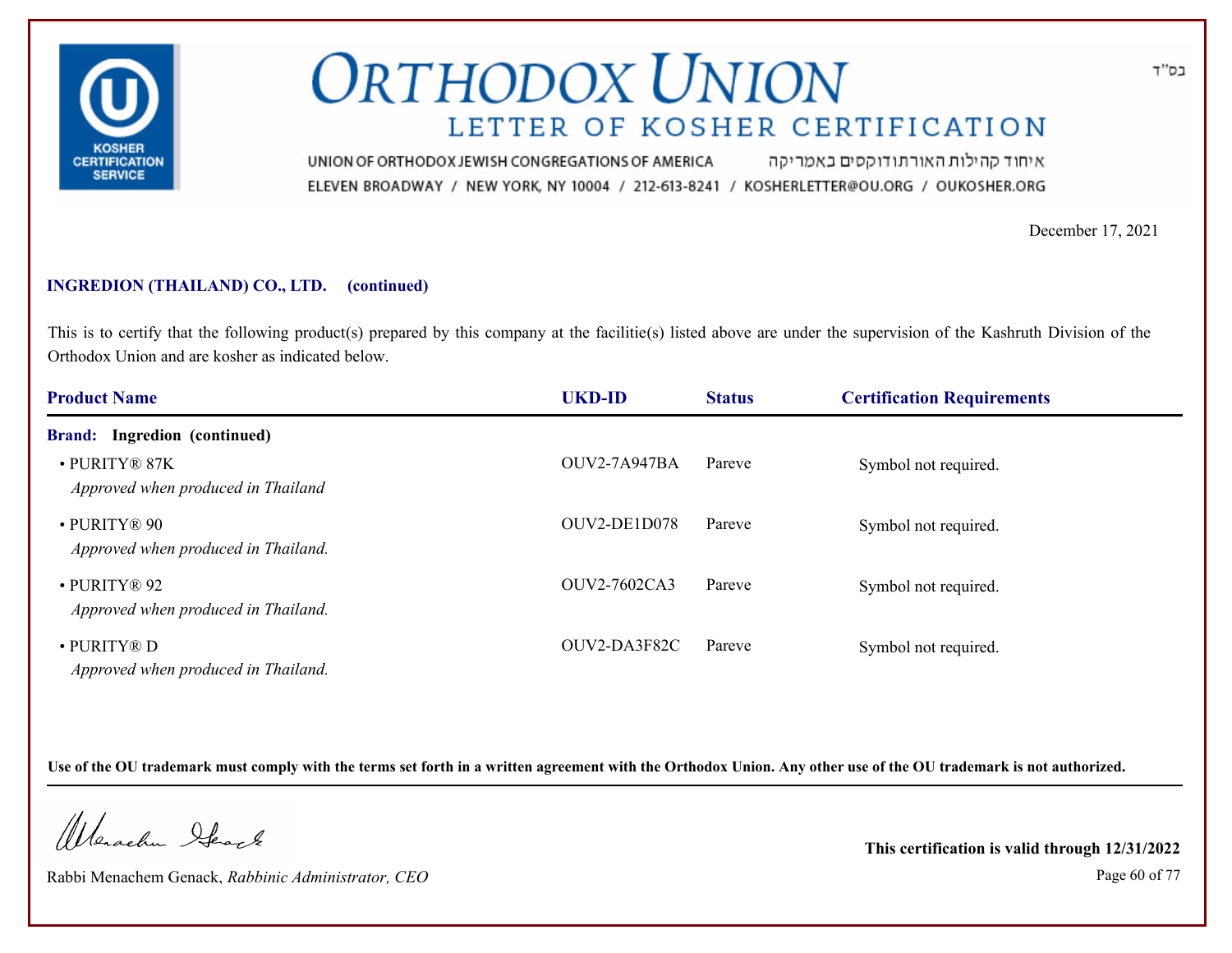# ORTHODOX UNION

## LETTER OF KOSHER CERTIFICATION

UNION OF ORTHODOX JEWISH CONGREGATIONS OF AMERICA איחוד קהילות האורתודוקסים באמריקה

ELEVEN BROADWAY / NEW YORK, NY 10004 / 212-613-8241 / KOSHERLETTER@OU.ORG / OUKOSHER.ORG

בס"ד

December 17, 2021

**INGREDION (THAILAND) CO., LTD. (continued)**

This is to certify that the following product(s) prepared by this company at the facilitie(s) listed above are under the supervision of the Kashruth Division of the Orthodox Union and are kosher as indicated below.

| Product Name | UKD-ID | Status | Certification Requirements |
|---|---|---|---|
| **Brand: Ingredion (continued)** | | | |
| • PURITY® 87K<br>*Approved when produced in Thailand* | OUV2-7A947BA | Pareve | Symbol not required. |
| • PURITY® 90<br>*Approved when produced in Thailand.* | OUV2-DE1D078 | Pareve | Symbol not required. |
| • PURITY® 92<br>*Approved when produced in Thailand.* | OUV2-7602CA3 | Pareve | Symbol not required. |
| • PURITY® D<br>*Approved when produced in Thailand.* | OUV2-DA3F82C | Pareve | Symbol not required. |

**Use of the OU trademark must comply with the terms set forth in a written agreement with the Orthodox Union. Any other use of the OU trademark is not authorized.**

Rabbi Menachem Genack, *Rabbinic Administrator, CEO*

**This certification is valid through 12/31/2022**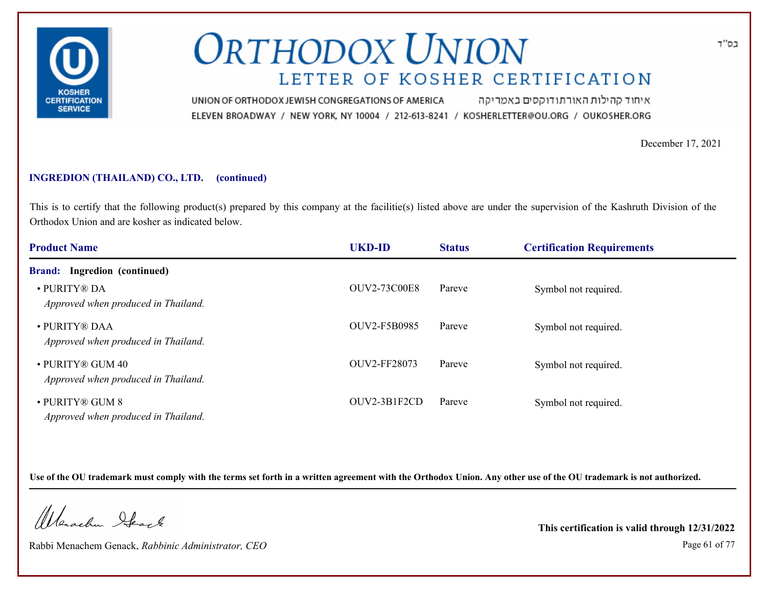# ORTHODOX UNION

## LETTER OF KOSHER CERTIFICATION

UNION OF ORTHODOX JEWISH CONGREGATIONS OF AMERICA איחוד קהילות האורתודוקסים באמריקה

ELEVEN BROADWAY / NEW YORK, NY 10004 / 212-613-8241 / KOSHERLETTER@OU.ORG / OUKOSHER.ORG

בס"ד

December 17, 2021

**INGREDION (THAILAND) CO., LTD. (continued)**

This is to certify that the following product(s) prepared by this company at the facilitie(s) listed above are under the supervision of the Kashruth Division of the Orthodox Union and are kosher as indicated below.

| Product Name | UKD-ID | Status | Certification Requirements |
|---|---|---|---|
| **Brand: Ingredion (continued)** | | | |
| • PURITY® DA<br>*Approved when produced in Thailand.* | OUV2-73C00E8 | Pareve | Symbol not required. |
| • PURITY® DAA<br>*Approved when produced in Thailand.* | OUV2-F5B0985 | Pareve | Symbol not required. |
| • PURITY® GUM 40<br>*Approved when produced in Thailand.* | OUV2-FF28073 | Pareve | Symbol not required. |
| • PURITY® GUM 8<br>*Approved when produced in Thailand.* | OUV2-3B1F2CD | Pareve | Symbol not required. |

**Use of the OU trademark must comply with the terms set forth in a written agreement with the Orthodox Union. Any other use of the OU trademark is not authorized.**

Rabbi Menachem Genack, *Rabbinic Administrator, CEO*

**This certification is valid through 12/31/2022**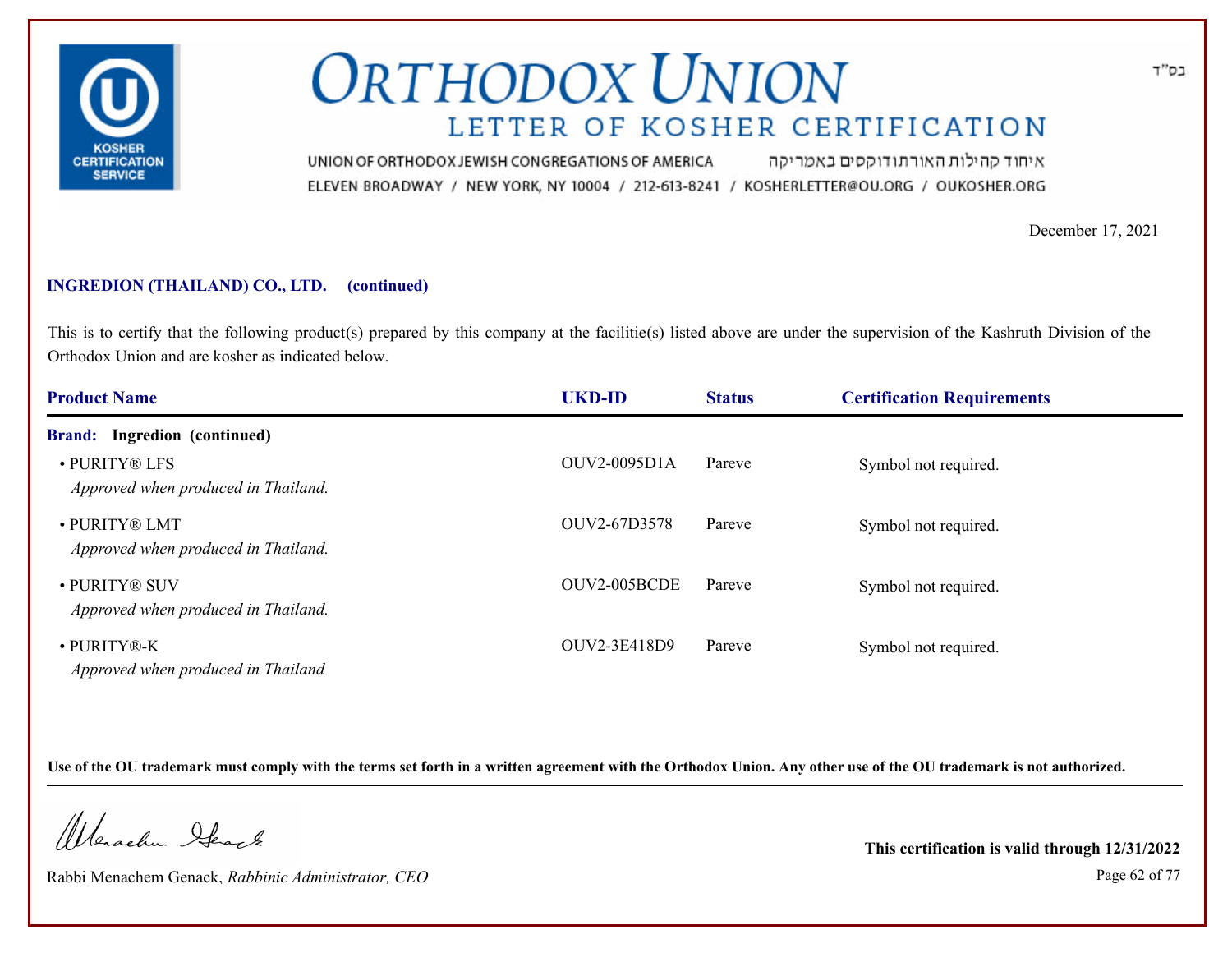# ORTHODOX UNION

## LETTER OF KOSHER CERTIFICATION

UNION OF ORTHODOX JEWISH CONGREGATIONS OF AMERICA איחוד קהילות האורתודוקסים באמריקה
ELEVEN BROADWAY / NEW YORK, NY 10004 / 212-613-8241 / KOSHERLETTER@OU.ORG / OUKOSHER.ORG

בס"ד

December 17, 2021

**INGREDION (THAILAND) CO., LTD. (continued)**

This is to certify that the following product(s) prepared by this company at the facilitie(s) listed above are under the supervision of the Kashruth Division of the Orthodox Union and are kosher as indicated below.

| Product Name | UKD-ID | Status | Certification Requirements |
|---|---|---|---|
| **Brand: Ingredion (continued)** | | | |
| • PURITY® LFS<br>*Approved when produced in Thailand.* | OUV2-0095D1A | Pareve | Symbol not required. |
| • PURITY® LMT<br>*Approved when produced in Thailand.* | OUV2-67D3578 | Pareve | Symbol not required. |
| • PURITY® SUV<br>*Approved when produced in Thailand.* | OUV2-005BCDE | Pareve | Symbol not required. |
| • PURITY®-K<br>*Approved when produced in Thailand* | OUV2-3E418D9 | Pareve | Symbol not required. |

**Use of the OU trademark must comply with the terms set forth in a written agreement with the Orthodox Union. Any other use of the OU trademark is not authorized.**

Rabbi Menachem Genack, *Rabbinic Administrator, CEO*

**This certification is valid through 12/31/2022**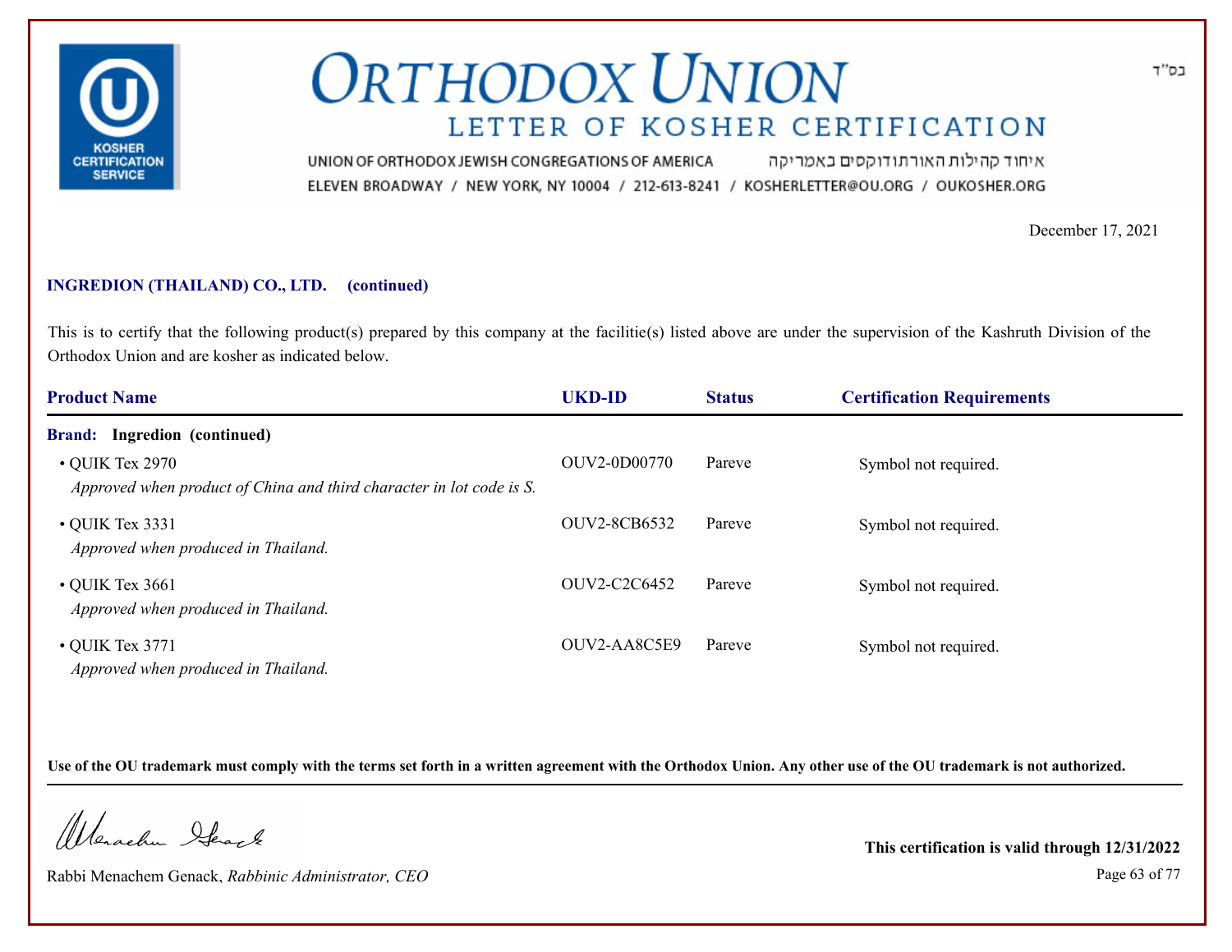# ORTHODOX UNION

## LETTER OF KOSHER CERTIFICATION

בס"ד

UNION OF ORTHODOX JEWISH CONGREGATIONS OF AMERICA איחוד קהילות האורתודוקסים באמריקה

ELEVEN BROADWAY / NEW YORK, NY 10004 / 212-613-8241 / KOSHERLETTER@OU.ORG / OUKOSHER.ORG

December 17, 2021

**INGREDION (THAILAND) CO., LTD. (continued)**

This is to certify that the following product(s) prepared by this company at the facilitie(s) listed above are under the supervision of the Kashruth Division of the Orthodox Union and are kosher as indicated below.

| Product Name | UKD-ID | Status | Certification Requirements |
|---|---|---|---|
| **Brand: Ingredion (continued)** | | | |
| • QUIK Tex 2970<br>*Approved when product of China and third character in lot code is S.* | OUV2-0D00770 | Pareve | Symbol not required. |
| • QUIK Tex 3331<br>*Approved when produced in Thailand.* | OUV2-8CB6532 | Pareve | Symbol not required. |
| • QUIK Tex 3661<br>*Approved when produced in Thailand.* | OUV2-C2C6452 | Pareve | Symbol not required. |
| • QUIK Tex 3771<br>*Approved when produced in Thailand.* | OUV2-AA8C5E9 | Pareve | Symbol not required. |

**Use of the OU trademark must comply with the terms set forth in a written agreement with the Orthodox Union. Any other use of the OU trademark is not authorized.**

Rabbi Menachem Genack, *Rabbinic Administrator, CEO*

**This certification is valid through 12/31/2022**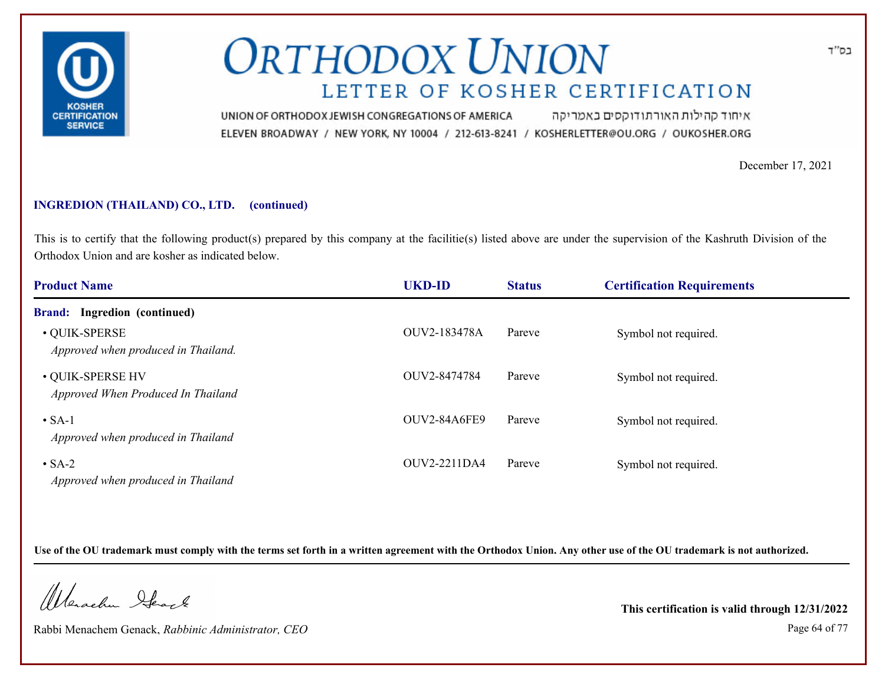# ORTHODOX UNION
## LETTER OF KOSHER CERTIFICATION

UNION OF ORTHODOX JEWISH CONGREGATIONS OF AMERICA איחוד קהילות האורתודוקסים באמריקה
ELEVEN BROADWAY / NEW YORK, NY 10004 / 212-613-8241 / KOSHERLETTER@OU.ORG / OUKOSHER.ORG

בס"ד

December 17, 2021

**INGREDION (THAILAND) CO., LTD. (continued)**

This is to certify that the following product(s) prepared by this company at the facilitie(s) listed above are under the supervision of the Kashruth Division of the Orthodox Union and are kosher as indicated below.

| Product Name | UKD-ID | Status | Certification Requirements |
|---|---|---|---|
| **Brand: Ingredion (continued)** | | | |
| • QUIK-SPERSE<br>*Approved when produced in Thailand.* | OUV2-183478A | Pareve | Symbol not required. |
| • QUIK-SPERSE HV<br>*Approved When Produced In Thailand* | OUV2-8474784 | Pareve | Symbol not required. |
| • SA-1<br>*Approved when produced in Thailand* | OUV2-84A6FE9 | Pareve | Symbol not required. |
| • SA-2<br>*Approved when produced in Thailand* | OUV2-2211DA4 | Pareve | Symbol not required. |

**Use of the OU trademark must comply with the terms set forth in a written agreement with the Orthodox Union. Any other use of the OU trademark is not authorized.**

Rabbi Menachem Genack, *Rabbinic Administrator, CEO*

**This certification is valid through 12/31/2022**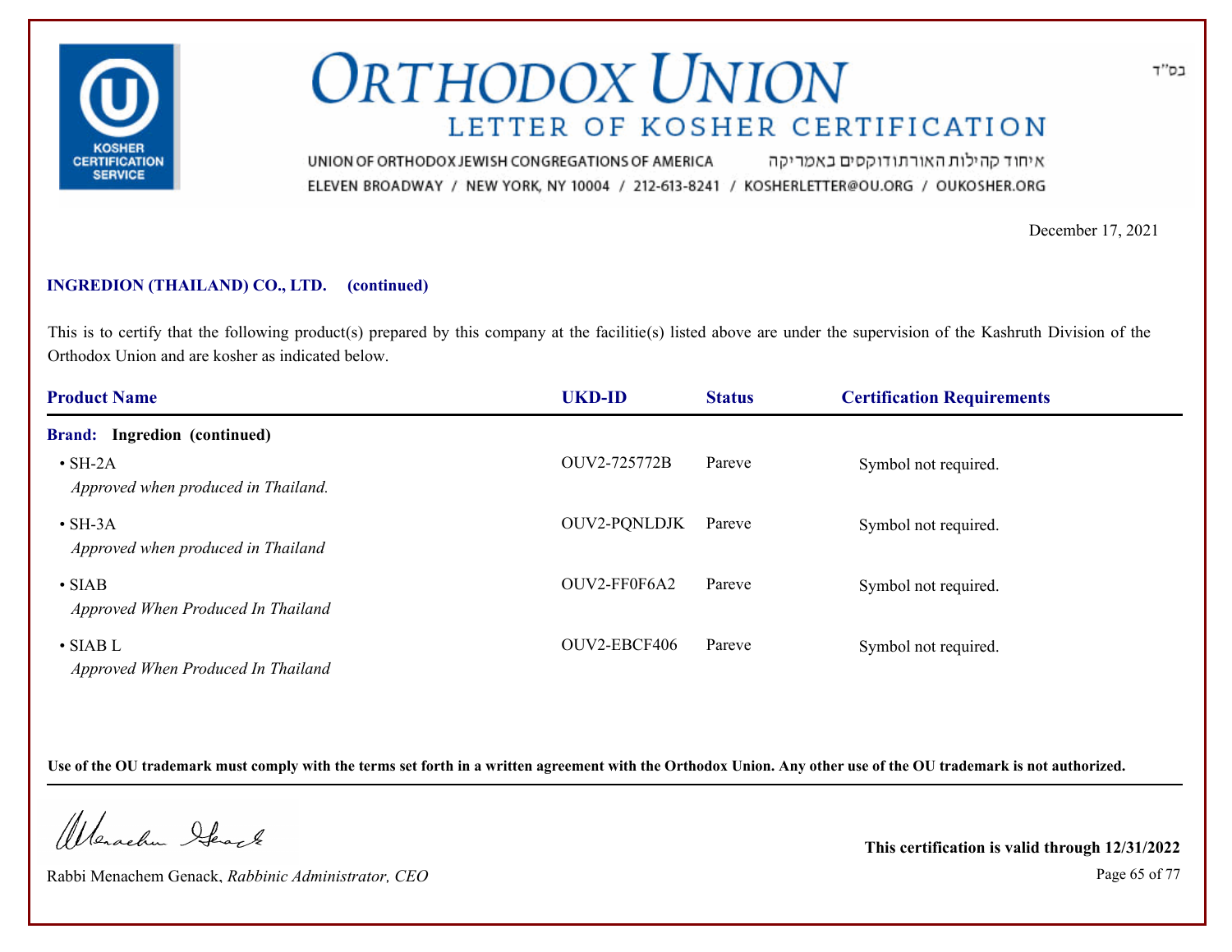# ORTHODOX UNION

## LETTER OF KOSHER CERTIFICATION

בס"ד

UNION OF ORTHODOX JEWISH CONGREGATIONS OF AMERICA איחוד קהילות האורתודוקסים באמריקה

ELEVEN BROADWAY / NEW YORK, NY 10004 / 212-613-8241 / KOSHERLETTER@OU.ORG / OUKOSHER.ORG

December 17, 2021

**INGREDION (THAILAND) CO., LTD. (continued)**

This is to certify that the following product(s) prepared by this company at the facilitie(s) listed above are under the supervision of the Kashruth Division of the Orthodox Union and are kosher as indicated below.

| Product Name | UKD-ID | Status | Certification Requirements |
|---|---|---|---|
| **Brand: Ingredion (continued)** | | | |
| • SH-2A<br>*Approved when produced in Thailand.* | OUV2-725772B | Pareve | Symbol not required. |
| • SH-3A<br>*Approved when produced in Thailand* | OUV2-PQNLDJK | Pareve | Symbol not required. |
| • SIAB<br>*Approved When Produced In Thailand* | OUV2-FF0F6A2 | Pareve | Symbol not required. |
| • SIAB L<br>*Approved When Produced In Thailand* | OUV2-EBCF406 | Pareve | Symbol not required. |

**Use of the OU trademark must comply with the terms set forth in a written agreement with the Orthodox Union. Any other use of the OU trademark is not authorized.**

Rabbi Menachem Genack, *Rabbinic Administrator, CEO*

**This certification is valid through 12/31/2022**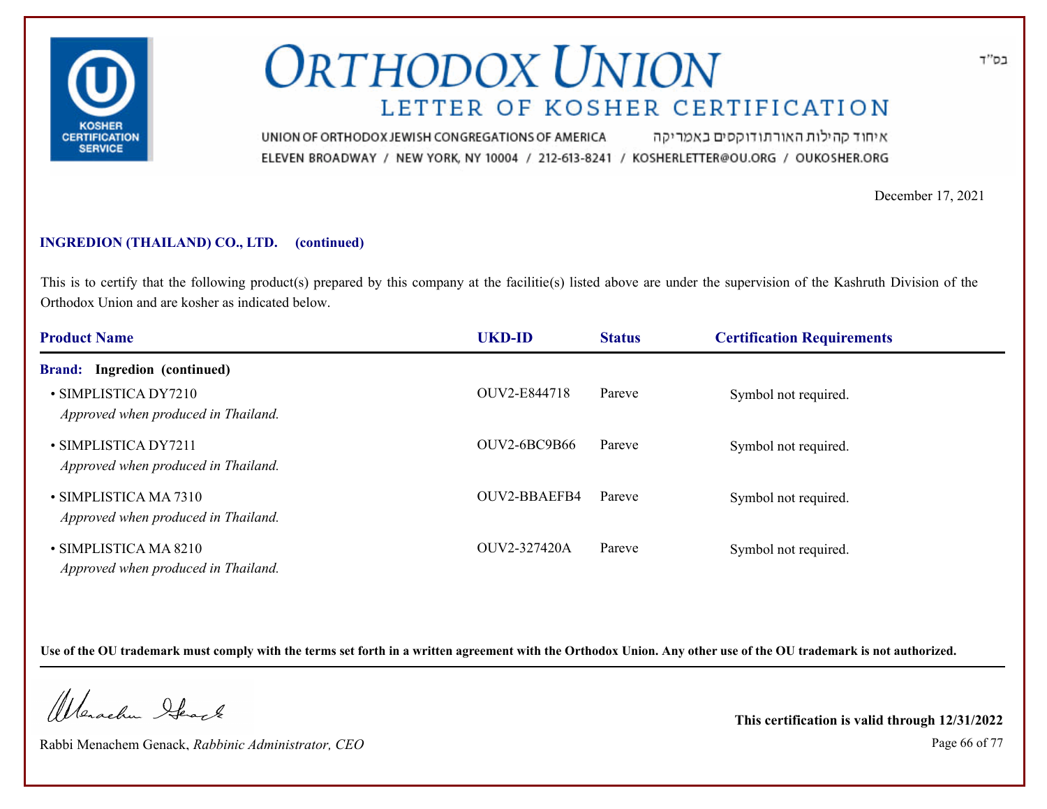בס"ד

# ORTHODOX UNION

## LETTER OF KOSHER CERTIFICATION

UNION OF ORTHODOX JEWISH CONGREGATIONS OF AMERICA איחוד קהילות האורתודוקסים באמריקה

ELEVEN BROADWAY / NEW YORK, NY 10004 / 212-613-8241 / KOSHERLETTER@OU.ORG / OUKOSHER.ORG

December 17, 2021

**INGREDION (THAILAND) CO., LTD. (continued)**

This is to certify that the following product(s) prepared by this company at the facilitie(s) listed above are under the supervision of the Kashruth Division of the Orthodox Union and are kosher as indicated below.

| Product Name | UKD-ID | Status | Certification Requirements |
|---|---|---|---|
| **Brand: Ingredion (continued)** | | | |
| • SIMPLISTICA DY7210 *Approved when produced in Thailand.* | OUV2-E844718 | Pareve | Symbol not required. |
| • SIMPLISTICA DY7211 *Approved when produced in Thailand.* | OUV2-6BC9B66 | Pareve | Symbol not required. |
| • SIMPLISTICA MA 7310 *Approved when produced in Thailand.* | OUV2-BBAEFB4 | Pareve | Symbol not required. |
| • SIMPLISTICA MA 8210 *Approved when produced in Thailand.* | OUV2-327420A | Pareve | Symbol not required. |

**Use of the OU trademark must comply with the terms set forth in a written agreement with the Orthodox Union. Any other use of the OU trademark is not authorized.**

Rabbi Menachem Genack, *Rabbinic Administrator, CEO*

**This certification is valid through 12/31/2022**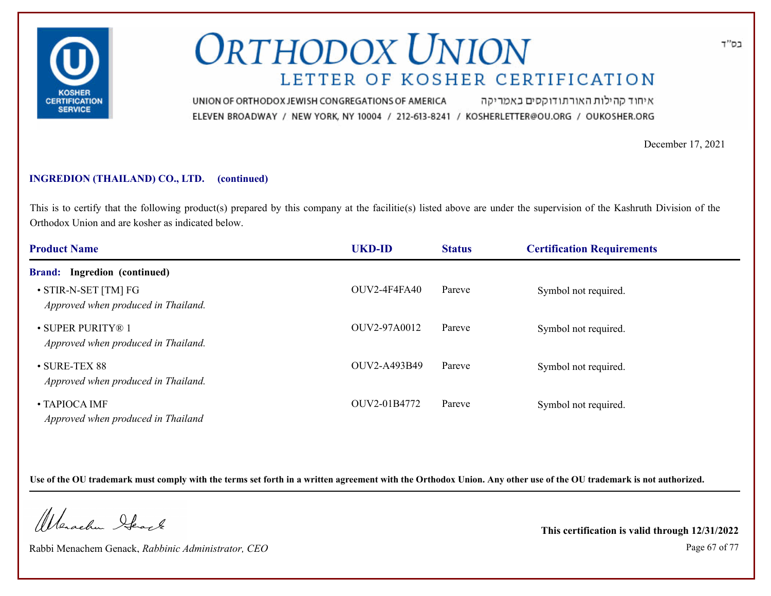# ORTHODOX UNION

## LETTER OF KOSHER CERTIFICATION

בס"ד

UNION OF ORTHODOX JEWISH CONGREGATIONS OF AMERICA איחוד קהילות האורתודוקסים באמריקה

ELEVEN BROADWAY / NEW YORK, NY 10004 / 212-613-8241 / KOSHERLETTER@OU.ORG / OUKOSHER.ORG

December 17, 2021

**INGREDION (THAILAND) CO., LTD. (continued)**

This is to certify that the following product(s) prepared by this company at the facilitie(s) listed above are under the supervision of the Kashruth Division of the Orthodox Union and are kosher as indicated below.

| Product Name | UKD-ID | Status | Certification Requirements |
|---|---|---|---|
| **Brand: Ingredion (continued)** | | | |
| • STIR-N-SET [TM] FG *Approved when produced in Thailand.* | OUV2-4F4FA40 | Pareve | Symbol not required. |
| • SUPER PURITY® 1 *Approved when produced in Thailand.* | OUV2-97A0012 | Pareve | Symbol not required. |
| • SURE-TEX 88 *Approved when produced in Thailand.* | OUV2-A493B49 | Pareve | Symbol not required. |
| • TAPIOCA IMF *Approved when produced in Thailand* | OUV2-01B4772 | Pareve | Symbol not required. |

**Use of the OU trademark must comply with the terms set forth in a written agreement with the Orthodox Union. Any other use of the OU trademark is not authorized.**

Rabbi Menachem Genack, *Rabbinic Administrator, CEO*

**This certification is valid through 12/31/2022**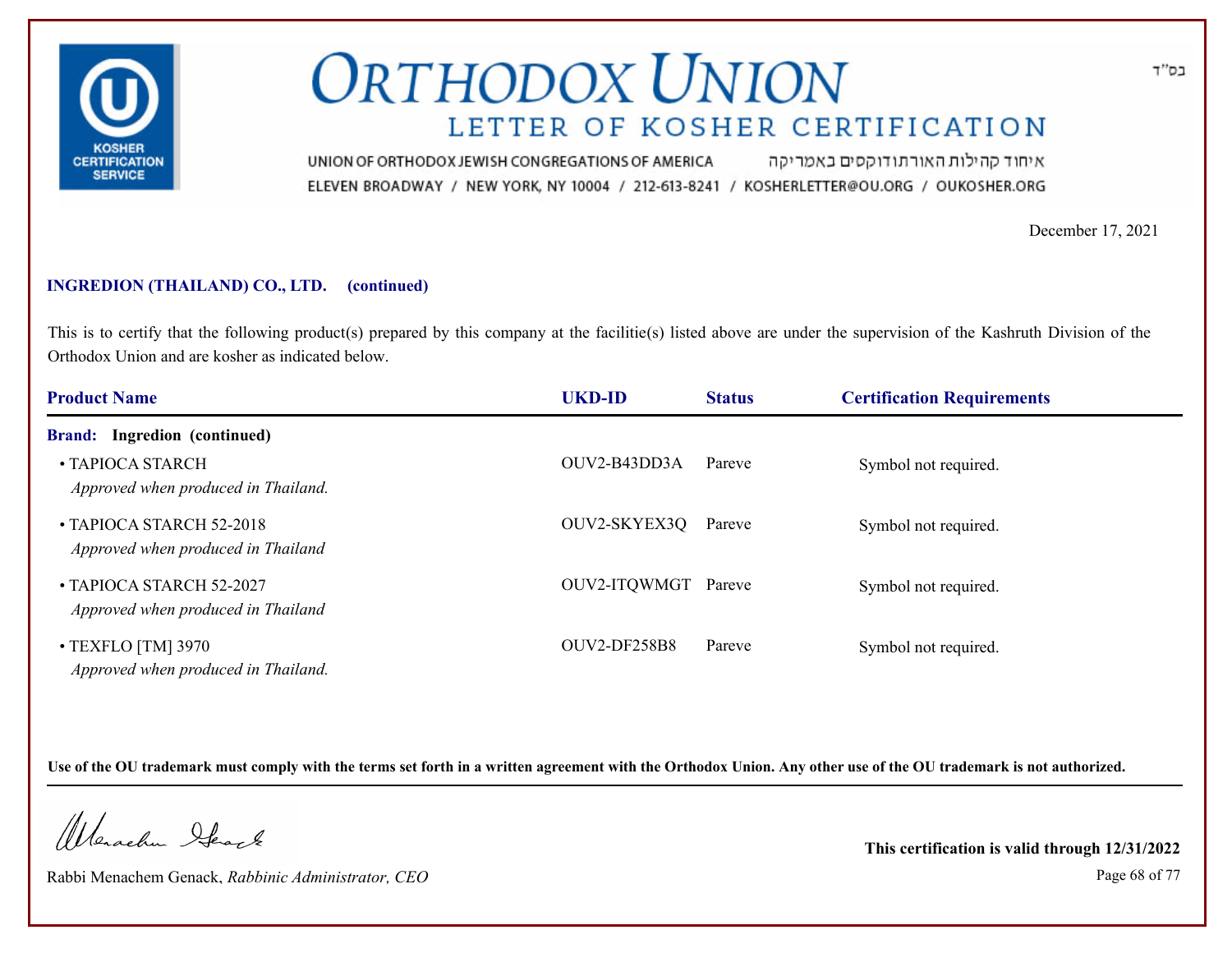# ORTHODOX UNION

## LETTER OF KOSHER CERTIFICATION

בס"ד

UNION OF ORTHODOX JEWISH CONGREGATIONS OF AMERICA איחוד קהילות האורתודוקסים באמריקה

ELEVEN BROADWAY / NEW YORK, NY 10004 / 212-613-8241 / KOSHERLETTER@OU.ORG / OUKOSHER.ORG

December 17, 2021

**INGREDION (THAILAND) CO., LTD. (continued)**

This is to certify that the following product(s) prepared by this company at the facilitie(s) listed above are under the supervision of the Kashruth Division of the Orthodox Union and are kosher as indicated below.

| Product Name | UKD-ID | Status | Certification Requirements |
|---|---|---|---|
| **Brand: Ingredion (continued)** | | | |
| • TAPIOCA STARCH<br>*Approved when produced in Thailand.* | OUV2-B43DD3A | Pareve | Symbol not required. |
| • TAPIOCA STARCH 52-2018<br>*Approved when produced in Thailand* | OUV2-SKYEX3Q | Pareve | Symbol not required. |
| • TAPIOCA STARCH 52-2027<br>*Approved when produced in Thailand* | OUV2-ITQWMGT | Pareve | Symbol not required. |
| • TEXFLO [TM] 3970<br>*Approved when produced in Thailand.* | OUV2-DF258B8 | Pareve | Symbol not required. |

**Use of the OU trademark must comply with the terms set forth in a written agreement with the Orthodox Union. Any other use of the OU trademark is not authorized.**

Rabbi Menachem Genack, *Rabbinic Administrator, CEO*

**This certification is valid through 12/31/2022**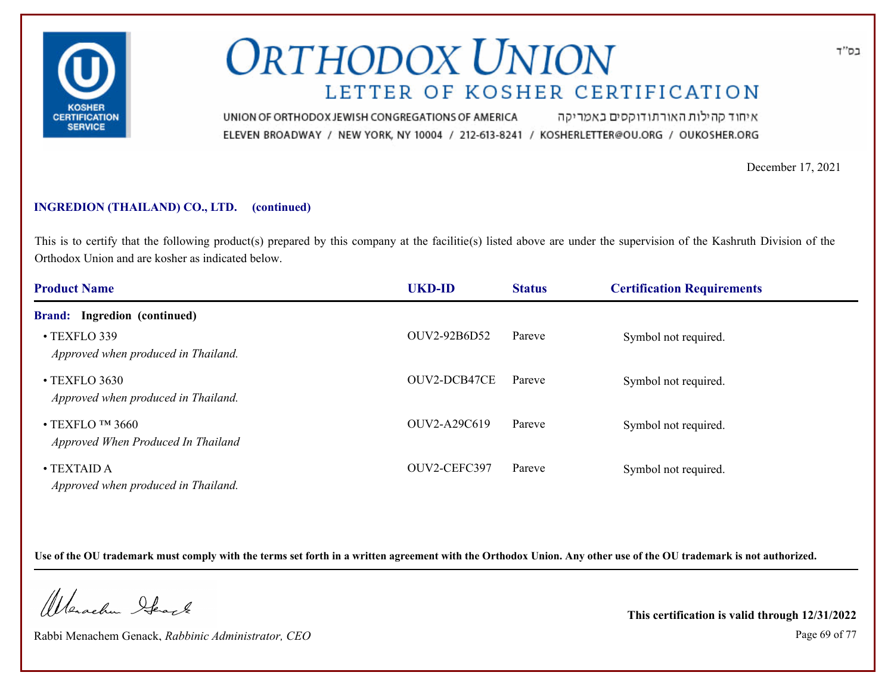# ORTHODOX UNION

## LETTER OF KOSHER CERTIFICATION

בס"ד

UNION OF ORTHODOX JEWISH CONGREGATIONS OF AMERICA איחוד קהילות האורתודוקסים באמריקה

ELEVEN BROADWAY / NEW YORK, NY 10004 / 212-613-8241 / KOSHERLETTER@OU.ORG / OUKOSHER.ORG

December 17, 2021

**INGREDION (THAILAND) CO., LTD. (continued)**

This is to certify that the following product(s) prepared by this company at the facilitie(s) listed above are under the supervision of the Kashruth Division of the Orthodox Union and are kosher as indicated below.

| Product Name | UKD-ID | Status | Certification Requirements |
|---|---|---|---|
| **Brand: Ingredion (continued)** | | | |
| • TEXFLO 339 *Approved when produced in Thailand.* | OUV2-92B6D52 | Pareve | Symbol not required. |
| • TEXFLO 3630 *Approved when produced in Thailand.* | OUV2-DCB47CE | Pareve | Symbol not required. |
| • TEXFLO ™ 3660 *Approved When Produced In Thailand* | OUV2-A29C619 | Pareve | Symbol not required. |
| • TEXTAID A *Approved when produced in Thailand.* | OUV2-CEFC397 | Pareve | Symbol not required. |

**Use of the OU trademark must comply with the terms set forth in a written agreement with the Orthodox Union. Any other use of the OU trademark is not authorized.**

Rabbi Menachem Genack, *Rabbinic Administrator, CEO*

**This certification is valid through 12/31/2022**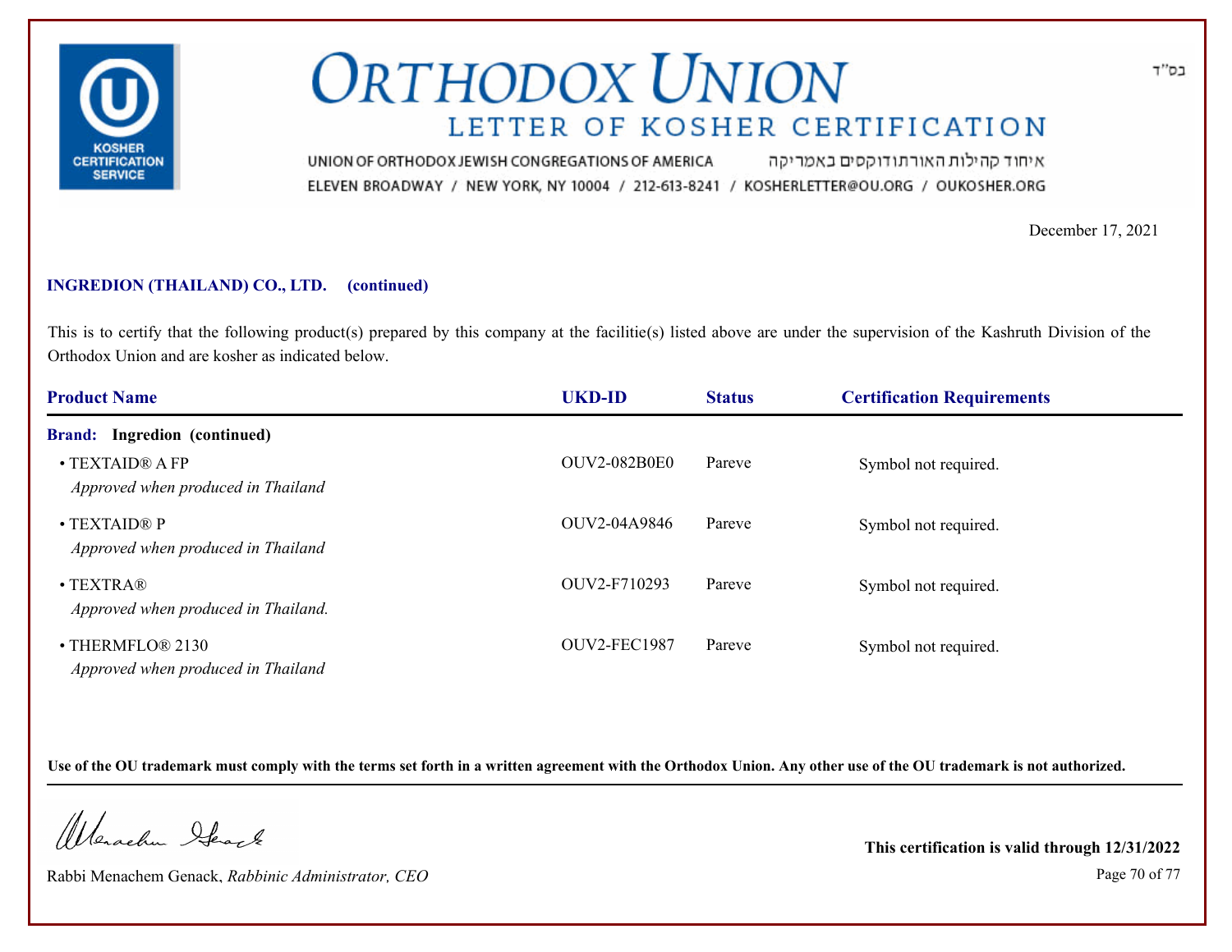# ORTHODOX UNION

## LETTER OF KOSHER CERTIFICATION

בס"ד

UNION OF ORTHODOX JEWISH CONGREGATIONS OF AMERICA איחוד קהילות האורתודוקסים באמריקה

ELEVEN BROADWAY / NEW YORK, NY 10004 / 212-613-8241 / KOSHERLETTER@OU.ORG / OUKOSHER.ORG

December 17, 2021

**INGREDION (THAILAND) CO., LTD. (continued)**

This is to certify that the following product(s) prepared by this company at the facilitie(s) listed above are under the supervision of the Kashruth Division of the Orthodox Union and are kosher as indicated below.

| Product Name | UKD-ID | Status | Certification Requirements |
|---|---|---|---|
| **Brand: Ingredion (continued)** | | | |
| • TEXTAID® A FP *Approved when produced in Thailand* | OUV2-082B0E0 | Pareve | Symbol not required. |
| • TEXTAID® P *Approved when produced in Thailand* | OUV2-04A9846 | Pareve | Symbol not required. |
| • TEXTRA® *Approved when produced in Thailand.* | OUV2-F710293 | Pareve | Symbol not required. |
| • THERMFLO® 2130 *Approved when produced in Thailand* | OUV2-FEC1987 | Pareve | Symbol not required. |

**Use of the OU trademark must comply with the terms set forth in a written agreement with the Orthodox Union. Any other use of the OU trademark is not authorized.**

Rabbi Menachem Genack, *Rabbinic Administrator, CEO*

**This certification is valid through 12/31/2022**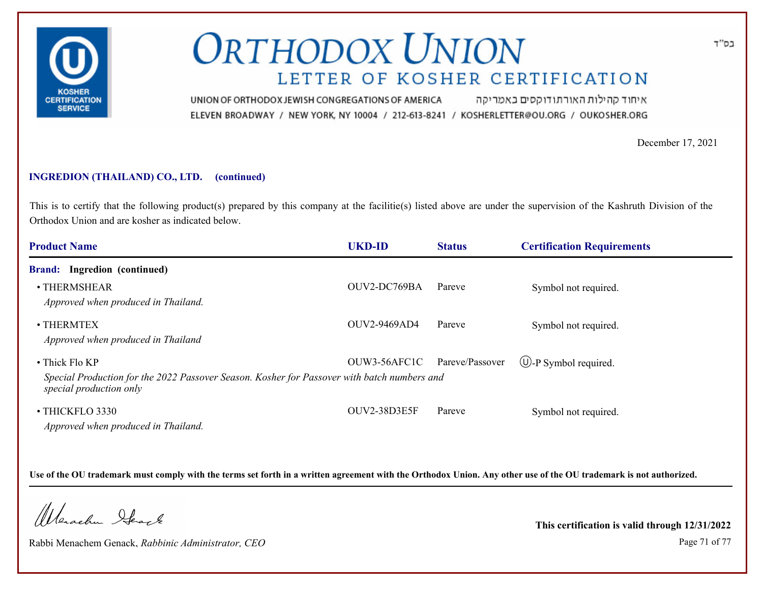# ORTHODOX UNION

## LETTER OF KOSHER CERTIFICATION

בס"ד

UNION OF ORTHODOX JEWISH CONGREGATIONS OF AMERICA איחוד קהילות האורתודוקסים באמריקה

ELEVEN BROADWAY / NEW YORK, NY 10004 / 212-613-8241 / KOSHERLETTER@OU.ORG / OUKOSHER.ORG

December 17, 2021

**INGREDION (THAILAND) CO., LTD. (continued)**

This is to certify that the following product(s) prepared by this company at the facilitie(s) listed above are under the supervision of the Kashruth Division of the Orthodox Union and are kosher as indicated below.

| Product Name | UKD-ID | Status | Certification Requirements |
|---|---|---|---|
| **Brand: Ingredion (continued)** | | | |
| • THERMSHEAR<br>*Approved when produced in Thailand.* | OUV2-DC769BA | Pareve | Symbol not required. |
| • THERMTEX<br>*Approved when produced in Thailand* | OUV2-9469AD4 | Pareve | Symbol not required. |
| • Thick Flo KP<br>*Special Production for the 2022 Passover Season. Kosher for Passover with batch numbers and special production only* | OUW3-56AFC1C | Pareve/Passover | Ⓤ-P Symbol required. |
| • THICKFLO 3330<br>*Approved when produced in Thailand.* | OUV2-38D3E5F | Pareve | Symbol not required. |

**Use of the OU trademark must comply with the terms set forth in a written agreement with the Orthodox Union. Any other use of the OU trademark is not authorized.**

Rabbi Menachem Genack, *Rabbinic Administrator, CEO*

**This certification is valid through 12/31/2022**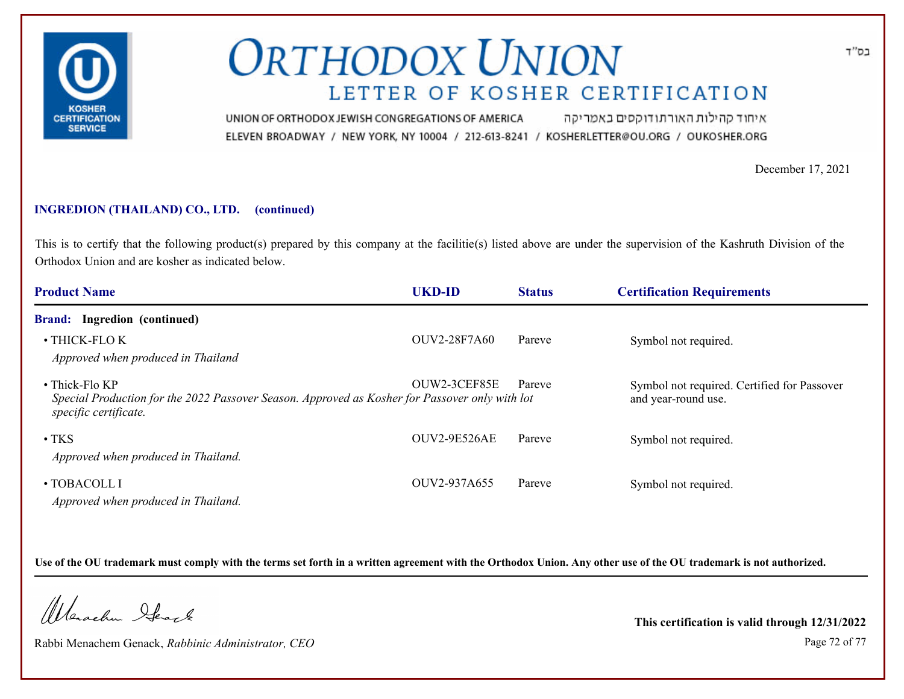# ORTHODOX UNION

## LETTER OF KOSHER CERTIFICATION

UNION OF ORTHODOX JEWISH CONGREGATIONS OF AMERICA איחוד קהילות האורתודוקסים באמריקה
ELEVEN BROADWAY / NEW YORK, NY 10004 / 212-613-8241 / KOSHERLETTER@OU.ORG / OUKOSHER.ORG

בס"ד

December 17, 2021

**INGREDION (THAILAND) CO., LTD. (continued)**

This is to certify that the following product(s) prepared by this company at the facilitie(s) listed above are under the supervision of the Kashruth Division of the Orthodox Union and are kosher as indicated below.

| Product Name | UKD-ID | Status | Certification Requirements |
|---|---|---|---|
| **Brand: Ingredion (continued)** | | | |
| • THICK-FLO K<br>*Approved when produced in Thailand* | OUV2-28F7A60 | Pareve | Symbol not required. |
| • Thick-Flo KP<br>*Special Production for the 2022 Passover Season. Approved as Kosher for Passover only with lot specific certificate.* | OUW2-3CEF85E | Pareve | Symbol not required. Certified for Passover and year-round use. |
| • TKS<br>*Approved when produced in Thailand.* | OUV2-9E526AE | Pareve | Symbol not required. |
| • TOBACOLL I<br>*Approved when produced in Thailand.* | OUV2-937A655 | Pareve | Symbol not required. |

**Use of the OU trademark must comply with the terms set forth in a written agreement with the Orthodox Union. Any other use of the OU trademark is not authorized.**

Rabbi Menachem Genack, *Rabbinic Administrator, CEO*

**This certification is valid through 12/31/2022**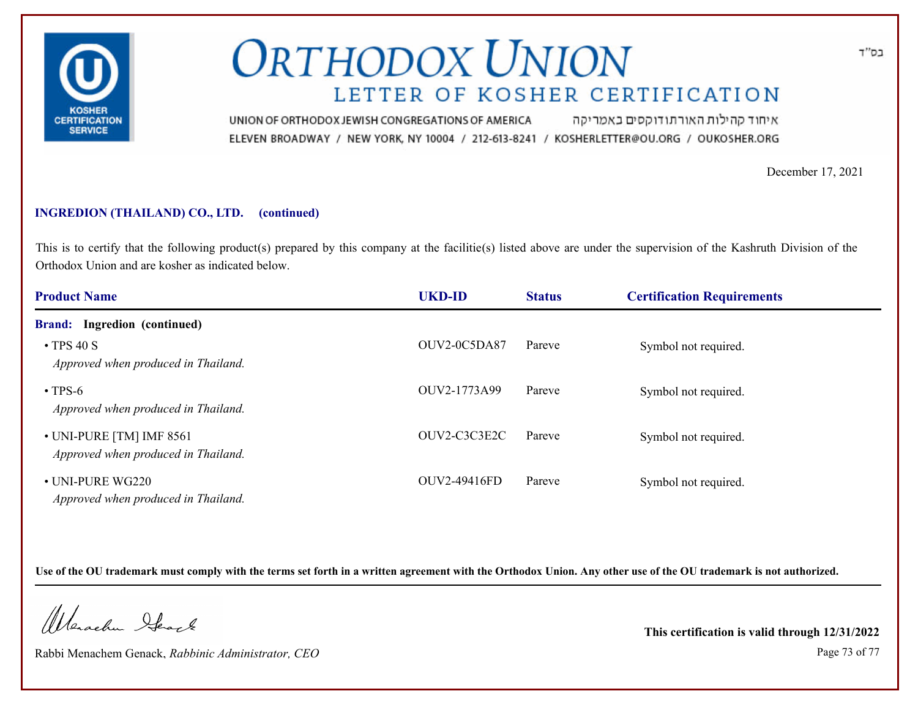# ORTHODOX UNION

## LETTER OF KOSHER CERTIFICATION

בס"ד

UNION OF ORTHODOX JEWISH CONGREGATIONS OF AMERICA איחוד קהילות האורתודוקסים באמריקה

ELEVEN BROADWAY / NEW YORK, NY 10004 / 212-613-8241 / KOSHERLETTER@OU.ORG / OUKOSHER.ORG

December 17, 2021

**INGREDION (THAILAND) CO., LTD. (continued)**

This is to certify that the following product(s) prepared by this company at the facilitie(s) listed above are under the supervision of the Kashruth Division of the Orthodox Union and are kosher as indicated below.

| Product Name | UKD-ID | Status | Certification Requirements |
|---|---|---|---|
| **Brand: Ingredion (continued)** | | | |
| • TPS 40 S *Approved when produced in Thailand.* | OUV2-0C5DA87 | Pareve | Symbol not required. |
| • TPS-6 *Approved when produced in Thailand.* | OUV2-1773A99 | Pareve | Symbol not required. |
| • UNI-PURE [TM] IMF 8561 *Approved when produced in Thailand.* | OUV2-C3C3E2C | Pareve | Symbol not required. |
| • UNI-PURE WG220 *Approved when produced in Thailand.* | OUV2-49416FD | Pareve | Symbol not required. |

**Use of the OU trademark must comply with the terms set forth in a written agreement with the Orthodox Union. Any other use of the OU trademark is not authorized.**

Rabbi Menachem Genack, *Rabbinic Administrator, CEO*

**This certification is valid through 12/31/2022**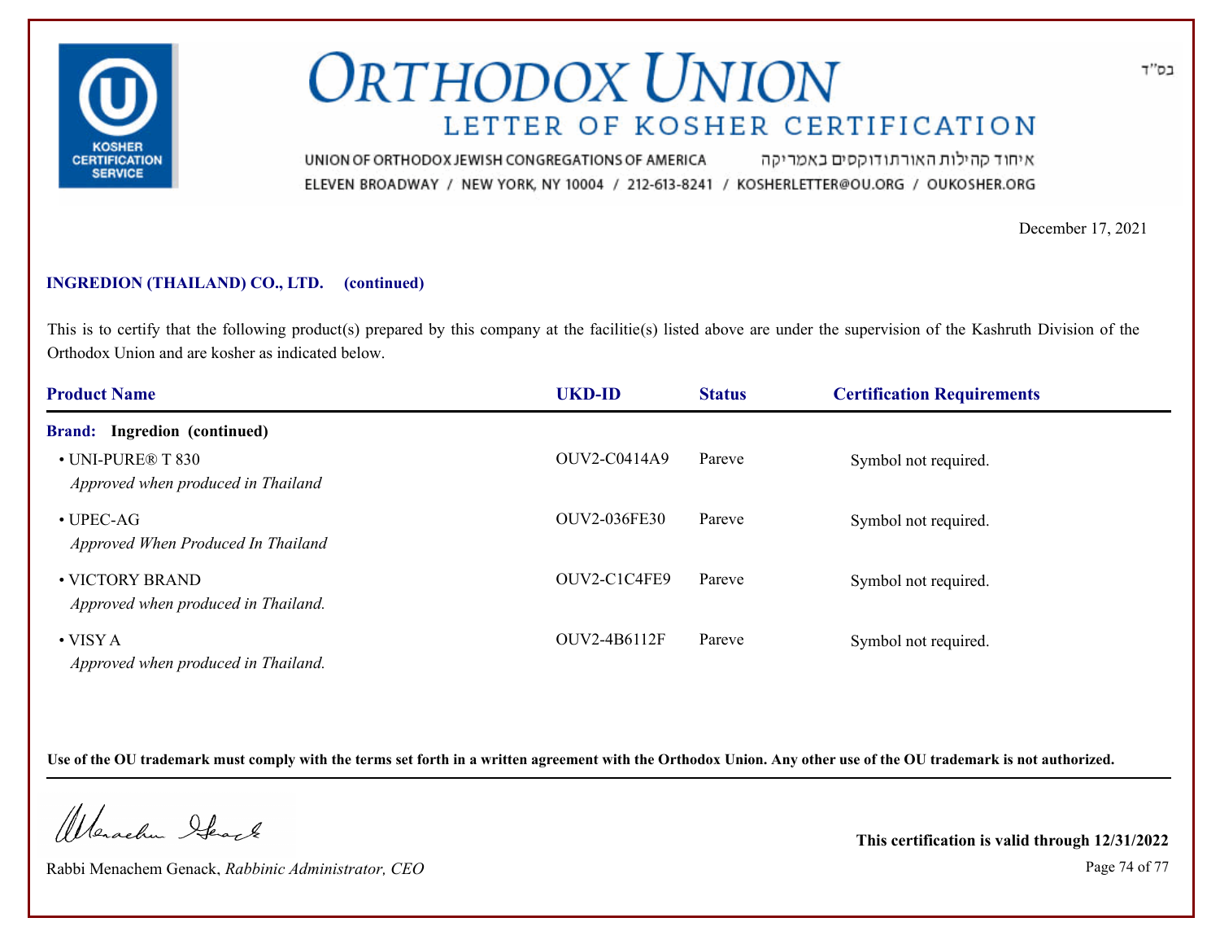# ORTHODOX UNION

## LETTER OF KOSHER CERTIFICATION

בס"ד

UNION OF ORTHODOX JEWISH CONGREGATIONS OF AMERICA איחוד קהילות האורתודוקסים באמריקה

ELEVEN BROADWAY / NEW YORK, NY 10004 / 212-613-8241 / KOSHERLETTER@OU.ORG / OUKOSHER.ORG

December 17, 2021

**INGREDION (THAILAND) CO., LTD. (continued)**

This is to certify that the following product(s) prepared by this company at the facilitie(s) listed above are under the supervision of the Kashruth Division of the Orthodox Union and are kosher as indicated below.

| Product Name | UKD-ID | Status | Certification Requirements |
|---|---|---|---|
| **Brand: Ingredion (continued)** | | | |
| • UNI-PURE® T 830<br>*Approved when produced in Thailand* | OUV2-C0414A9 | Pareve | Symbol not required. |
| • UPEC-AG<br>*Approved When Produced In Thailand* | OUV2-036FE30 | Pareve | Symbol not required. |
| • VICTORY BRAND<br>*Approved when produced in Thailand.* | OUV2-C1C4FE9 | Pareve | Symbol not required. |
| • VISY A<br>*Approved when produced in Thailand.* | OUV2-4B6112F | Pareve | Symbol not required. |

**Use of the OU trademark must comply with the terms set forth in a written agreement with the Orthodox Union. Any other use of the OU trademark is not authorized.**

Rabbi Menachem Genack, *Rabbinic Administrator, CEO*

**This certification is valid through 12/31/2022**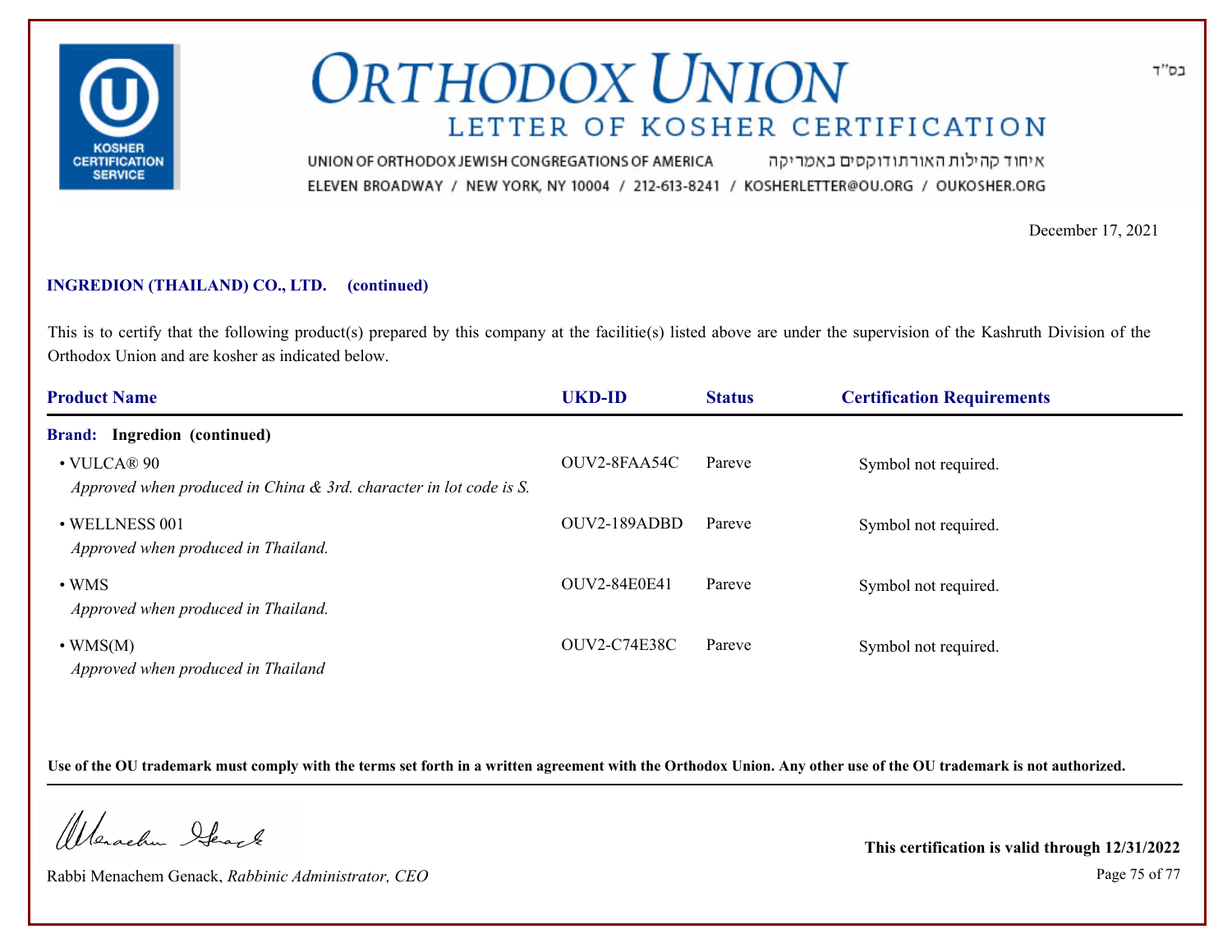# ORTHODOX UNION

## LETTER OF KOSHER CERTIFICATION

UNION OF ORTHODOX JEWISH CONGREGATIONS OF AMERICA איחוד קהילות האורתודוקסים באמריקה
ELEVEN BROADWAY / NEW YORK, NY 10004 / 212-613-8241 / KOSHERLETTER@OU.ORG / OUKOSHER.ORG

בס"ד

December 17, 2021

**INGREDION (THAILAND) CO., LTD. (continued)**

This is to certify that the following product(s) prepared by this company at the facilitie(s) listed above are under the supervision of the Kashruth Division of the Orthodox Union and are kosher as indicated below.

| Product Name | UKD-ID | Status | Certification Requirements |
|---|---|---|---|
| **Brand: Ingredion (continued)** | | | |
| • VULCA® 90<br>*Approved when produced in China & 3rd. character in lot code is S.* | OUV2-8FAA54C | Pareve | Symbol not required. |
| • WELLNESS 001<br>*Approved when produced in Thailand.* | OUV2-189ADBD | Pareve | Symbol not required. |
| • WMS<br>*Approved when produced in Thailand.* | OUV2-84E0E41 | Pareve | Symbol not required. |
| • WMS(M)<br>*Approved when produced in Thailand* | OUV2-C74E38C | Pareve | Symbol not required. |

**Use of the OU trademark must comply with the terms set forth in a written agreement with the Orthodox Union. Any other use of the OU trademark is not authorized.**

Rabbi Menachem Genack, *Rabbinic Administrator, CEO*

**This certification is valid through 12/31/2022**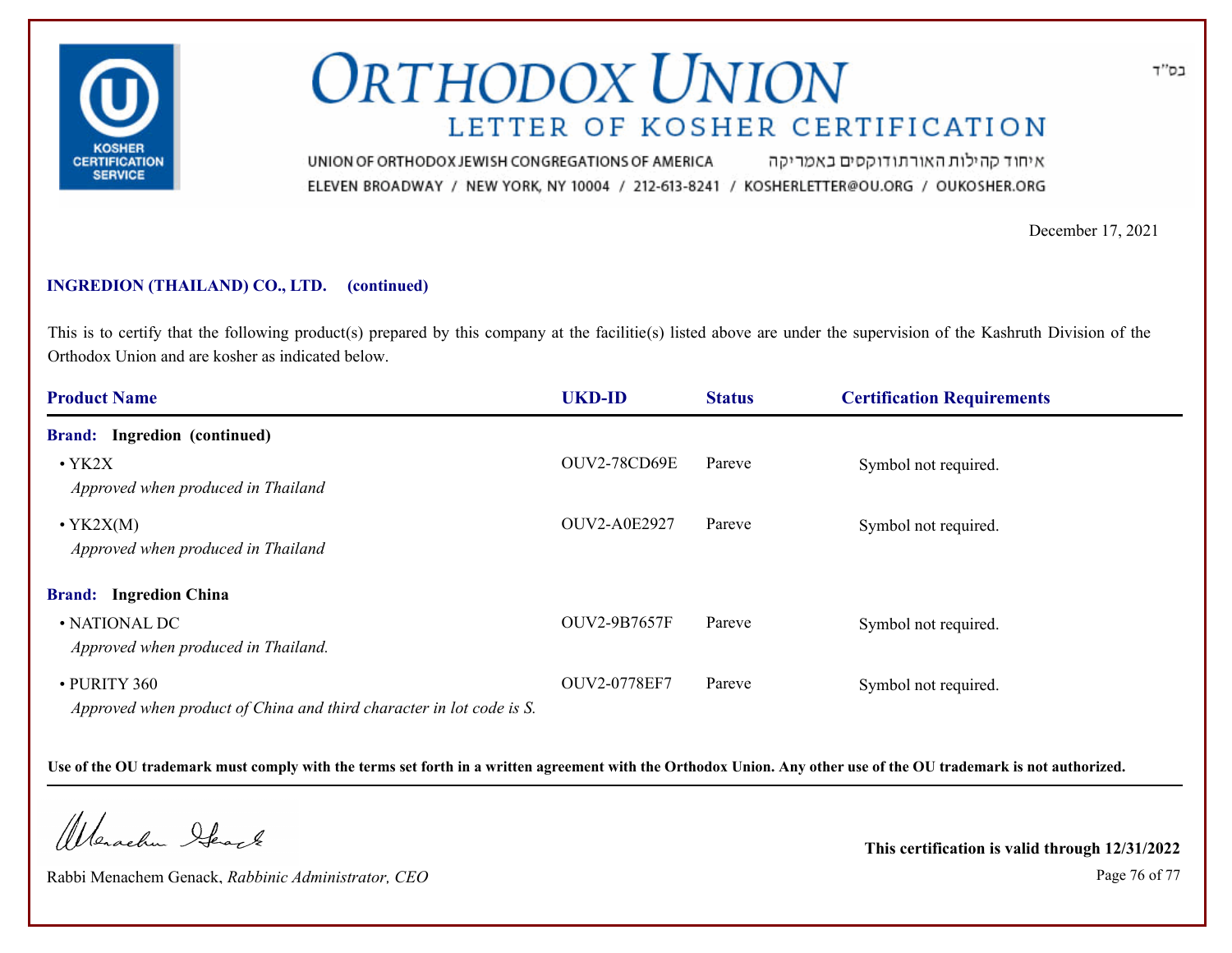בס"ד

# ORTHODOX UNION

## LETTER OF KOSHER CERTIFICATION

UNION OF ORTHODOX JEWISH CONGREGATIONS OF AMERICA איחוד קהילות האורתודוקסים באמריקה
ELEVEN BROADWAY / NEW YORK, NY 10004 / 212-613-8241 / KOSHERLETTER@OU.ORG / OUKOSHER.ORG

December 17, 2021

**INGREDION (THAILAND) CO., LTD. (continued)**

This is to certify that the following product(s) prepared by this company at the facilitie(s) listed above are under the supervision of the Kashruth Division of the Orthodox Union and are kosher as indicated below.

| Product Name | UKD-ID | Status | Certification Requirements |
|---|---|---|---|
| **Brand: Ingredion (continued)** | | | |
| • YK2X<br>*Approved when produced in Thailand* | OUV2-78CD69E | Pareve | Symbol not required. |
| • YK2X(M)<br>*Approved when produced in Thailand* | OUV2-A0E2927 | Pareve | Symbol not required. |
| **Brand: Ingredion China** | | | |
| • NATIONAL DC<br>*Approved when produced in Thailand.* | OUV2-9B7657F | Pareve | Symbol not required. |
| • PURITY 360<br>*Approved when product of China and third character in lot code is S.* | OUV2-0778EF7 | Pareve | Symbol not required. |

**Use of the OU trademark must comply with the terms set forth in a written agreement with the Orthodox Union. Any other use of the OU trademark is not authorized.**

Rabbi Menachem Genack, *Rabbinic Administrator, CEO*

**This certification is valid through 12/31/2022**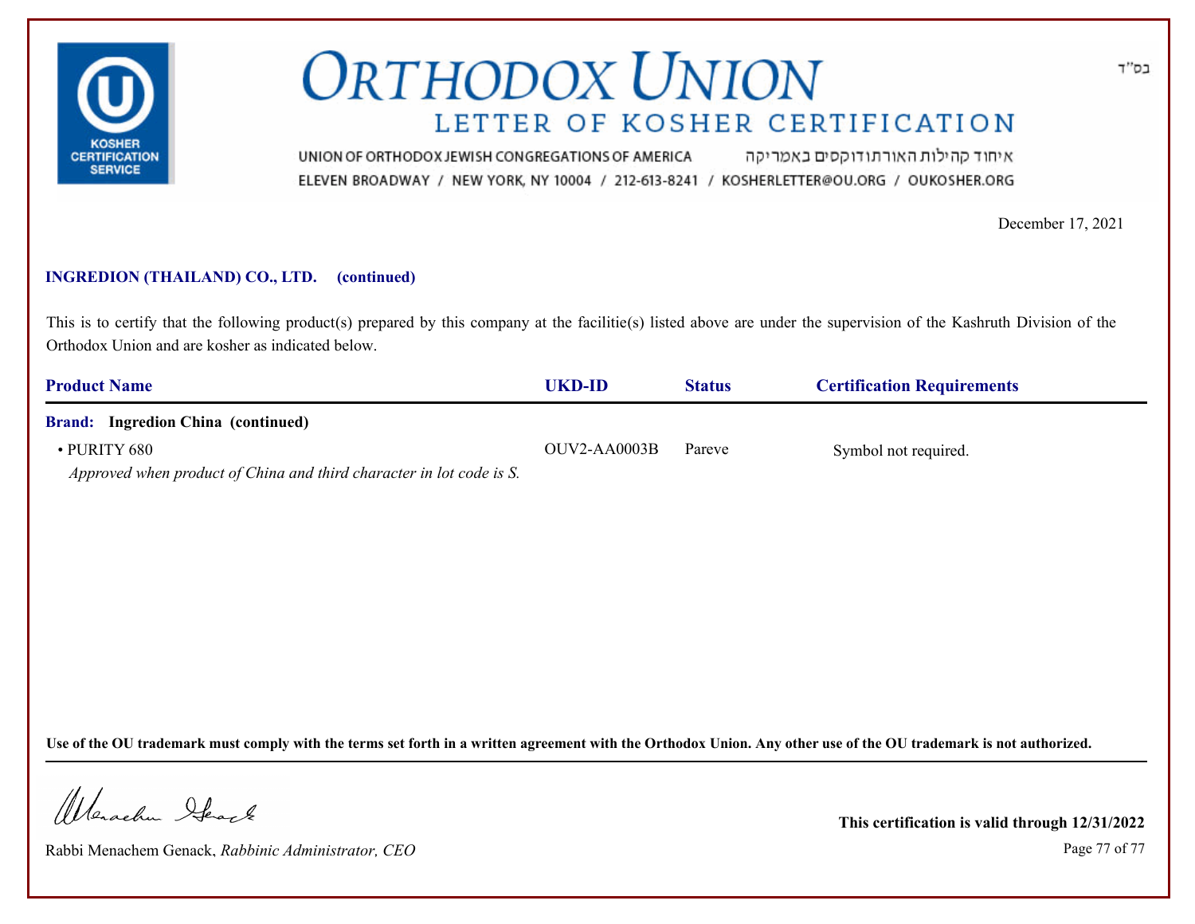# ORTHODOX UNION

## LETTER OF KOSHER CERTIFICATION

בס"ד

UNION OF ORTHODOX JEWISH CONGREGATIONS OF AMERICA איחוד קהילות האורתודוקסים באמריקה
ELEVEN BROADWAY / NEW YORK, NY 10004 / 212-613-8241 / KOSHERLETTER@OU.ORG / OUKOSHER.ORG

December 17, 2021

**INGREDION (THAILAND) CO., LTD. (continued)**

This is to certify that the following product(s) prepared by this company at the facilitie(s) listed above are under the supervision of the Kashruth Division of the Orthodox Union and are kosher as indicated below.

| Product Name | UKD-ID | Status | Certification Requirements |
|---|---|---|---|
| **Brand: Ingredion China (continued)** | | | |
| • PURITY 680<br>*Approved when product of China and third character in lot code is S.* | OUV2-AA0003B | Pareve | Symbol not required. |

**Use of the OU trademark must comply with the terms set forth in a written agreement with the Orthodox Union. Any other use of the OU trademark is not authorized.**

Rabbi Menachem Genack, *Rabbinic Administrator, CEO*

**This certification is valid through 12/31/2022**